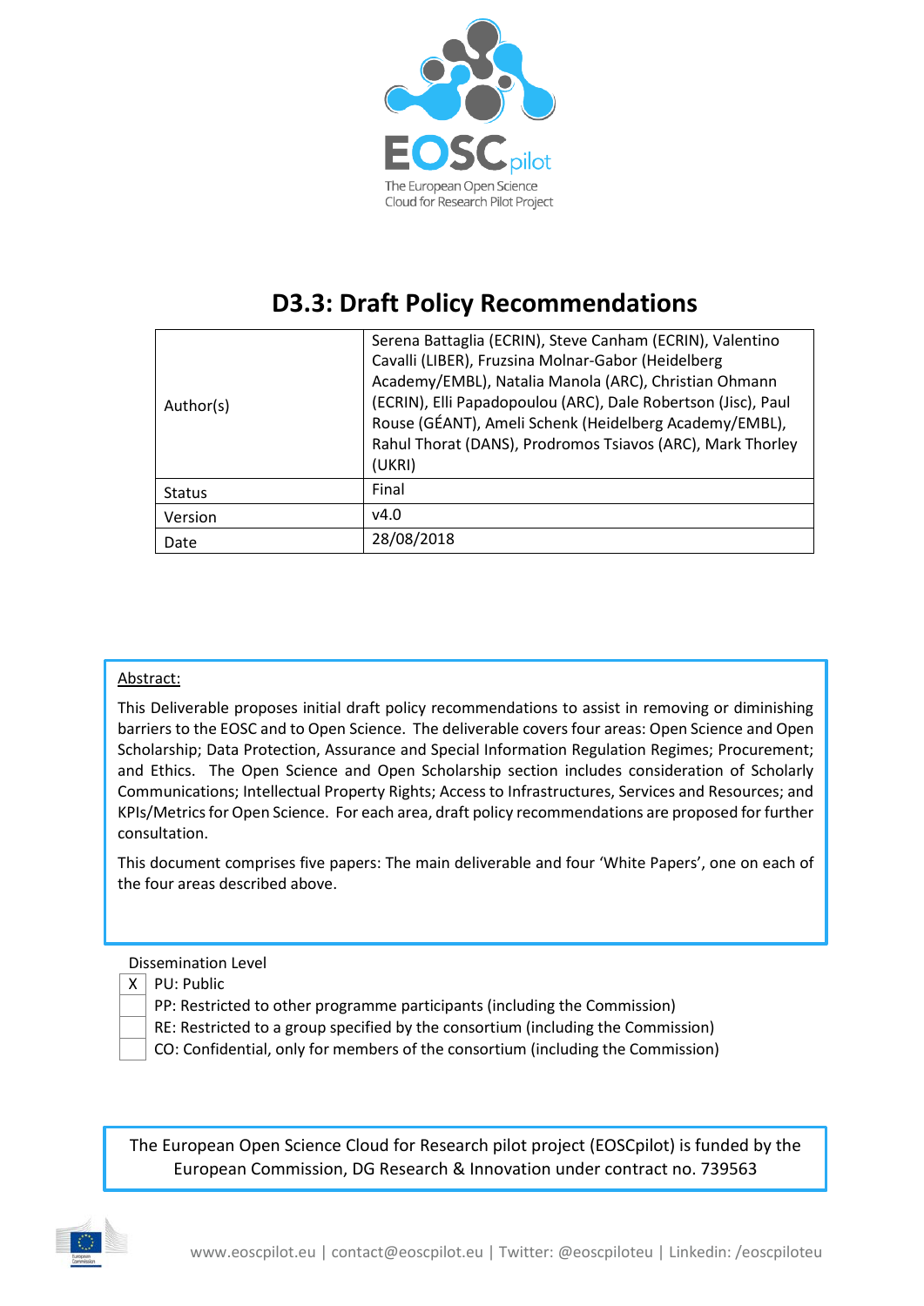EOSCpilot

The European Open Science Cloud for Research Pilot Project

# D3.3: Draft Policy Recommendations

| | |
|---|---|
| Author(s) | Serena Battaglia (ECRIN), Steve Canham (ECRIN), Valentino Cavalli (LIBER), Fruzsina Molnar-Gabor (Heidelberg Academy/EMBL), Natalia Manola (ARC), Christian Ohmann (ECRIN), Elli Papadopoulou (ARC), Dale Robertson (Jisc), Paul Rouse (GÉANT), Ameli Schenk (Heidelberg Academy/EMBL), Rahul Thorat (DANS), Prodromos Tsiavos (ARC), Mark Thorley (UKRI) |
| Status | Final |
| Version | v4.0 |
| Date | 28/08/2018 |

Abstract:

This Deliverable proposes initial draft policy recommendations to assist in removing or diminishing barriers to the EOSC and to Open Science. The deliverable covers four areas: Open Science and Open Scholarship; Data Protection, Assurance and Special Information Regulation Regimes; Procurement; and Ethics. The Open Science and Open Scholarship section includes consideration of Scholarly Communications; Intellectual Property Rights; Access to Infrastructures, Services and Resources; and KPIs/Metrics for Open Science. For each area, draft policy recommendations are proposed for further consultation.

This document comprises five papers: The main deliverable and four 'White Papers', one on each of the four areas described above.

Dissemination Level

| | |
|---|---|
| X | PU: Public |
| | PP: Restricted to other programme participants (including the Commission) |
| | RE: Restricted to a group specified by the consortium (including the Commission) |
| | CO: Confidential, only for members of the consortium (including the Commission) |

The European Open Science Cloud for Research pilot project (EOSCpilot) is funded by the European Commission, DG Research & Innovation under contract no. 739563

www.eoscpilot.eu | contact@eoscpilot.eu | Twitter: @eoscpiloteu | Linkedin: /eoscpiloteu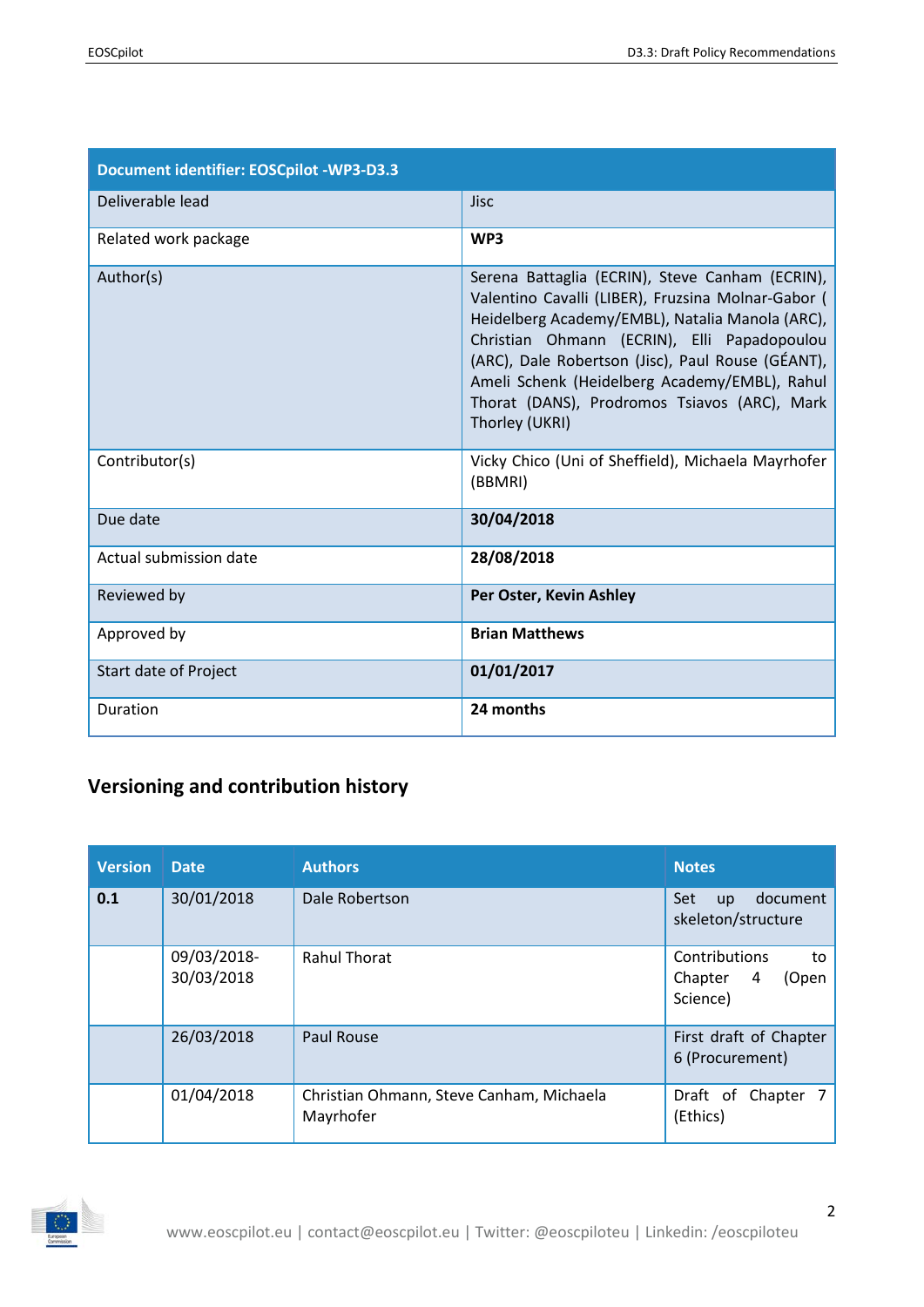| Document identifier: EOSCpilot -WP3-D3.3 | |
|---|---|
| Deliverable lead | Jisc |
| Related work package | **WP3** |
| Author(s) | Serena Battaglia (ECRIN), Steve Canham (ECRIN), Valentino Cavalli (LIBER), Fruzsina Molnar-Gabor ( Heidelberg Academy/EMBL), Natalia Manola (ARC), Christian Ohmann (ECRIN), Elli Papadopoulou (ARC), Dale Robertson (Jisc), Paul Rouse (GÉANT), Ameli Schenk (Heidelberg Academy/EMBL), Rahul Thorat (DANS), Prodromos Tsiavos (ARC), Mark Thorley (UKRI) |
| Contributor(s) | Vicky Chico (Uni of Sheffield), Michaela Mayrhofer (BBMRI) |
| Due date | **30/04/2018** |
| Actual submission date | **28/08/2018** |
| Reviewed by | **Per Oster, Kevin Ashley** |
| Approved by | **Brian Matthews** |
| Start date of Project | **01/01/2017** |
| Duration | **24 months** |

## Versioning and contribution history

| Version | Date | Authors | Notes |
|---|---|---|---|
| **0.1** | 30/01/2018 | Dale Robertson | Set up document skeleton/structure |
| | 09/03/2018-30/03/2018 | Rahul Thorat | Contributions to Chapter 4 (Open Science) |
| | 26/03/2018 | Paul Rouse | First draft of Chapter 6 (Procurement) |
| | 01/04/2018 | Christian Ohmann, Steve Canham, Michaela Mayrhofer | Draft of Chapter 7 (Ethics) |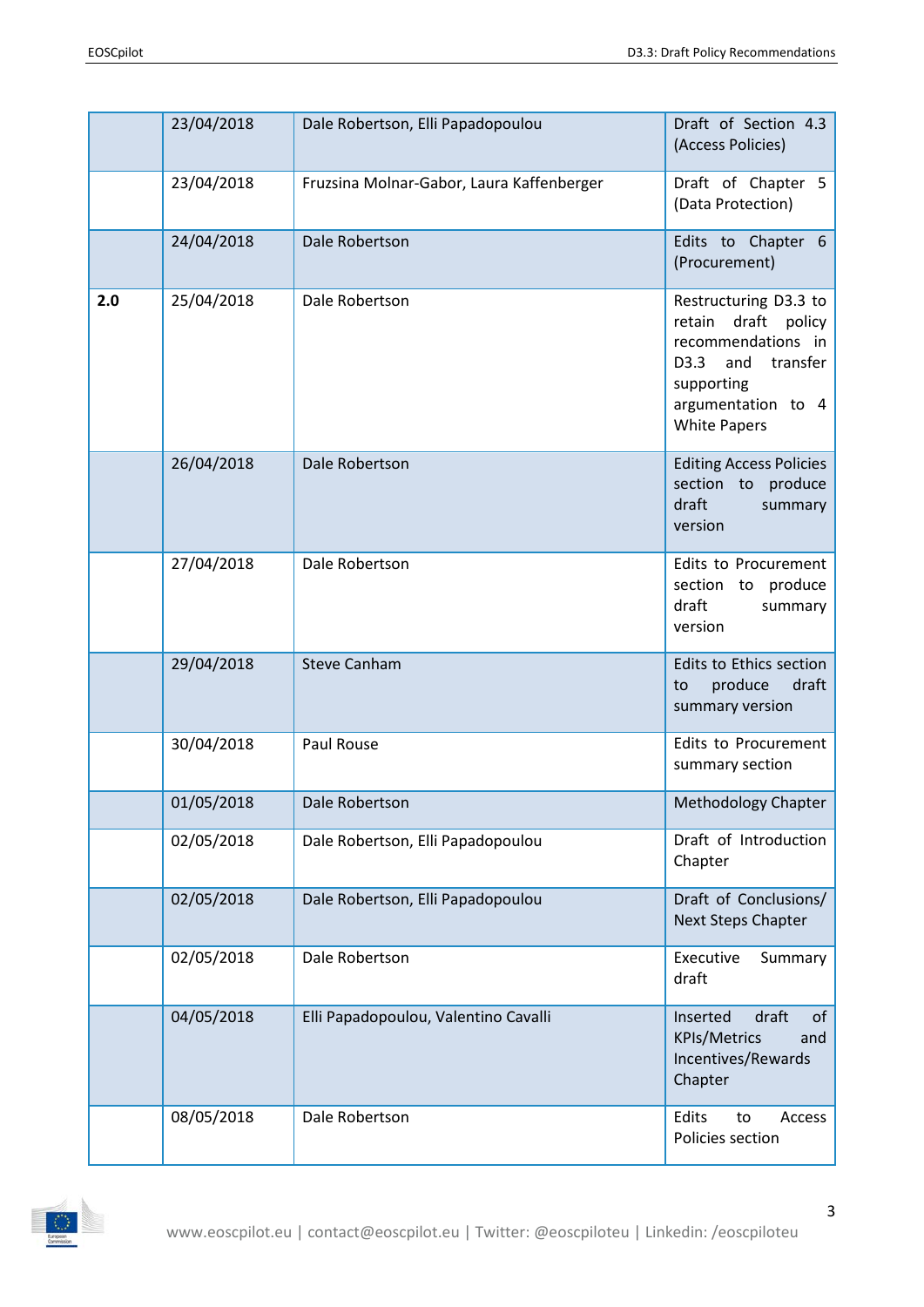| | | | |
|---|---|---|---|
| | 23/04/2018 | Dale Robertson, Elli Papadopoulou | Draft of Section 4.3 (Access Policies) |
| | 23/04/2018 | Fruzsina Molnar-Gabor, Laura Kaffenberger | Draft of Chapter 5 (Data Protection) |
| | 24/04/2018 | Dale Robertson | Edits to Chapter 6 (Procurement) |
| **2.0** | 25/04/2018 | Dale Robertson | Restructuring D3.3 to retain draft policy recommendations in D3.3 and transfer supporting argumentation to 4 White Papers |
| | 26/04/2018 | Dale Robertson | Editing Access Policies section to produce draft summary version |
| | 27/04/2018 | Dale Robertson | Edits to Procurement section to produce draft summary version |
| | 29/04/2018 | Steve Canham | Edits to Ethics section to produce draft summary version |
| | 30/04/2018 | Paul Rouse | Edits to Procurement summary section |
| | 01/05/2018 | Dale Robertson | Methodology Chapter |
| | 02/05/2018 | Dale Robertson, Elli Papadopoulou | Draft of Introduction Chapter |
| | 02/05/2018 | Dale Robertson, Elli Papadopoulou | Draft of Conclusions/ Next Steps Chapter |
| | 02/05/2018 | Dale Robertson | Executive Summary draft |
| | 04/05/2018 | Elli Papadopoulou, Valentino Cavalli | Inserted draft of KPIs/Metrics and Incentives/Rewards Chapter |
| | 08/05/2018 | Dale Robertson | Edits to Access Policies section |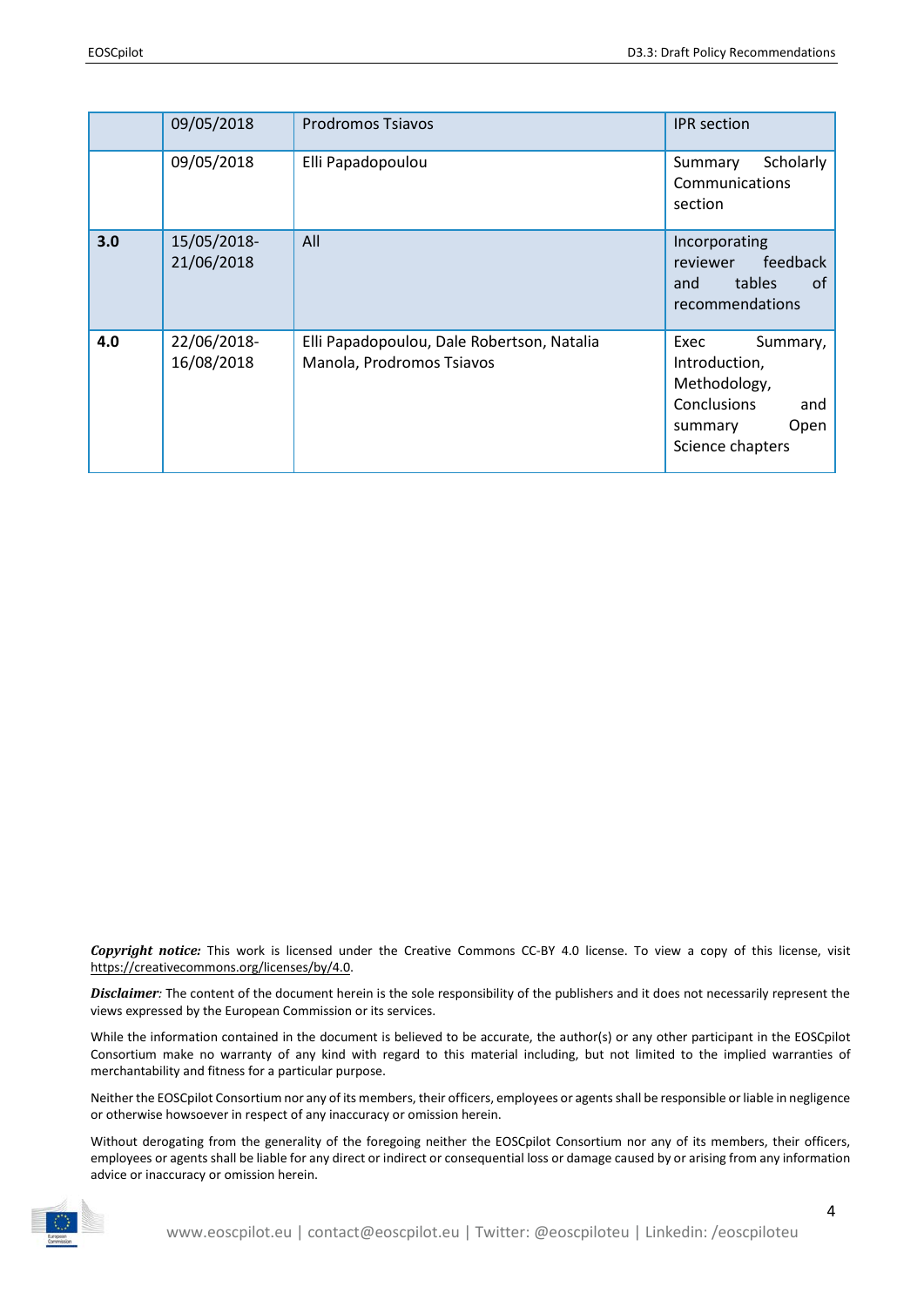|  | 09/05/2018 | Prodromos Tsiavos | IPR section |
|---|---|---|---|
|  | 09/05/2018 | Elli Papadopoulou | Summary Scholarly Communications section |
| **3.0** | 15/05/2018-21/06/2018 | All | Incorporating reviewer feedback and tables of recommendations |
| **4.0** | 22/06/2018-16/08/2018 | Elli Papadopoulou, Dale Robertson, Natalia Manola, Prodromos Tsiavos | Exec Summary, Introduction, Methodology, Conclusions and summary Open Science chapters |

***Copyright notice:*** This work is licensed under the Creative Commons CC-BY 4.0 license. To view a copy of this license, visit https://creativecommons.org/licenses/by/4.0.

***Disclaimer:*** The content of the document herein is the sole responsibility of the publishers and it does not necessarily represent the views expressed by the European Commission or its services.

While the information contained in the document is believed to be accurate, the author(s) or any other participant in the EOSCpilot Consortium make no warranty of any kind with regard to this material including, but not limited to the implied warranties of merchantability and fitness for a particular purpose.

Neither the EOSCpilot Consortium nor any of its members, their officers, employees or agents shall be responsible or liable in negligence or otherwise howsoever in respect of any inaccuracy or omission herein.

Without derogating from the generality of the foregoing neither the EOSCpilot Consortium nor any of its members, their officers, employees or agents shall be liable for any direct or indirect or consequential loss or damage caused by or arising from any information advice or inaccuracy or omission herein.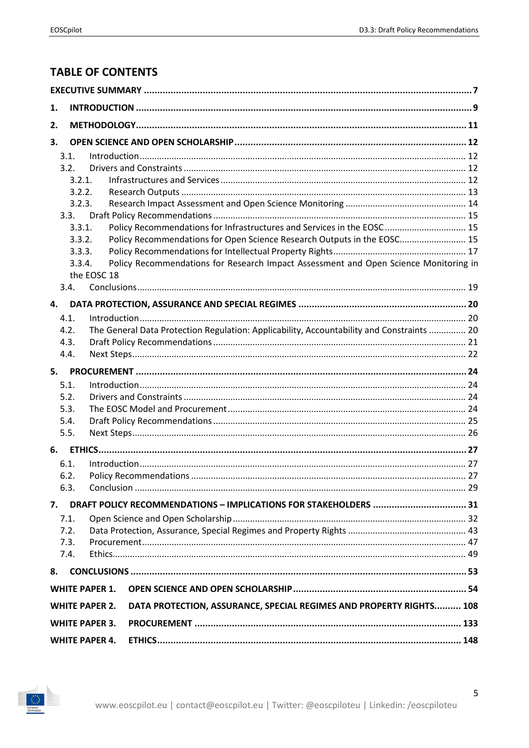# TABLE OF CONTENTS

**EXECUTIVE SUMMARY** .......... 7

**1. INTRODUCTION** .......... 9

**2. METHODOLOGY** .......... 11

**3. OPEN SCIENCE AND OPEN SCHOLARSHIP** .......... 12

- 3.1. Introduction .......... 12
- 3.2. Drivers and Constraints .......... 12
  - 3.2.1. Infrastructures and Services .......... 12
  - 3.2.2. Research Outputs .......... 13
  - 3.2.3. Research Impact Assessment and Open Science Monitoring .......... 14
- 3.3. Draft Policy Recommendations .......... 15
  - 3.3.1. Policy Recommendations for Infrastructures and Services in the EOSC .......... 15
  - 3.3.2. Policy Recommendations for Open Science Research Outputs in the EOSC .......... 15
  - 3.3.3. Policy Recommendations for Intellectual Property Rights .......... 17
  - 3.3.4. Policy Recommendations for Research Impact Assessment and Open Science Monitoring in the EOSC 18
- 3.4. Conclusions .......... 19

**4. DATA PROTECTION, ASSURANCE AND SPECIAL REGIMES** .......... 20

- 4.1. Introduction .......... 20
- 4.2. The General Data Protection Regulation: Applicability, Accountability and Constraints .......... 20
- 4.3. Draft Policy Recommendations .......... 21
- 4.4. Next Steps .......... 22

**5. PROCUREMENT** .......... 24

- 5.1. Introduction .......... 24
- 5.2. Drivers and Constraints .......... 24
- 5.3. The EOSC Model and Procurement .......... 24
- 5.4. Draft Policy Recommendations .......... 25
- 5.5. Next Steps .......... 26

**6. ETHICS** .......... 27

- 6.1. Introduction .......... 27
- 6.2. Policy Recommendations .......... 27
- 6.3. Conclusion .......... 29

**7. DRAFT POLICY RECOMMENDATIONS – IMPLICATIONS FOR STAKEHOLDERS** .......... 31

- 7.1. Open Science and Open Scholarship .......... 32
- 7.2. Data Protection, Assurance, Special Regimes and Property Rights .......... 43
- 7.3. Procurement .......... 47
- 7.4. Ethics .......... 49

**8. CONCLUSIONS** .......... 53

**WHITE PAPER 1. OPEN SCIENCE AND OPEN SCHOLARSHIP** .......... 54

**WHITE PAPER 2. DATA PROTECTION, ASSURANCE, SPECIAL REGIMES AND PROPERTY RIGHTS** .......... 108

**WHITE PAPER 3. PROCUREMENT** .......... 133

**WHITE PAPER 4. ETHICS** .......... 148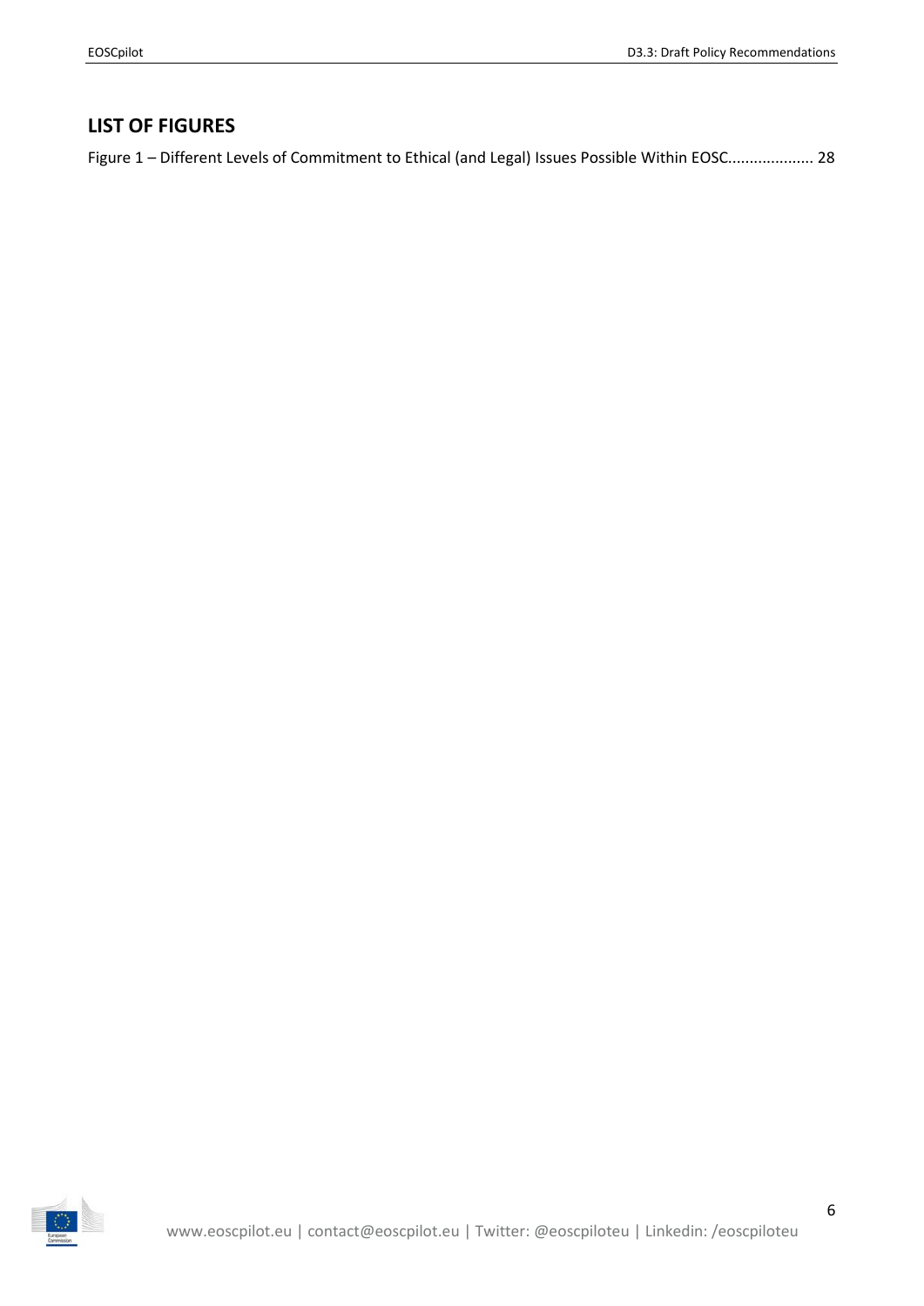## LIST OF FIGURES

Figure 1 – Different Levels of Commitment to Ethical (and Legal) Issues Possible Within EOSC.................... 28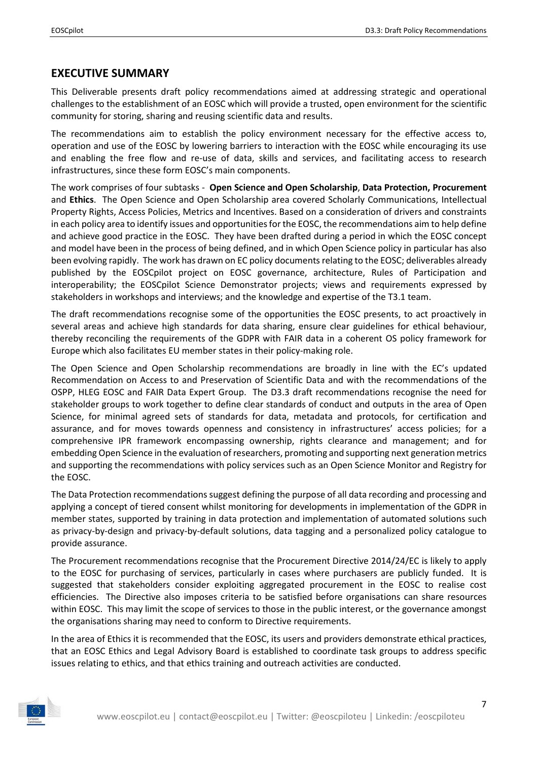## EXECUTIVE SUMMARY

This Deliverable presents draft policy recommendations aimed at addressing strategic and operational challenges to the establishment of an EOSC which will provide a trusted, open environment for the scientific community for storing, sharing and reusing scientific data and results.

The recommendations aim to establish the policy environment necessary for the effective access to, operation and use of the EOSC by lowering barriers to interaction with the EOSC while encouraging its use and enabling the free flow and re-use of data, skills and services, and facilitating access to research infrastructures, since these form EOSC's main components.

The work comprises of four subtasks - **Open Science and Open Scholarship**, **Data Protection, Procurement** and **Ethics**. The Open Science and Open Scholarship area covered Scholarly Communications, Intellectual Property Rights, Access Policies, Metrics and Incentives. Based on a consideration of drivers and constraints in each policy area to identify issues and opportunities for the EOSC, the recommendations aim to help define and achieve good practice in the EOSC. They have been drafted during a period in which the EOSC concept and model have been in the process of being defined, and in which Open Science policy in particular has also been evolving rapidly. The work has drawn on EC policy documents relating to the EOSC; deliverables already published by the EOSCpilot project on EOSC governance, architecture, Rules of Participation and interoperability; the EOSCpilot Science Demonstrator projects; views and requirements expressed by stakeholders in workshops and interviews; and the knowledge and expertise of the T3.1 team.

The draft recommendations recognise some of the opportunities the EOSC presents, to act proactively in several areas and achieve high standards for data sharing, ensure clear guidelines for ethical behaviour, thereby reconciling the requirements of the GDPR with FAIR data in a coherent OS policy framework for Europe which also facilitates EU member states in their policy-making role.

The Open Science and Open Scholarship recommendations are broadly in line with the EC's updated Recommendation on Access to and Preservation of Scientific Data and with the recommendations of the OSPP, HLEG EOSC and FAIR Data Expert Group. The D3.3 draft recommendations recognise the need for stakeholder groups to work together to define clear standards of conduct and outputs in the area of Open Science, for minimal agreed sets of standards for data, metadata and protocols, for certification and assurance, and for moves towards openness and consistency in infrastructures' access policies; for a comprehensive IPR framework encompassing ownership, rights clearance and management; and for embedding Open Science in the evaluation of researchers, promoting and supporting next generation metrics and supporting the recommendations with policy services such as an Open Science Monitor and Registry for the EOSC.

The Data Protection recommendations suggest defining the purpose of all data recording and processing and applying a concept of tiered consent whilst monitoring for developments in implementation of the GDPR in member states, supported by training in data protection and implementation of automated solutions such as privacy-by-design and privacy-by-default solutions, data tagging and a personalized policy catalogue to provide assurance.

The Procurement recommendations recognise that the Procurement Directive 2014/24/EC is likely to apply to the EOSC for purchasing of services, particularly in cases where purchasers are publicly funded. It is suggested that stakeholders consider exploiting aggregated procurement in the EOSC to realise cost efficiencies. The Directive also imposes criteria to be satisfied before organisations can share resources within EOSC. This may limit the scope of services to those in the public interest, or the governance amongst the organisations sharing may need to conform to Directive requirements.

In the area of Ethics it is recommended that the EOSC, its users and providers demonstrate ethical practices, that an EOSC Ethics and Legal Advisory Board is established to coordinate task groups to address specific issues relating to ethics, and that ethics training and outreach activities are conducted.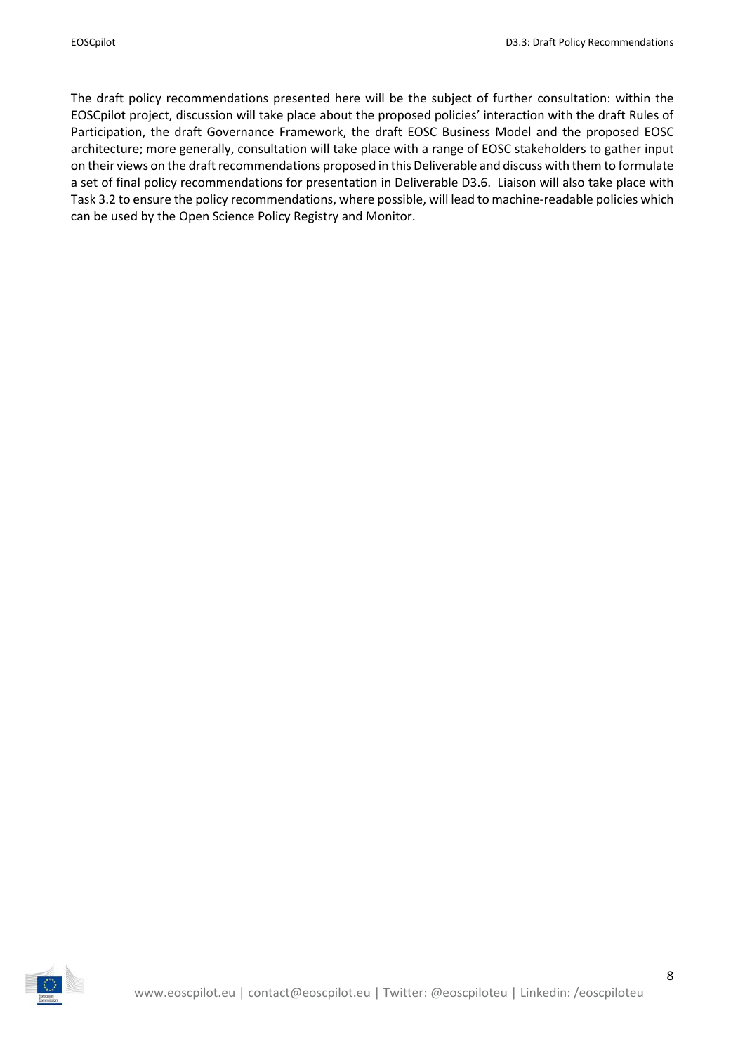The draft policy recommendations presented here will be the subject of further consultation: within the EOSCpilot project, discussion will take place about the proposed policies' interaction with the draft Rules of Participation, the draft Governance Framework, the draft EOSC Business Model and the proposed EOSC architecture; more generally, consultation will take place with a range of EOSC stakeholders to gather input on their views on the draft recommendations proposed in this Deliverable and discuss with them to formulate a set of final policy recommendations for presentation in Deliverable D3.6. Liaison will also take place with Task 3.2 to ensure the policy recommendations, where possible, will lead to machine-readable policies which can be used by the Open Science Policy Registry and Monitor.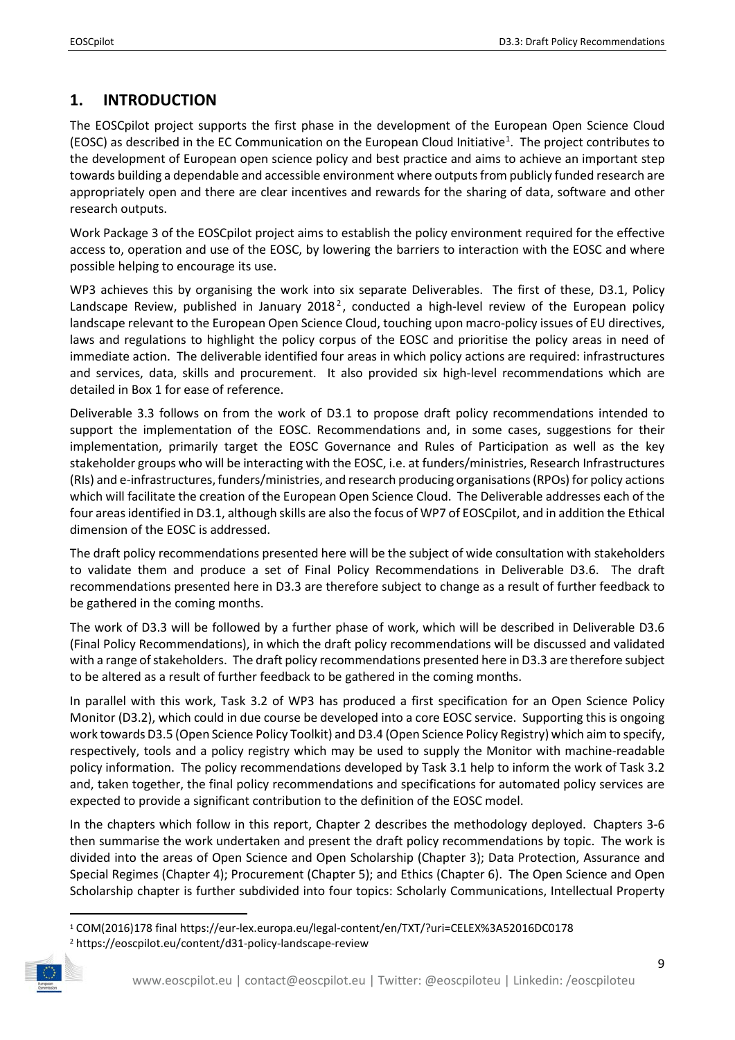## 1. INTRODUCTION

The EOSCpilot project supports the first phase in the development of the European Open Science Cloud (EOSC) as described in the EC Communication on the European Cloud Initiative[1]. The project contributes to the development of European open science policy and best practice and aims to achieve an important step towards building a dependable and accessible environment where outputs from publicly funded research are appropriately open and there are clear incentives and rewards for the sharing of data, software and other research outputs.

Work Package 3 of the EOSCpilot project aims to establish the policy environment required for the effective access to, operation and use of the EOSC, by lowering the barriers to interaction with the EOSC and where possible helping to encourage its use.

WP3 achieves this by organising the work into six separate Deliverables. The first of these, D3.1, Policy Landscape Review, published in January 2018[2], conducted a high-level review of the European policy landscape relevant to the European Open Science Cloud, touching upon macro-policy issues of EU directives, laws and regulations to highlight the policy corpus of the EOSC and prioritise the policy areas in need of immediate action. The deliverable identified four areas in which policy actions are required: infrastructures and services, data, skills and procurement. It also provided six high-level recommendations which are detailed in Box 1 for ease of reference.

Deliverable 3.3 follows on from the work of D3.1 to propose draft policy recommendations intended to support the implementation of the EOSC. Recommendations and, in some cases, suggestions for their implementation, primarily target the EOSC Governance and Rules of Participation as well as the key stakeholder groups who will be interacting with the EOSC, i.e. at funders/ministries, Research Infrastructures (RIs) and e-infrastructures, funders/ministries, and research producing organisations (RPOs) for policy actions which will facilitate the creation of the European Open Science Cloud. The Deliverable addresses each of the four areas identified in D3.1, although skills are also the focus of WP7 of EOSCpilot, and in addition the Ethical dimension of the EOSC is addressed.

The draft policy recommendations presented here will be the subject of wide consultation with stakeholders to validate them and produce a set of Final Policy Recommendations in Deliverable D3.6. The draft recommendations presented here in D3.3 are therefore subject to change as a result of further feedback to be gathered in the coming months.

The work of D3.3 will be followed by a further phase of work, which will be described in Deliverable D3.6 (Final Policy Recommendations), in which the draft policy recommendations will be discussed and validated with a range of stakeholders. The draft policy recommendations presented here in D3.3 are therefore subject to be altered as a result of further feedback to be gathered in the coming months.

In parallel with this work, Task 3.2 of WP3 has produced a first specification for an Open Science Policy Monitor (D3.2), which could in due course be developed into a core EOSC service. Supporting this is ongoing work towards D3.5 (Open Science Policy Toolkit) and D3.4 (Open Science Policy Registry) which aim to specify, respectively, tools and a policy registry which may be used to supply the Monitor with machine-readable policy information. The policy recommendations developed by Task 3.1 help to inform the work of Task 3.2 and, taken together, the final policy recommendations and specifications for automated policy services are expected to provide a significant contribution to the definition of the EOSC model.

In the chapters which follow in this report, Chapter 2 describes the methodology deployed. Chapters 3-6 then summarise the work undertaken and present the draft policy recommendations by topic. The work is divided into the areas of Open Science and Open Scholarship (Chapter 3); Data Protection, Assurance and Special Regimes (Chapter 4); Procurement (Chapter 5); and Ethics (Chapter 6). The Open Science and Open Scholarship chapter is further subdivided into four topics: Scholarly Communications, Intellectual Property

[1] COM(2016)178 final https://eur-lex.europa.eu/legal-content/en/TXT/?uri=CELEX%3A52016DC0178

[2] https://eoscpilot.eu/content/d31-policy-landscape-review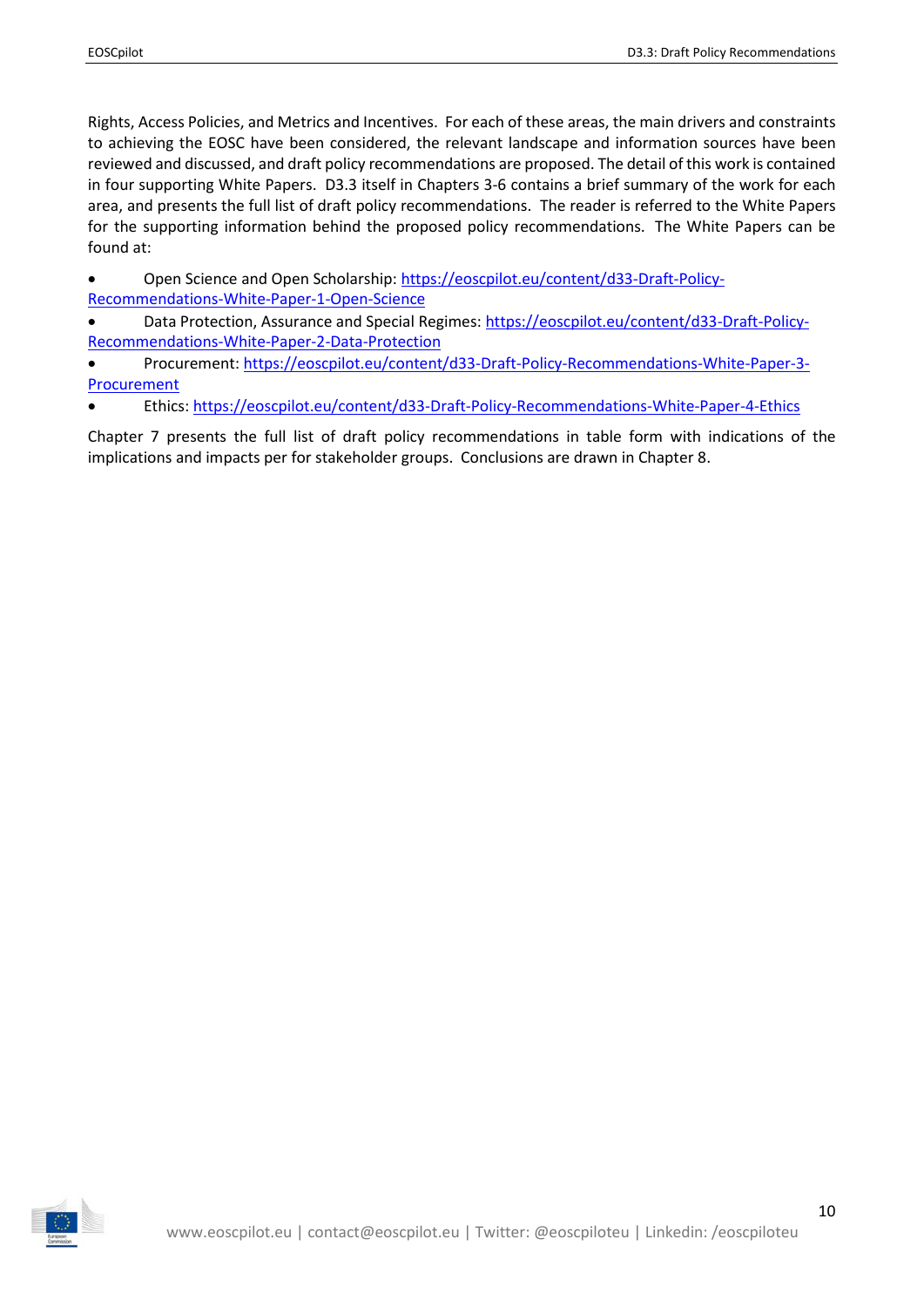Rights, Access Policies, and Metrics and Incentives. For each of these areas, the main drivers and constraints to achieving the EOSC have been considered, the relevant landscape and information sources have been reviewed and discussed, and draft policy recommendations are proposed. The detail of this work is contained in four supporting White Papers. D3.3 itself in Chapters 3-6 contains a brief summary of the work for each area, and presents the full list of draft policy recommendations. The reader is referred to the White Papers for the supporting information behind the proposed policy recommendations. The White Papers can be found at:

- Open Science and Open Scholarship: https://eoscpilot.eu/content/d33-Draft-Policy-Recommendations-White-Paper-1-Open-Science
- Data Protection, Assurance and Special Regimes: https://eoscpilot.eu/content/d33-Draft-Policy-Recommendations-White-Paper-2-Data-Protection
- Procurement: https://eoscpilot.eu/content/d33-Draft-Policy-Recommendations-White-Paper-3-Procurement
- Ethics: https://eoscpilot.eu/content/d33-Draft-Policy-Recommendations-White-Paper-4-Ethics

Chapter 7 presents the full list of draft policy recommendations in table form with indications of the implications and impacts per for stakeholder groups. Conclusions are drawn in Chapter 8.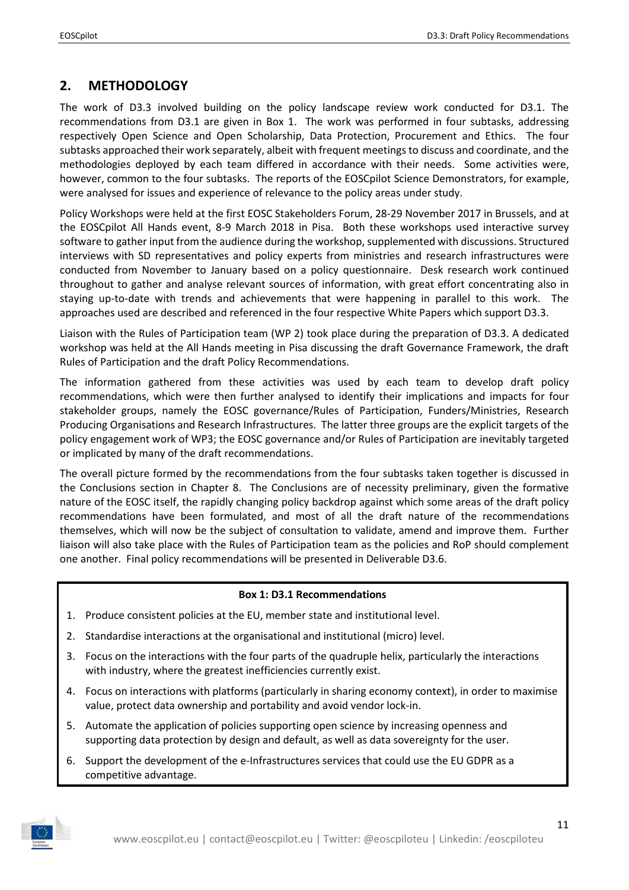## 2. METHODOLOGY

The work of D3.3 involved building on the policy landscape review work conducted for D3.1. The recommendations from D3.1 are given in Box 1. The work was performed in four subtasks, addressing respectively Open Science and Open Scholarship, Data Protection, Procurement and Ethics. The four subtasks approached their work separately, albeit with frequent meetings to discuss and coordinate, and the methodologies deployed by each team differed in accordance with their needs. Some activities were, however, common to the four subtasks. The reports of the EOSCpilot Science Demonstrators, for example, were analysed for issues and experience of relevance to the policy areas under study.

Policy Workshops were held at the first EOSC Stakeholders Forum, 28-29 November 2017 in Brussels, and at the EOSCpilot All Hands event, 8-9 March 2018 in Pisa. Both these workshops used interactive survey software to gather input from the audience during the workshop, supplemented with discussions. Structured interviews with SD representatives and policy experts from ministries and research infrastructures were conducted from November to January based on a policy questionnaire. Desk research work continued throughout to gather and analyse relevant sources of information, with great effort concentrating also in staying up-to-date with trends and achievements that were happening in parallel to this work. The approaches used are described and referenced in the four respective White Papers which support D3.3.

Liaison with the Rules of Participation team (WP 2) took place during the preparation of D3.3. A dedicated workshop was held at the All Hands meeting in Pisa discussing the draft Governance Framework, the draft Rules of Participation and the draft Policy Recommendations.

The information gathered from these activities was used by each team to develop draft policy recommendations, which were then further analysed to identify their implications and impacts for four stakeholder groups, namely the EOSC governance/Rules of Participation, Funders/Ministries, Research Producing Organisations and Research Infrastructures. The latter three groups are the explicit targets of the policy engagement work of WP3; the EOSC governance and/or Rules of Participation are inevitably targeted or implicated by many of the draft recommendations.

The overall picture formed by the recommendations from the four subtasks taken together is discussed in the Conclusions section in Chapter 8. The Conclusions are of necessity preliminary, given the formative nature of the EOSC itself, the rapidly changing policy backdrop against which some areas of the draft policy recommendations have been formulated, and most of all the draft nature of the recommendations themselves, which will now be the subject of consultation to validate, amend and improve them. Further liaison will also take place with the Rules of Participation team as the policies and RoP should complement one another. Final policy recommendations will be presented in Deliverable D3.6.

**Box 1: D3.1 Recommendations**

1. Produce consistent policies at the EU, member state and institutional level.
2. Standardise interactions at the organisational and institutional (micro) level.
3. Focus on the interactions with the four parts of the quadruple helix, particularly the interactions with industry, where the greatest inefficiencies currently exist.
4. Focus on interactions with platforms (particularly in sharing economy context), in order to maximise value, protect data ownership and portability and avoid vendor lock-in.
5. Automate the application of policies supporting open science by increasing openness and supporting data protection by design and default, as well as data sovereignty for the user.
6. Support the development of the e-Infrastructures services that could use the EU GDPR as a competitive advantage.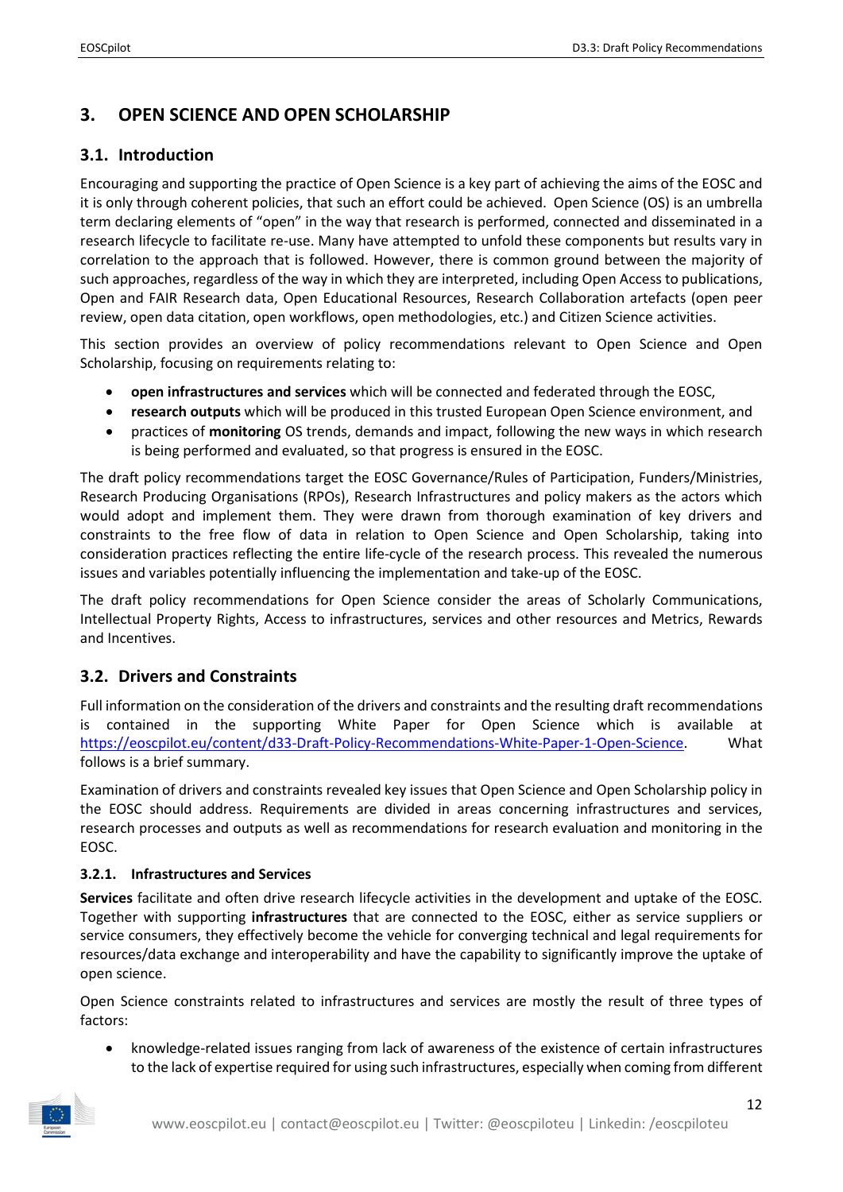# 3. OPEN SCIENCE AND OPEN SCHOLARSHIP

## 3.1. Introduction

Encouraging and supporting the practice of Open Science is a key part of achieving the aims of the EOSC and it is only through coherent policies, that such an effort could be achieved. Open Science (OS) is an umbrella term declaring elements of "open" in the way that research is performed, connected and disseminated in a research lifecycle to facilitate re-use. Many have attempted to unfold these components but results vary in correlation to the approach that is followed. However, there is common ground between the majority of such approaches, regardless of the way in which they are interpreted, including Open Access to publications, Open and FAIR Research data, Open Educational Resources, Research Collaboration artefacts (open peer review, open data citation, open workflows, open methodologies, etc.) and Citizen Science activities.

This section provides an overview of policy recommendations relevant to Open Science and Open Scholarship, focusing on requirements relating to:

- **open infrastructures and services** which will be connected and federated through the EOSC,
- **research outputs** which will be produced in this trusted European Open Science environment, and
- practices of **monitoring** OS trends, demands and impact, following the new ways in which research is being performed and evaluated, so that progress is ensured in the EOSC.

The draft policy recommendations target the EOSC Governance/Rules of Participation, Funders/Ministries, Research Producing Organisations (RPOs), Research Infrastructures and policy makers as the actors which would adopt and implement them. They were drawn from thorough examination of key drivers and constraints to the free flow of data in relation to Open Science and Open Scholarship, taking into consideration practices reflecting the entire life-cycle of the research process. This revealed the numerous issues and variables potentially influencing the implementation and take-up of the EOSC.

The draft policy recommendations for Open Science consider the areas of Scholarly Communications, Intellectual Property Rights, Access to infrastructures, services and other resources and Metrics, Rewards and Incentives.

## 3.2. Drivers and Constraints

Full information on the consideration of the drivers and constraints and the resulting draft recommendations is contained in the supporting White Paper for Open Science which is available at https://eoscpilot.eu/content/d33-Draft-Policy-Recommendations-White-Paper-1-Open-Science. What follows is a brief summary.

Examination of drivers and constraints revealed key issues that Open Science and Open Scholarship policy in the EOSC should address. Requirements are divided in areas concerning infrastructures and services, research processes and outputs as well as recommendations for research evaluation and monitoring in the EOSC.

### 3.2.1. Infrastructures and Services

**Services** facilitate and often drive research lifecycle activities in the development and uptake of the EOSC. Together with supporting **infrastructures** that are connected to the EOSC, either as service suppliers or service consumers, they effectively become the vehicle for converging technical and legal requirements for resources/data exchange and interoperability and have the capability to significantly improve the uptake of open science.

Open Science constraints related to infrastructures and services are mostly the result of three types of factors:

- knowledge-related issues ranging from lack of awareness of the existence of certain infrastructures to the lack of expertise required for using such infrastructures, especially when coming from different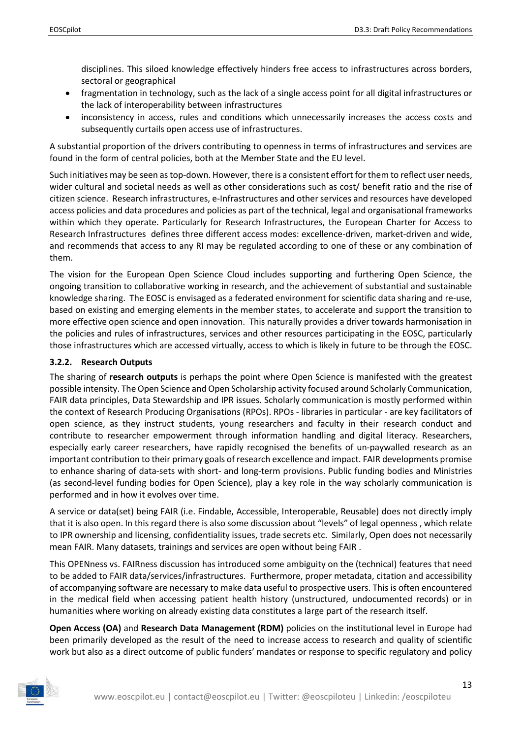disciplines. This siloed knowledge effectively hinders free access to infrastructures across borders, sectoral or geographical

- fragmentation in technology, such as the lack of a single access point for all digital infrastructures or the lack of interoperability between infrastructures
- inconsistency in access, rules and conditions which unnecessarily increases the access costs and subsequently curtails open access use of infrastructures.

A substantial proportion of the drivers contributing to openness in terms of infrastructures and services are found in the form of central policies, both at the Member State and the EU level.

Such initiatives may be seen as top-down. However, there is a consistent effort for them to reflect user needs, wider cultural and societal needs as well as other considerations such as cost/ benefit ratio and the rise of citizen science. Research infrastructures, e-Infrastructures and other services and resources have developed access policies and data procedures and policies as part of the technical, legal and organisational frameworks within which they operate. Particularly for Research Infrastructures, the European Charter for Access to Research Infrastructures defines three different access modes: excellence-driven, market-driven and wide, and recommends that access to any RI may be regulated according to one of these or any combination of them.

The vision for the European Open Science Cloud includes supporting and furthering Open Science, the ongoing transition to collaborative working in research, and the achievement of substantial and sustainable knowledge sharing. The EOSC is envisaged as a federated environment for scientific data sharing and re-use, based on existing and emerging elements in the member states, to accelerate and support the transition to more effective open science and open innovation. This naturally provides a driver towards harmonisation in the policies and rules of infrastructures, services and other resources participating in the EOSC, particularly those infrastructures which are accessed virtually, access to which is likely in future to be through the EOSC.

### 3.2.2. Research Outputs

The sharing of **research outputs** is perhaps the point where Open Science is manifested with the greatest possible intensity. The Open Science and Open Scholarship activity focused around Scholarly Communication, FAIR data principles, Data Stewardship and IPR issues. Scholarly communication is mostly performed within the context of Research Producing Organisations (RPOs). RPOs - libraries in particular - are key facilitators of open science, as they instruct students, young researchers and faculty in their research conduct and contribute to researcher empowerment through information handling and digital literacy. Researchers, especially early career researchers, have rapidly recognised the benefits of un-paywalled research as an important contribution to their primary goals of research excellence and impact. FAIR developments promise to enhance sharing of data-sets with short- and long-term provisions. Public funding bodies and Ministries (as second-level funding bodies for Open Science), play a key role in the way scholarly communication is performed and in how it evolves over time.

A service or data(set) being FAIR (i.e. Findable, Accessible, Interoperable, Reusable) does not directly imply that it is also open. In this regard there is also some discussion about "levels" of legal openness , which relate to IPR ownership and licensing, confidentiality issues, trade secrets etc. Similarly, Open does not necessarily mean FAIR. Many datasets, trainings and services are open without being FAIR .

This OPENness vs. FAIRness discussion has introduced some ambiguity on the (technical) features that need to be added to FAIR data/services/infrastructures. Furthermore, proper metadata, citation and accessibility of accompanying software are necessary to make data useful to prospective users. This is often encountered in the medical field when accessing patient health history (unstructured, undocumented records) or in humanities where working on already existing data constitutes a large part of the research itself.

**Open Access (OA)** and **Research Data Management (RDM)** policies on the institutional level in Europe had been primarily developed as the result of the need to increase access to research and quality of scientific work but also as a direct outcome of public funders' mandates or response to specific regulatory and policy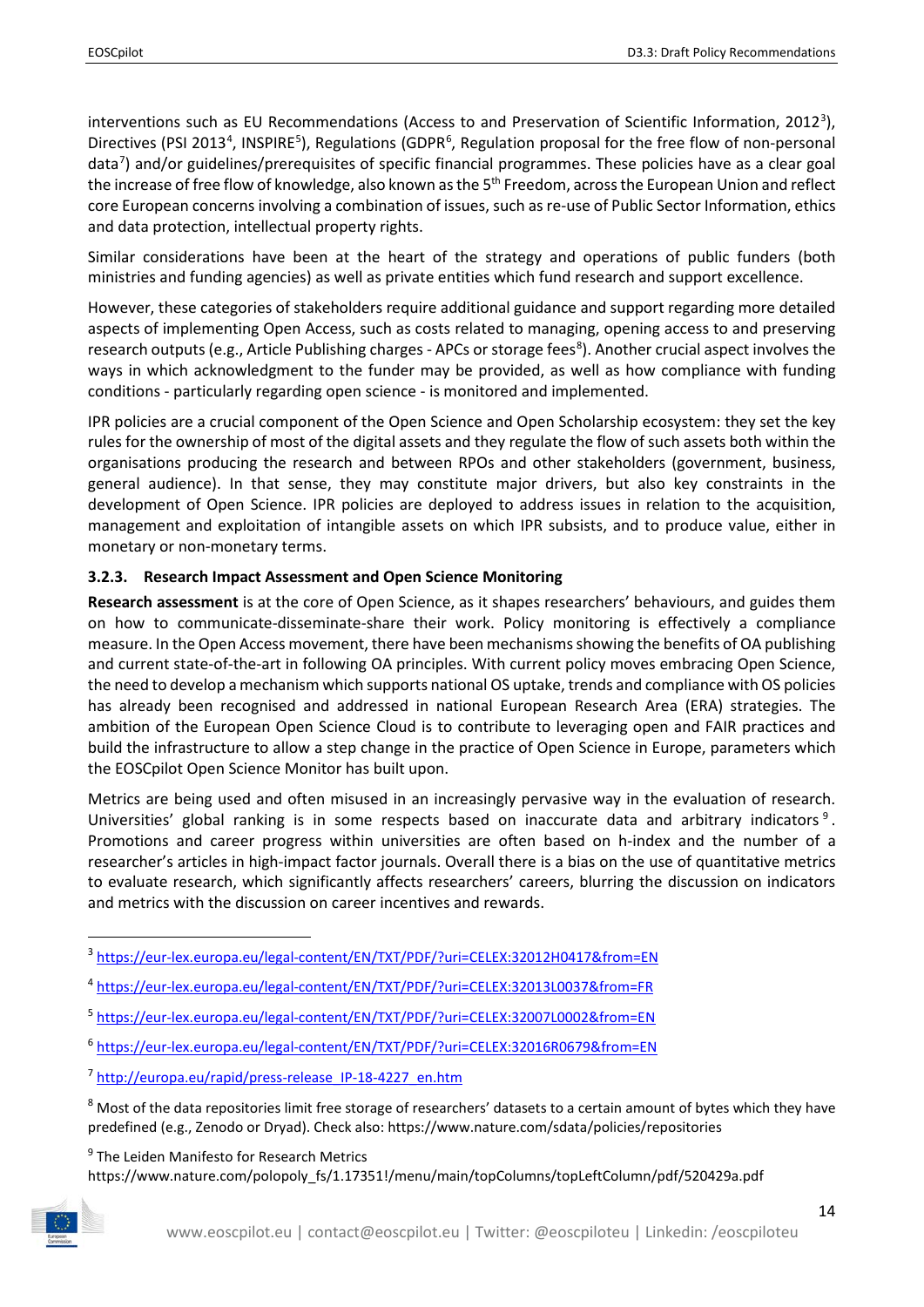interventions such as EU Recommendations (Access to and Preservation of Scientific Information, 2012[3]), Directives (PSI 2013[4], INSPIRE[5]), Regulations (GDPR[6], Regulation proposal for the free flow of non-personal data[7]) and/or guidelines/prerequisites of specific financial programmes. These policies have as a clear goal the increase of free flow of knowledge, also known as the 5th Freedom, across the European Union and reflect core European concerns involving a combination of issues, such as re-use of Public Sector Information, ethics and data protection, intellectual property rights.

Similar considerations have been at the heart of the strategy and operations of public funders (both ministries and funding agencies) as well as private entities which fund research and support excellence.

However, these categories of stakeholders require additional guidance and support regarding more detailed aspects of implementing Open Access, such as costs related to managing, opening access to and preserving research outputs (e.g., Article Publishing charges - APCs or storage fees[8]). Another crucial aspect involves the ways in which acknowledgment to the funder may be provided, as well as how compliance with funding conditions - particularly regarding open science - is monitored and implemented.

IPR policies are a crucial component of the Open Science and Open Scholarship ecosystem: they set the key rules for the ownership of most of the digital assets and they regulate the flow of such assets both within the organisations producing the research and between RPOs and other stakeholders (government, business, general audience). In that sense, they may constitute major drivers, but also key constraints in the development of Open Science. IPR policies are deployed to address issues in relation to the acquisition, management and exploitation of intangible assets on which IPR subsists, and to produce value, either in monetary or non-monetary terms.

### 3.2.3. Research Impact Assessment and Open Science Monitoring

**Research assessment** is at the core of Open Science, as it shapes researchers' behaviours, and guides them on how to communicate-disseminate-share their work. Policy monitoring is effectively a compliance measure. In the Open Access movement, there have been mechanisms showing the benefits of OA publishing and current state-of-the-art in following OA principles. With current policy moves embracing Open Science, the need to develop a mechanism which supports national OS uptake, trends and compliance with OS policies has already been recognised and addressed in national European Research Area (ERA) strategies. The ambition of the European Open Science Cloud is to contribute to leveraging open and FAIR practices and build the infrastructure to allow a step change in the practice of Open Science in Europe, parameters which the EOSCpilot Open Science Monitor has built upon.

Metrics are being used and often misused in an increasingly pervasive way in the evaluation of research. Universities' global ranking is in some respects based on inaccurate data and arbitrary indicators[9]. Promotions and career progress within universities are often based on h-index and the number of a researcher's articles in high-impact factor journals. Overall there is a bias on the use of quantitative metrics to evaluate research, which significantly affects researchers' careers, blurring the discussion on indicators and metrics with the discussion on career incentives and rewards.

---

[3] https://eur-lex.europa.eu/legal-content/EN/TXT/PDF/?uri=CELEX:32012H0417&from=EN

[4] https://eur-lex.europa.eu/legal-content/EN/TXT/PDF/?uri=CELEX:32013L0037&from=FR

[5] https://eur-lex.europa.eu/legal-content/EN/TXT/PDF/?uri=CELEX:32007L0002&from=EN

[6] https://eur-lex.europa.eu/legal-content/EN/TXT/PDF/?uri=CELEX:32016R0679&from=EN

[7] http://europa.eu/rapid/press-release_IP-18-4227_en.htm

[8] Most of the data repositories limit free storage of researchers' datasets to a certain amount of bytes which they have predefined (e.g., Zenodo or Dryad). Check also: https://www.nature.com/sdata/policies/repositories

[9] The Leiden Manifesto for Research Metrics https://www.nature.com/polopoly_fs/1.17351!/menu/main/topColumns/topLeftColumn/pdf/520429a.pdf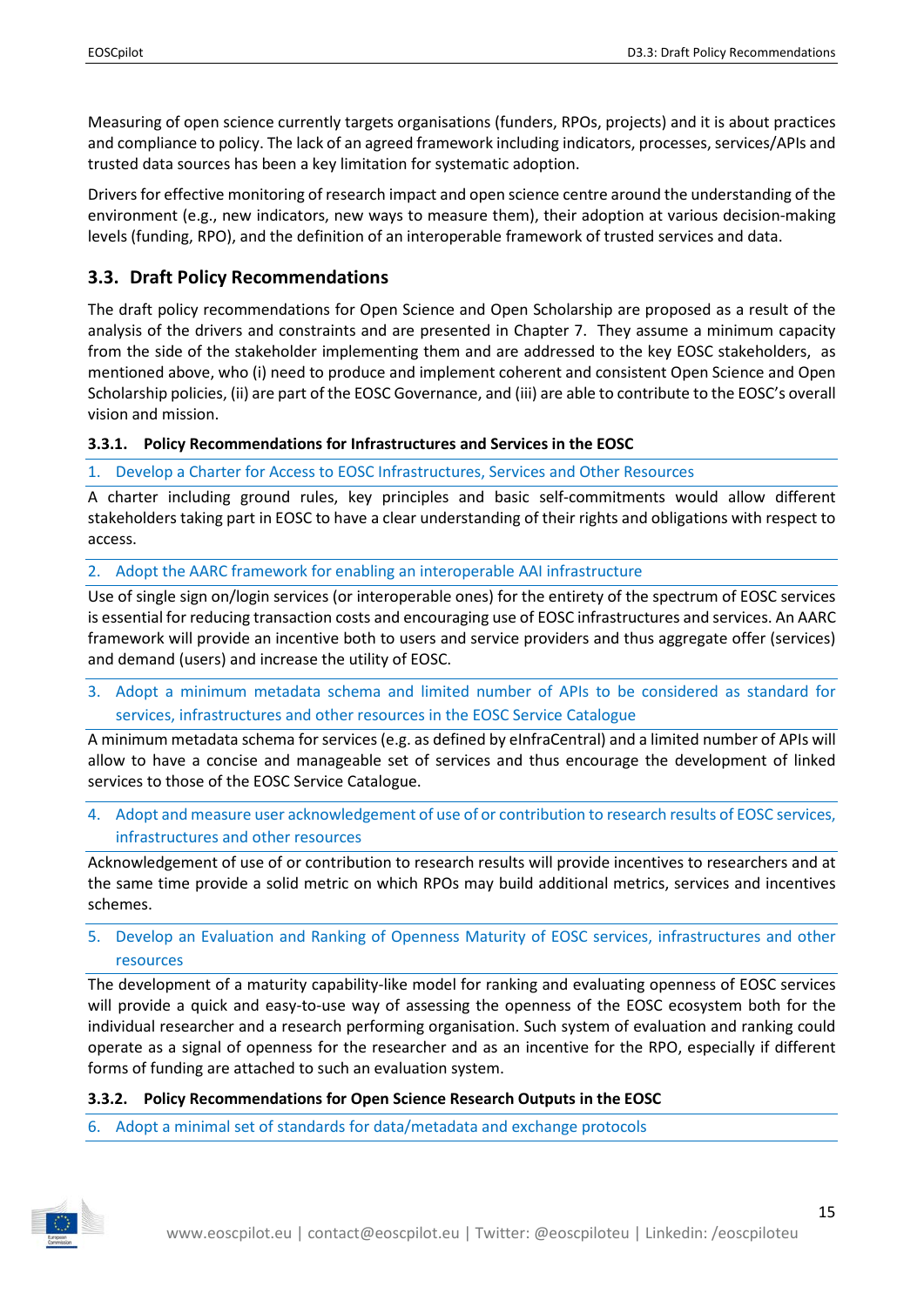Measuring of open science currently targets organisations (funders, RPOs, projects) and it is about practices and compliance to policy. The lack of an agreed framework including indicators, processes, services/APIs and trusted data sources has been a key limitation for systematic adoption.

Drivers for effective monitoring of research impact and open science centre around the understanding of the environment (e.g., new indicators, new ways to measure them), their adoption at various decision-making levels (funding, RPO), and the definition of an interoperable framework of trusted services and data.

## 3.3. Draft Policy Recommendations

The draft policy recommendations for Open Science and Open Scholarship are proposed as a result of the analysis of the drivers and constraints and are presented in Chapter 7. They assume a minimum capacity from the side of the stakeholder implementing them and are addressed to the key EOSC stakeholders, as mentioned above, who (i) need to produce and implement coherent and consistent Open Science and Open Scholarship policies, (ii) are part of the EOSC Governance, and (iii) are able to contribute to the EOSC's overall vision and mission.

### 3.3.1. Policy Recommendations for Infrastructures and Services in the EOSC

1. Develop a Charter for Access to EOSC Infrastructures, Services and Other Resources

A charter including ground rules, key principles and basic self-commitments would allow different stakeholders taking part in EOSC to have a clear understanding of their rights and obligations with respect to access.

2. Adopt the AARC framework for enabling an interoperable AAI infrastructure

Use of single sign on/login services (or interoperable ones) for the entirety of the spectrum of EOSC services is essential for reducing transaction costs and encouraging use of EOSC infrastructures and services. An AARC framework will provide an incentive both to users and service providers and thus aggregate offer (services) and demand (users) and increase the utility of EOSC.

3. Adopt a minimum metadata schema and limited number of APIs to be considered as standard for services, infrastructures and other resources in the EOSC Service Catalogue

A minimum metadata schema for services (e.g. as defined by eInfraCentral) and a limited number of APIs will allow to have a concise and manageable set of services and thus encourage the development of linked services to those of the EOSC Service Catalogue.

4. Adopt and measure user acknowledgement of use of or contribution to research results of EOSC services, infrastructures and other resources

Acknowledgement of use of or contribution to research results will provide incentives to researchers and at the same time provide a solid metric on which RPOs may build additional metrics, services and incentives schemes.

5. Develop an Evaluation and Ranking of Openness Maturity of EOSC services, infrastructures and other resources

The development of a maturity capability-like model for ranking and evaluating openness of EOSC services will provide a quick and easy-to-use way of assessing the openness of the EOSC ecosystem both for the individual researcher and a research performing organisation. Such system of evaluation and ranking could operate as a signal of openness for the researcher and as an incentive for the RPO, especially if different forms of funding are attached to such an evaluation system.

### 3.3.2. Policy Recommendations for Open Science Research Outputs in the EOSC

6. Adopt a minimal set of standards for data/metadata and exchange protocols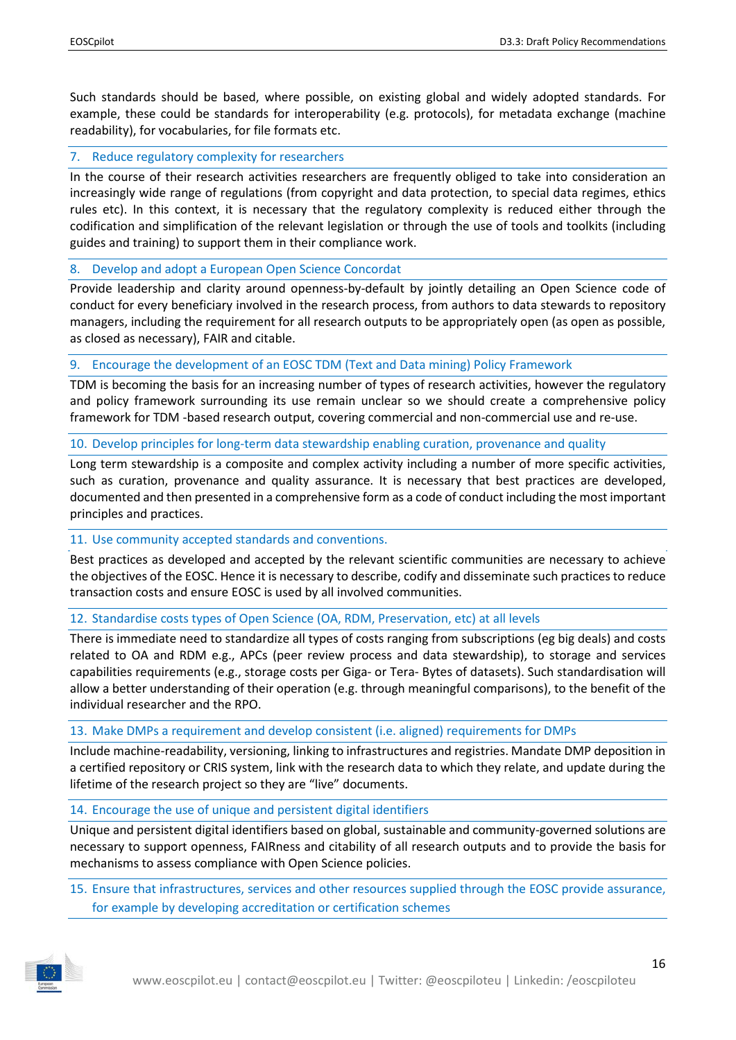Such standards should be based, where possible, on existing global and widely adopted standards. For example, these could be standards for interoperability (e.g. protocols), for metadata exchange (machine readability), for vocabularies, for file formats etc.

### 7. Reduce regulatory complexity for researchers

In the course of their research activities researchers are frequently obliged to take into consideration an increasingly wide range of regulations (from copyright and data protection, to special data regimes, ethics rules etc). In this context, it is necessary that the regulatory complexity is reduced either through the codification and simplification of the relevant legislation or through the use of tools and toolkits (including guides and training) to support them in their compliance work.

### 8. Develop and adopt a European Open Science Concordat

Provide leadership and clarity around openness-by-default by jointly detailing an Open Science code of conduct for every beneficiary involved in the research process, from authors to data stewards to repository managers, including the requirement for all research outputs to be appropriately open (as open as possible, as closed as necessary), FAIR and citable.

### 9. Encourage the development of an EOSC TDM (Text and Data mining) Policy Framework

TDM is becoming the basis for an increasing number of types of research activities, however the regulatory and policy framework surrounding its use remain unclear so we should create a comprehensive policy framework for TDM -based research output, covering commercial and non-commercial use and re-use.

### 10. Develop principles for long-term data stewardship enabling curation, provenance and quality

Long term stewardship is a composite and complex activity including a number of more specific activities, such as curation, provenance and quality assurance. It is necessary that best practices are developed, documented and then presented in a comprehensive form as a code of conduct including the most important principles and practices.

### 11. Use community accepted standards and conventions.

Best practices as developed and accepted by the relevant scientific communities are necessary to achieve the objectives of the EOSC. Hence it is necessary to describe, codify and disseminate such practices to reduce transaction costs and ensure EOSC is used by all involved communities.

### 12. Standardise costs types of Open Science (OA, RDM, Preservation, etc) at all levels

There is immediate need to standardize all types of costs ranging from subscriptions (eg big deals) and costs related to OA and RDM e.g., APCs (peer review process and data stewardship), to storage and services capabilities requirements (e.g., storage costs per Giga- or Tera- Bytes of datasets). Such standardisation will allow a better understanding of their operation (e.g. through meaningful comparisons), to the benefit of the individual researcher and the RPO.

### 13. Make DMPs a requirement and develop consistent (i.e. aligned) requirements for DMPs

Include machine-readability, versioning, linking to infrastructures and registries. Mandate DMP deposition in a certified repository or CRIS system, link with the research data to which they relate, and update during the lifetime of the research project so they are "live" documents.

### 14. Encourage the use of unique and persistent digital identifiers

Unique and persistent digital identifiers based on global, sustainable and community-governed solutions are necessary to support openness, FAIRness and citability of all research outputs and to provide the basis for mechanisms to assess compliance with Open Science policies.

### 15. Ensure that infrastructures, services and other resources supplied through the EOSC provide assurance, for example by developing accreditation or certification schemes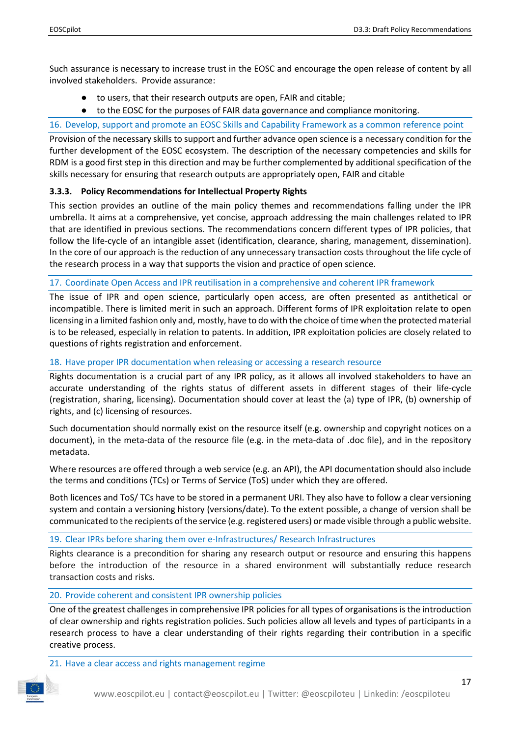Such assurance is necessary to increase trust in the EOSC and encourage the open release of content by all involved stakeholders. Provide assurance:

- to users, that their research outputs are open, FAIR and citable;
- to the EOSC for the purposes of FAIR data governance and compliance monitoring.

#### 16. Develop, support and promote an EOSC Skills and Capability Framework as a common reference point

Provision of the necessary skills to support and further advance open science is a necessary condition for the further development of the EOSC ecosystem. The description of the necessary competencies and skills for RDM is a good first step in this direction and may be further complemented by additional specification of the skills necessary for ensuring that research outputs are appropriately open, FAIR and citable

### 3.3.3. Policy Recommendations for Intellectual Property Rights

This section provides an outline of the main policy themes and recommendations falling under the IPR umbrella. It aims at a comprehensive, yet concise, approach addressing the main challenges related to IPR that are identified in previous sections. The recommendations concern different types of IPR policies, that follow the life-cycle of an intangible asset (identification, clearance, sharing, management, dissemination). In the core of our approach is the reduction of any unnecessary transaction costs throughout the life cycle of the research process in a way that supports the vision and practice of open science.

#### 17. Coordinate Open Access and IPR reutilisation in a comprehensive and coherent IPR framework

The issue of IPR and open science, particularly open access, are often presented as antithetical or incompatible. There is limited merit in such an approach. Different forms of IPR exploitation relate to open licensing in a limited fashion only and, mostly, have to do with the choice of time when the protected material is to be released, especially in relation to patents. In addition, IPR exploitation policies are closely related to questions of rights registration and enforcement.

#### 18. Have proper IPR documentation when releasing or accessing a research resource

Rights documentation is a crucial part of any IPR policy, as it allows all involved stakeholders to have an accurate understanding of the rights status of different assets in different stages of their life-cycle (registration, sharing, licensing). Documentation should cover at least the (a) type of IPR, (b) ownership of rights, and (c) licensing of resources.

Such documentation should normally exist on the resource itself (e.g. ownership and copyright notices on a document), in the meta-data of the resource file (e.g. in the meta-data of .doc file), and in the repository metadata.

Where resources are offered through a web service (e.g. an API), the API documentation should also include the terms and conditions (TCs) or Terms of Service (ToS) under which they are offered.

Both licences and ToS/ TCs have to be stored in a permanent URI. They also have to follow a clear versioning system and contain a versioning history (versions/date). To the extent possible, a change of version shall be communicated to the recipients of the service (e.g. registered users) or made visible through a public website.

#### 19. Clear IPRs before sharing them over e-Infrastructures/ Research Infrastructures

Rights clearance is a precondition for sharing any research output or resource and ensuring this happens before the introduction of the resource in a shared environment will substantially reduce research transaction costs and risks.

#### 20. Provide coherent and consistent IPR ownership policies

One of the greatest challenges in comprehensive IPR policies for all types of organisations is the introduction of clear ownership and rights registration policies. Such policies allow all levels and types of participants in a research process to have a clear understanding of their rights regarding their contribution in a specific creative process.

#### 21. Have a clear access and rights management regime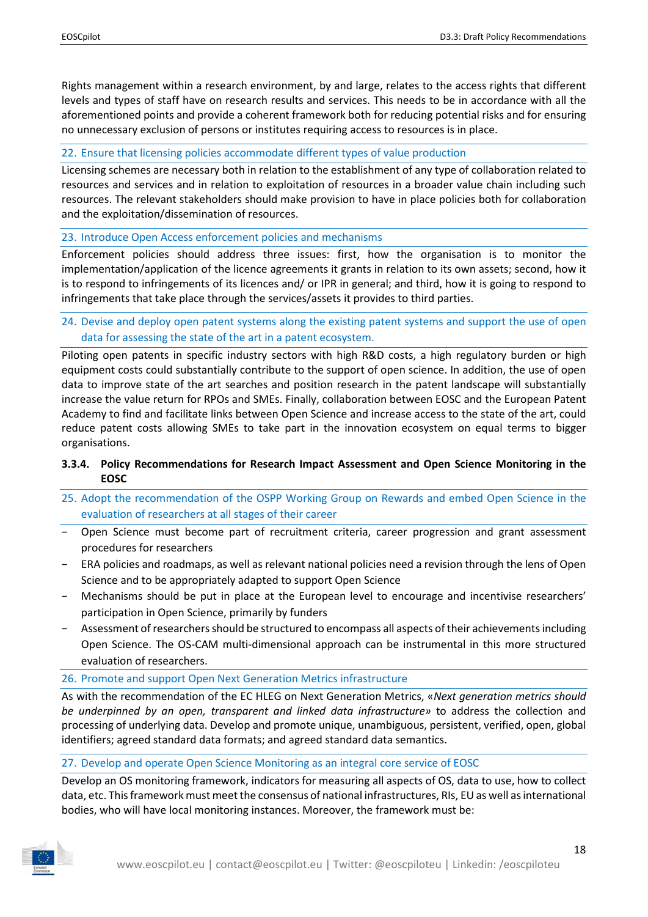Rights management within a research environment, by and large, relates to the access rights that different levels and types of staff have on research results and services. This needs to be in accordance with all the aforementioned points and provide a coherent framework both for reducing potential risks and for ensuring no unnecessary exclusion of persons or institutes requiring access to resources is in place.

#### 22. Ensure that licensing policies accommodate different types of value production

Licensing schemes are necessary both in relation to the establishment of any type of collaboration related to resources and services and in relation to exploitation of resources in a broader value chain including such resources. The relevant stakeholders should make provision to have in place policies both for collaboration and the exploitation/dissemination of resources.

#### 23. Introduce Open Access enforcement policies and mechanisms

Enforcement policies should address three issues: first, how the organisation is to monitor the implementation/application of the licence agreements it grants in relation to its own assets; second, how it is to respond to infringements of its licences and/ or IPR in general; and third, how it is going to respond to infringements that take place through the services/assets it provides to third parties.

#### 24. Devise and deploy open patent systems along the existing patent systems and support the use of open data for assessing the state of the art in a patent ecosystem.

Piloting open patents in specific industry sectors with high R&D costs, a high regulatory burden or high equipment costs could substantially contribute to the support of open science. In addition, the use of open data to improve state of the art searches and position research in the patent landscape will substantially increase the value return for RPOs and SMEs. Finally, collaboration between EOSC and the European Patent Academy to find and facilitate links between Open Science and increase access to the state of the art, could reduce patent costs allowing SMEs to take part in the innovation ecosystem on equal terms to bigger organisations.

### 3.3.4. Policy Recommendations for Research Impact Assessment and Open Science Monitoring in the EOSC

#### 25. Adopt the recommendation of the OSPP Working Group on Rewards and embed Open Science in the evaluation of researchers at all stages of their career

- Open Science must become part of recruitment criteria, career progression and grant assessment procedures for researchers
- ERA policies and roadmaps, as well as relevant national policies need a revision through the lens of Open Science and to be appropriately adapted to support Open Science
- Mechanisms should be put in place at the European level to encourage and incentivise researchers' participation in Open Science, primarily by funders
- Assessment of researchers should be structured to encompass all aspects of their achievements including Open Science. The OS-CAM multi-dimensional approach can be instrumental in this more structured evaluation of researchers.

#### 26. Promote and support Open Next Generation Metrics infrastructure

As with the recommendation of the EC HLEG on Next Generation Metrics, «*Next generation metrics should be underpinned by an open, transparent and linked data infrastructure*» to address the collection and processing of underlying data. Develop and promote unique, unambiguous, persistent, verified, open, global identifiers; agreed standard data formats; and agreed standard data semantics.

#### 27. Develop and operate Open Science Monitoring as an integral core service of EOSC

Develop an OS monitoring framework, indicators for measuring all aspects of OS, data to use, how to collect data, etc. This framework must meet the consensus of national infrastructures, RIs, EU as well as international bodies, who will have local monitoring instances. Moreover, the framework must be: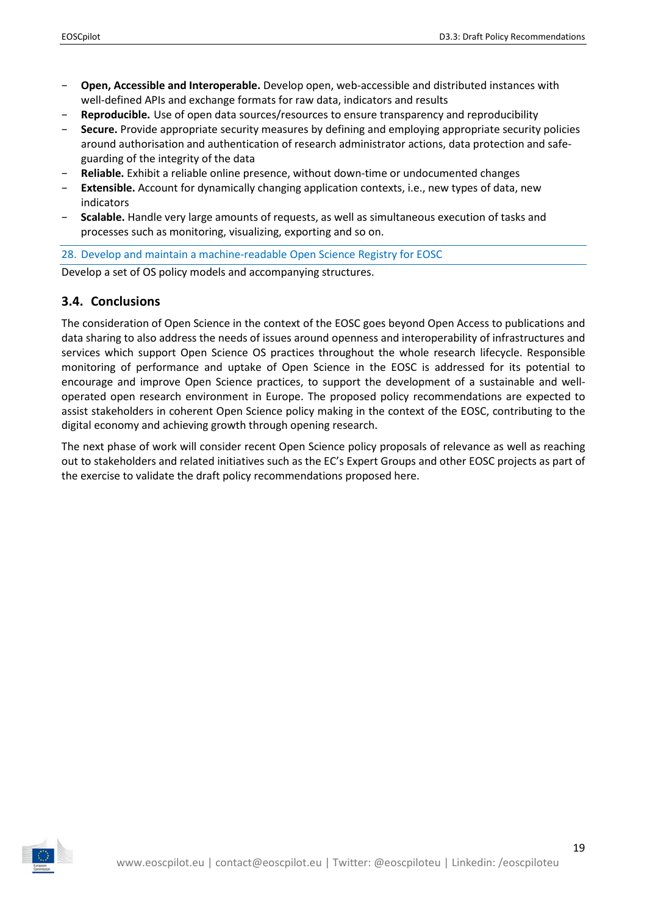- **Open, Accessible and Interoperable.** Develop open, web-accessible and distributed instances with well-defined APIs and exchange formats for raw data, indicators and results
- **Reproducible.** Use of open data sources/resources to ensure transparency and reproducibility
- **Secure.** Provide appropriate security measures by defining and employing appropriate security policies around authorisation and authentication of research administrator actions, data protection and safe-guarding of the integrity of the data
- **Reliable.** Exhibit a reliable online presence, without down-time or undocumented changes
- **Extensible.** Account for dynamically changing application contexts, i.e., new types of data, new indicators
- **Scalable.** Handle very large amounts of requests, as well as simultaneous execution of tasks and processes such as monitoring, visualizing, exporting and so on.

#### 28. Develop and maintain a machine-readable Open Science Registry for EOSC

Develop a set of OS policy models and accompanying structures.

## 3.4. Conclusions

The consideration of Open Science in the context of the EOSC goes beyond Open Access to publications and data sharing to also address the needs of issues around openness and interoperability of infrastructures and services which support Open Science OS practices throughout the whole research lifecycle. Responsible monitoring of performance and uptake of Open Science in the EOSC is addressed for its potential to encourage and improve Open Science practices, to support the development of a sustainable and well-operated open research environment in Europe. The proposed policy recommendations are expected to assist stakeholders in coherent Open Science policy making in the context of the EOSC, contributing to the digital economy and achieving growth through opening research.

The next phase of work will consider recent Open Science policy proposals of relevance as well as reaching out to stakeholders and related initiatives such as the EC's Expert Groups and other EOSC projects as part of the exercise to validate the draft policy recommendations proposed here.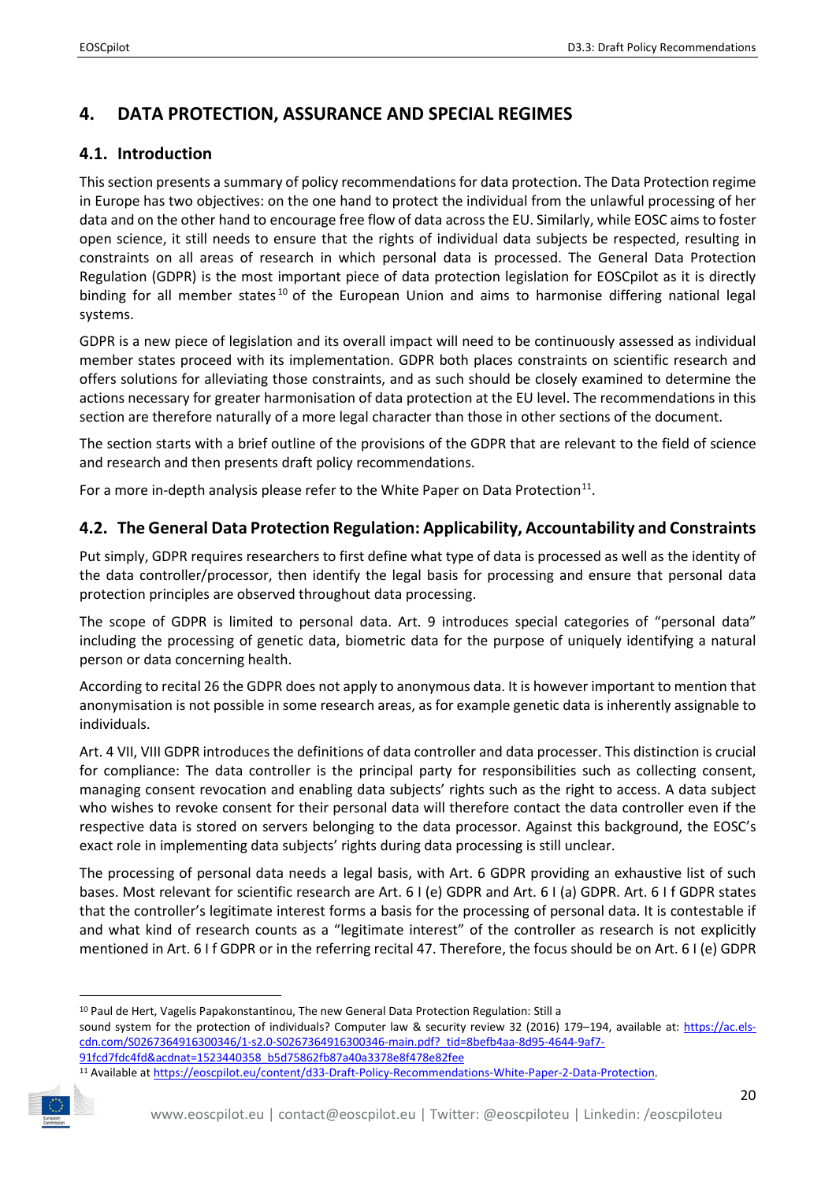# 4. DATA PROTECTION, ASSURANCE AND SPECIAL REGIMES

## 4.1. Introduction

This section presents a summary of policy recommendations for data protection. The Data Protection regime in Europe has two objectives: on the one hand to protect the individual from the unlawful processing of her data and on the other hand to encourage free flow of data across the EU. Similarly, while EOSC aims to foster open science, it still needs to ensure that the rights of individual data subjects be respected, resulting in constraints on all areas of research in which personal data is processed. The General Data Protection Regulation (GDPR) is the most important piece of data protection legislation for EOSCpilot as it is directly binding for all member states[10] of the European Union and aims to harmonise differing national legal systems.

GDPR is a new piece of legislation and its overall impact will need to be continuously assessed as individual member states proceed with its implementation. GDPR both places constraints on scientific research and offers solutions for alleviating those constraints, and as such should be closely examined to determine the actions necessary for greater harmonisation of data protection at the EU level. The recommendations in this section are therefore naturally of a more legal character than those in other sections of the document.

The section starts with a brief outline of the provisions of the GDPR that are relevant to the field of science and research and then presents draft policy recommendations.

For a more in-depth analysis please refer to the White Paper on Data Protection[11].

## 4.2. The General Data Protection Regulation: Applicability, Accountability and Constraints

Put simply, GDPR requires researchers to first define what type of data is processed as well as the identity of the data controller/processor, then identify the legal basis for processing and ensure that personal data protection principles are observed throughout data processing.

The scope of GDPR is limited to personal data. Art. 9 introduces special categories of "personal data" including the processing of genetic data, biometric data for the purpose of uniquely identifying a natural person or data concerning health.

According to recital 26 the GDPR does not apply to anonymous data. It is however important to mention that anonymisation is not possible in some research areas, as for example genetic data is inherently assignable to individuals.

Art. 4 VII, VIII GDPR introduces the definitions of data controller and data processer. This distinction is crucial for compliance: The data controller is the principal party for responsibilities such as collecting consent, managing consent revocation and enabling data subjects' rights such as the right to access. A data subject who wishes to revoke consent for their personal data will therefore contact the data controller even if the respective data is stored on servers belonging to the data processor. Against this background, the EOSC's exact role in implementing data subjects' rights during data processing is still unclear.

The processing of personal data needs a legal basis, with Art. 6 GDPR providing an exhaustive list of such bases. Most relevant for scientific research are Art. 6 I (e) GDPR and Art. 6 I (a) GDPR. Art. 6 I f GDPR states that the controller's legitimate interest forms a basis for the processing of personal data. It is contestable if and what kind of research counts as a "legitimate interest" of the controller as research is not explicitly mentioned in Art. 6 I f GDPR or in the referring recital 47. Therefore, the focus should be on Art. 6 I (e) GDPR

---

[10] Paul de Hert, Vagelis Papakonstantinou, The new General Data Protection Regulation: Still a sound system for the protection of individuals? Computer law & security review 32 (2016) 179–194, available at: https://ac.els-cdn.com/S0267364916300346/1-s2.0-S0267364916300346-main.pdf?_tid=8befb4aa-8d95-4644-9af7-91fcd7fdc4fd&acdnat=1523440358_b5d75862fb87a40a3378e8f478e82fee

[11] Available at https://eoscpilot.eu/content/d33-Draft-Policy-Recommendations-White-Paper-2-Data-Protection.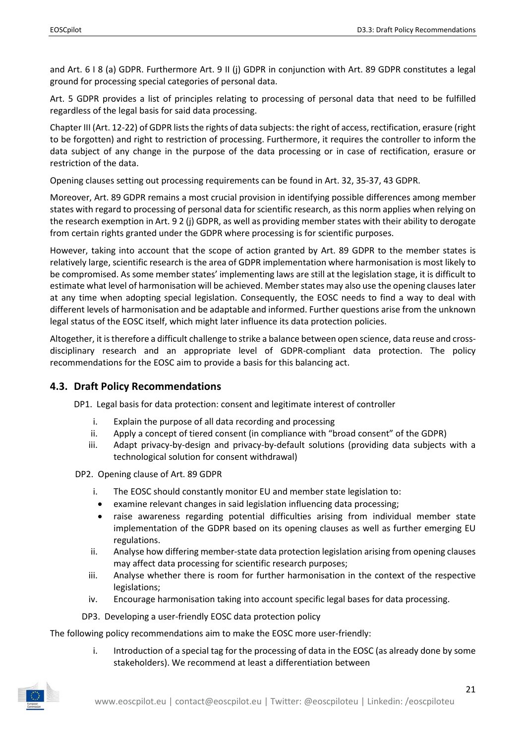and Art. 6 I 8 (a) GDPR. Furthermore Art. 9 II (j) GDPR in conjunction with Art. 89 GDPR constitutes a legal ground for processing special categories of personal data.

Art. 5 GDPR provides a list of principles relating to processing of personal data that need to be fulfilled regardless of the legal basis for said data processing.

Chapter III (Art. 12-22) of GDPR lists the rights of data subjects: the right of access, rectification, erasure (right to be forgotten) and right to restriction of processing. Furthermore, it requires the controller to inform the data subject of any change in the purpose of the data processing or in case of rectification, erasure or restriction of the data.

Opening clauses setting out processing requirements can be found in Art. 32, 35-37, 43 GDPR.

Moreover, Art. 89 GDPR remains a most crucial provision in identifying possible differences among member states with regard to processing of personal data for scientific research, as this norm applies when relying on the research exemption in Art. 9 2 (j) GDPR, as well as providing member states with their ability to derogate from certain rights granted under the GDPR where processing is for scientific purposes.

However, taking into account that the scope of action granted by Art. 89 GDPR to the member states is relatively large, scientific research is the area of GDPR implementation where harmonisation is most likely to be compromised. As some member states' implementing laws are still at the legislation stage, it is difficult to estimate what level of harmonisation will be achieved. Member states may also use the opening clauses later at any time when adopting special legislation. Consequently, the EOSC needs to find a way to deal with different levels of harmonisation and be adaptable and informed. Further questions arise from the unknown legal status of the EOSC itself, which might later influence its data protection policies.

Altogether, it is therefore a difficult challenge to strike a balance between open science, data reuse and cross-disciplinary research and an appropriate level of GDPR-compliant data protection. The policy recommendations for the EOSC aim to provide a basis for this balancing act.

## 4.3. Draft Policy Recommendations

DP1. Legal basis for data protection: consent and legitimate interest of controller

i. Explain the purpose of all data recording and processing
ii. Apply a concept of tiered consent (in compliance with "broad consent" of the GDPR)
iii. Adapt privacy-by-design and privacy-by-default solutions (providing data subjects with a technological solution for consent withdrawal)

DP2. Opening clause of Art. 89 GDPR

i. The EOSC should constantly monitor EU and member state legislation to:
   - examine relevant changes in said legislation influencing data processing;
   - raise awareness regarding potential difficulties arising from individual member state implementation of the GDPR based on its opening clauses as well as further emerging EU regulations.
ii. Analyse how differing member-state data protection legislation arising from opening clauses may affect data processing for scientific research purposes;
iii. Analyse whether there is room for further harmonisation in the context of the respective legislations;
iv. Encourage harmonisation taking into account specific legal bases for data processing.

DP3. Developing a user-friendly EOSC data protection policy

The following policy recommendations aim to make the EOSC more user-friendly:

i. Introduction of a special tag for the processing of data in the EOSC (as already done by some stakeholders). We recommend at least a differentiation between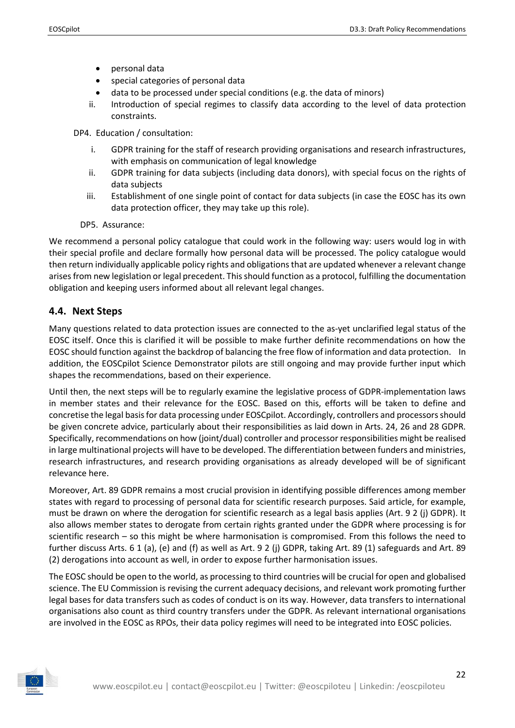- personal data
- special categories of personal data
- data to be processed under special conditions (e.g. the data of minors)

ii. Introduction of special regimes to classify data according to the level of data protection constraints.

DP4. Education / consultation:

i. GDPR training for the staff of research providing organisations and research infrastructures, with emphasis on communication of legal knowledge

ii. GDPR training for data subjects (including data donors), with special focus on the rights of data subjects

iii. Establishment of one single point of contact for data subjects (in case the EOSC has its own data protection officer, they may take up this role).

DP5. Assurance:

We recommend a personal policy catalogue that could work in the following way: users would log in with their special profile and declare formally how personal data will be processed. The policy catalogue would then return individually applicable policy rights and obligations that are updated whenever a relevant change arises from new legislation or legal precedent. This should function as a protocol, fulfilling the documentation obligation and keeping users informed about all relevant legal changes.

## 4.4. Next Steps

Many questions related to data protection issues are connected to the as-yet unclarified legal status of the EOSC itself. Once this is clarified it will be possible to make further definite recommendations on how the EOSC should function against the backdrop of balancing the free flow of information and data protection. In addition, the EOSCpilot Science Demonstrator pilots are still ongoing and may provide further input which shapes the recommendations, based on their experience.

Until then, the next steps will be to regularly examine the legislative process of GDPR-implementation laws in member states and their relevance for the EOSC. Based on this, efforts will be taken to define and concretise the legal basis for data processing under EOSCpilot. Accordingly, controllers and processors should be given concrete advice, particularly about their responsibilities as laid down in Arts. 24, 26 and 28 GDPR. Specifically, recommendations on how (joint/dual) controller and processor responsibilities might be realised in large multinational projects will have to be developed. The differentiation between funders and ministries, research infrastructures, and research providing organisations as already developed will be of significant relevance here.

Moreover, Art. 89 GDPR remains a most crucial provision in identifying possible differences among member states with regard to processing of personal data for scientific research purposes. Said article, for example, must be drawn on where the derogation for scientific research as a legal basis applies (Art. 9 2 (j) GDPR). It also allows member states to derogate from certain rights granted under the GDPR where processing is for scientific research – so this might be where harmonisation is compromised. From this follows the need to further discuss Arts. 6 1 (a), (e) and (f) as well as Art. 9 2 (j) GDPR, taking Art. 89 (1) safeguards and Art. 89 (2) derogations into account as well, in order to expose further harmonisation issues.

The EOSC should be open to the world, as processing to third countries will be crucial for open and globalised science. The EU Commission is revising the current adequacy decisions, and relevant work promoting further legal bases for data transfers such as codes of conduct is on its way. However, data transfers to international organisations also count as third country transfers under the GDPR. As relevant international organisations are involved in the EOSC as RPOs, their data policy regimes will need to be integrated into EOSC policies.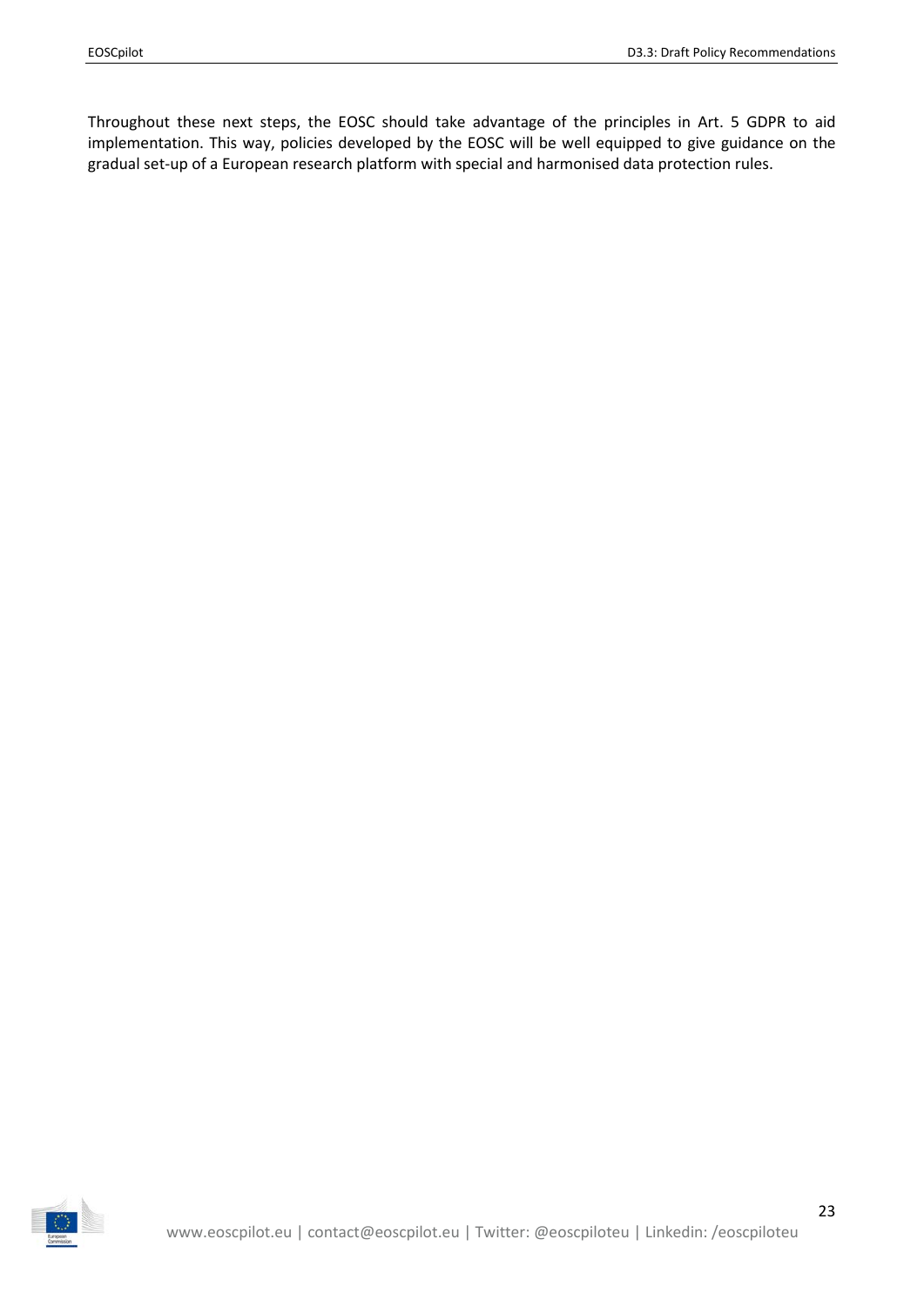Throughout these next steps, the EOSC should take advantage of the principles in Art. 5 GDPR to aid implementation. This way, policies developed by the EOSC will be well equipped to give guidance on the gradual set-up of a European research platform with special and harmonised data protection rules.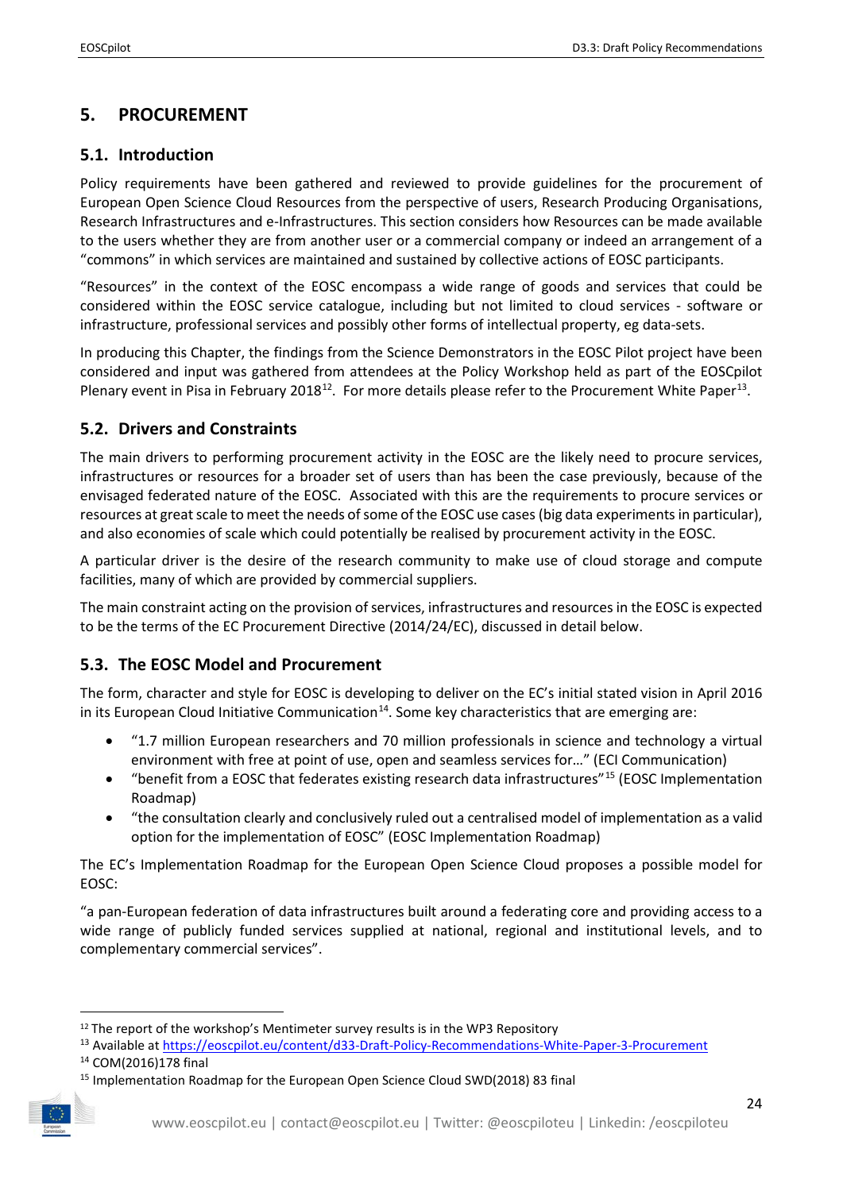# 5. PROCUREMENT

## 5.1. Introduction

Policy requirements have been gathered and reviewed to provide guidelines for the procurement of European Open Science Cloud Resources from the perspective of users, Research Producing Organisations, Research Infrastructures and e-Infrastructures. This section considers how Resources can be made available to the users whether they are from another user or a commercial company or indeed an arrangement of a "commons" in which services are maintained and sustained by collective actions of EOSC participants.

"Resources" in the context of the EOSC encompass a wide range of goods and services that could be considered within the EOSC service catalogue, including but not limited to cloud services - software or infrastructure, professional services and possibly other forms of intellectual property, eg data-sets.

In producing this Chapter, the findings from the Science Demonstrators in the EOSC Pilot project have been considered and input was gathered from attendees at the Policy Workshop held as part of the EOSCpilot Plenary event in Pisa in February 2018[12]. For more details please refer to the Procurement White Paper[13].

## 5.2. Drivers and Constraints

The main drivers to performing procurement activity in the EOSC are the likely need to procure services, infrastructures or resources for a broader set of users than has been the case previously, because of the envisaged federated nature of the EOSC. Associated with this are the requirements to procure services or resources at great scale to meet the needs of some of the EOSC use cases (big data experiments in particular), and also economies of scale which could potentially be realised by procurement activity in the EOSC.

A particular driver is the desire of the research community to make use of cloud storage and compute facilities, many of which are provided by commercial suppliers.

The main constraint acting on the provision of services, infrastructures and resources in the EOSC is expected to be the terms of the EC Procurement Directive (2014/24/EC), discussed in detail below.

## 5.3. The EOSC Model and Procurement

The form, character and style for EOSC is developing to deliver on the EC's initial stated vision in April 2016 in its European Cloud Initiative Communication[14]. Some key characteristics that are emerging are:

- "1.7 million European researchers and 70 million professionals in science and technology a virtual environment with free at point of use, open and seamless services for…" (ECI Communication)
- "benefit from a EOSC that federates existing research data infrastructures"[15] (EOSC Implementation Roadmap)
- "the consultation clearly and conclusively ruled out a centralised model of implementation as a valid option for the implementation of EOSC" (EOSC Implementation Roadmap)

The EC's Implementation Roadmap for the European Open Science Cloud proposes a possible model for EOSC:

"a pan-European federation of data infrastructures built around a federating core and providing access to a wide range of publicly funded services supplied at national, regional and institutional levels, and to complementary commercial services".

---

[12] The report of the workshop's Mentimeter survey results is in the WP3 Repository

[13] Available at https://eoscpilot.eu/content/d33-Draft-Policy-Recommendations-White-Paper-3-Procurement

[14] COM(2016)178 final

[15] Implementation Roadmap for the European Open Science Cloud SWD(2018) 83 final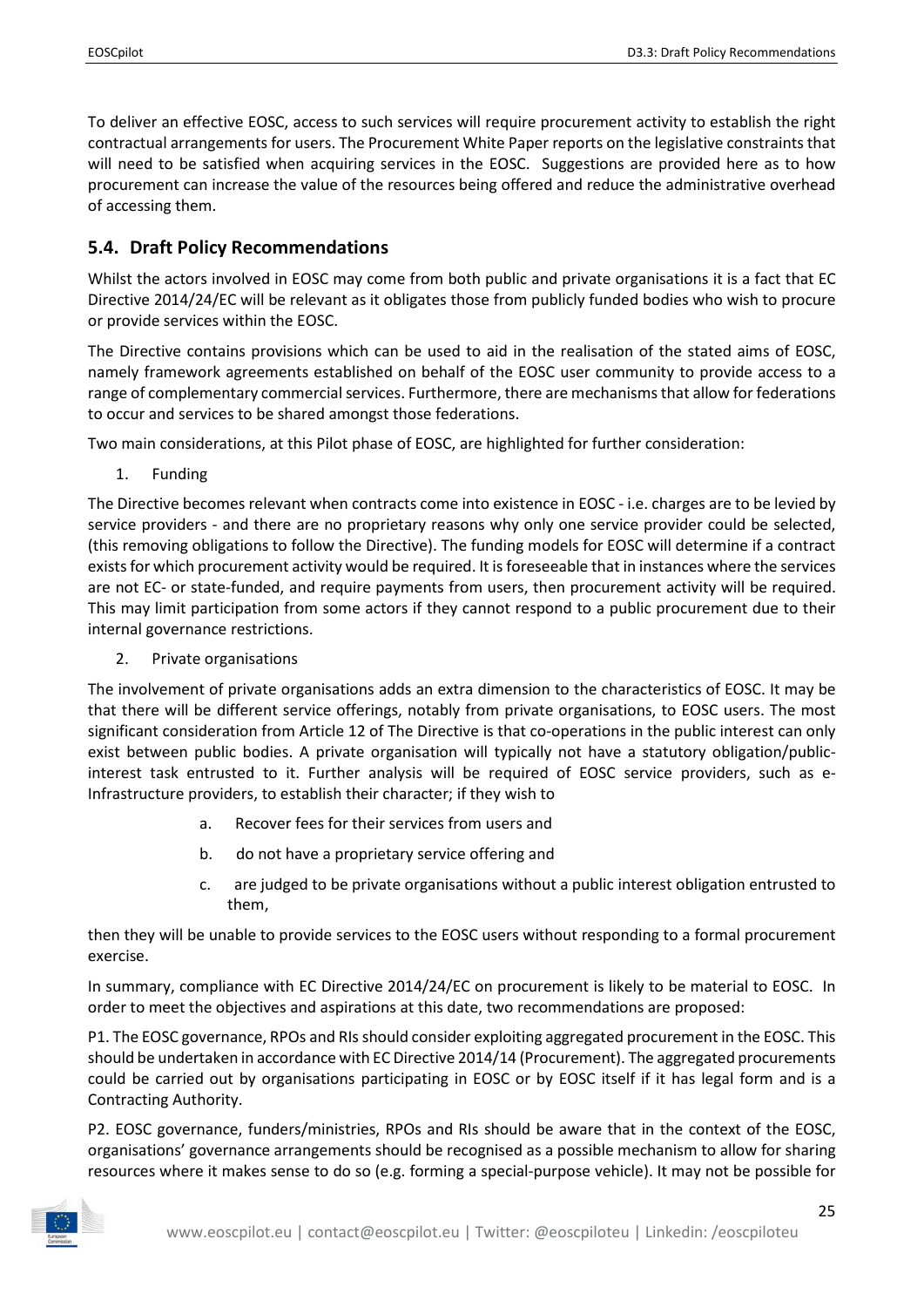To deliver an effective EOSC, access to such services will require procurement activity to establish the right contractual arrangements for users. The Procurement White Paper reports on the legislative constraints that will need to be satisfied when acquiring services in the EOSC. Suggestions are provided here as to how procurement can increase the value of the resources being offered and reduce the administrative overhead of accessing them.

## 5.4. Draft Policy Recommendations

Whilst the actors involved in EOSC may come from both public and private organisations it is a fact that EC Directive 2014/24/EC will be relevant as it obligates those from publicly funded bodies who wish to procure or provide services within the EOSC.

The Directive contains provisions which can be used to aid in the realisation of the stated aims of EOSC, namely framework agreements established on behalf of the EOSC user community to provide access to a range of complementary commercial services. Furthermore, there are mechanisms that allow for federations to occur and services to be shared amongst those federations.

Two main considerations, at this Pilot phase of EOSC, are highlighted for further consideration:

1. Funding

The Directive becomes relevant when contracts come into existence in EOSC - i.e. charges are to be levied by service providers - and there are no proprietary reasons why only one service provider could be selected, (this removing obligations to follow the Directive). The funding models for EOSC will determine if a contract exists for which procurement activity would be required. It is foreseeable that in instances where the services are not EC- or state-funded, and require payments from users, then procurement activity will be required. This may limit participation from some actors if they cannot respond to a public procurement due to their internal governance restrictions.

2. Private organisations

The involvement of private organisations adds an extra dimension to the characteristics of EOSC. It may be that there will be different service offerings, notably from private organisations, to EOSC users. The most significant consideration from Article 12 of The Directive is that co-operations in the public interest can only exist between public bodies. A private organisation will typically not have a statutory obligation/public-interest task entrusted to it. Further analysis will be required of EOSC service providers, such as e-Infrastructure providers, to establish their character; if they wish to

a. Recover fees for their services from users and

b. do not have a proprietary service offering and

c. are judged to be private organisations without a public interest obligation entrusted to them,

then they will be unable to provide services to the EOSC users without responding to a formal procurement exercise.

In summary, compliance with EC Directive 2014/24/EC on procurement is likely to be material to EOSC. In order to meet the objectives and aspirations at this date, two recommendations are proposed:

P1. The EOSC governance, RPOs and RIs should consider exploiting aggregated procurement in the EOSC. This should be undertaken in accordance with EC Directive 2014/14 (Procurement). The aggregated procurements could be carried out by organisations participating in EOSC or by EOSC itself if it has legal form and is a Contracting Authority.

P2. EOSC governance, funders/ministries, RPOs and RIs should be aware that in the context of the EOSC, organisations' governance arrangements should be recognised as a possible mechanism to allow for sharing resources where it makes sense to do so (e.g. forming a special-purpose vehicle). It may not be possible for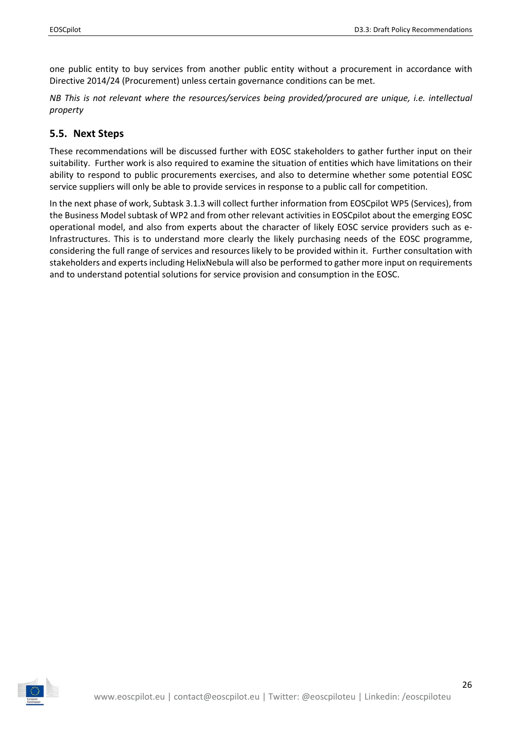one public entity to buy services from another public entity without a procurement in accordance with Directive 2014/24 (Procurement) unless certain governance conditions can be met.

*NB This is not relevant where the resources/services being provided/procured are unique, i.e. intellectual property*

## 5.5. Next Steps

These recommendations will be discussed further with EOSC stakeholders to gather further input on their suitability. Further work is also required to examine the situation of entities which have limitations on their ability to respond to public procurements exercises, and also to determine whether some potential EOSC service suppliers will only be able to provide services in response to a public call for competition.

In the next phase of work, Subtask 3.1.3 will collect further information from EOSCpilot WP5 (Services), from the Business Model subtask of WP2 and from other relevant activities in EOSCpilot about the emerging EOSC operational model, and also from experts about the character of likely EOSC service providers such as e-Infrastructures. This is to understand more clearly the likely purchasing needs of the EOSC programme, considering the full range of services and resources likely to be provided within it. Further consultation with stakeholders and experts including HelixNebula will also be performed to gather more input on requirements and to understand potential solutions for service provision and consumption in the EOSC.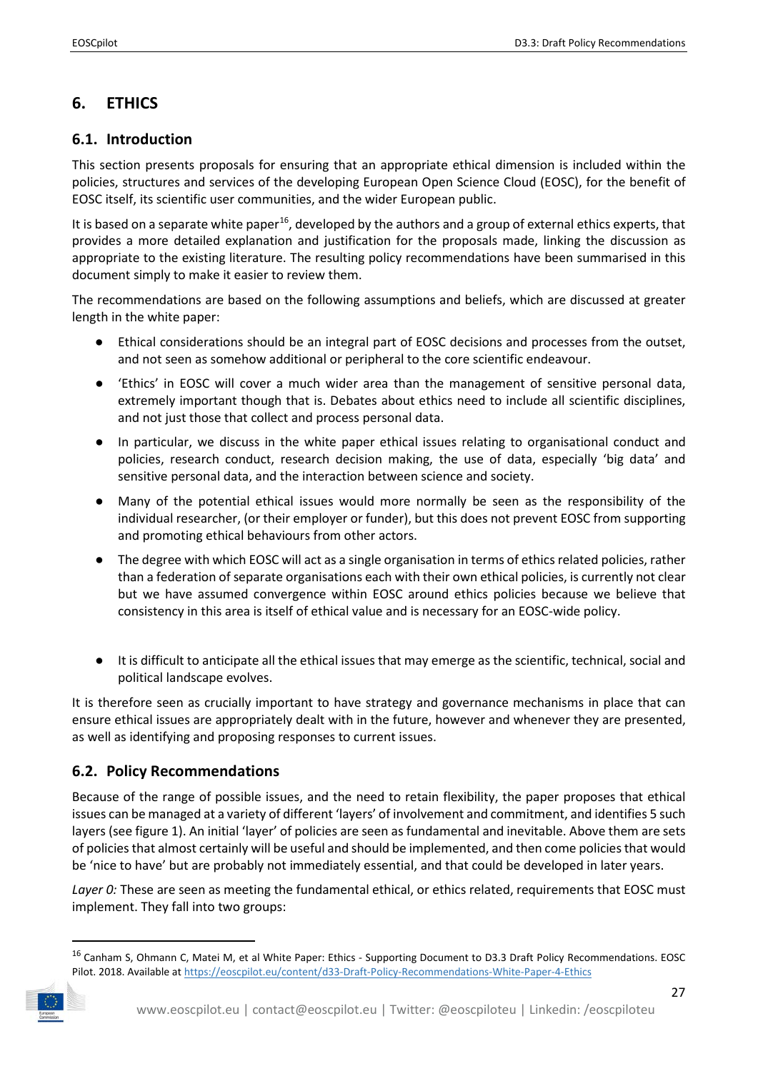# 6. ETHICS

## 6.1. Introduction

This section presents proposals for ensuring that an appropriate ethical dimension is included within the policies, structures and services of the developing European Open Science Cloud (EOSC), for the benefit of EOSC itself, its scientific user communities, and the wider European public.

It is based on a separate white paper[16], developed by the authors and a group of external ethics experts, that provides a more detailed explanation and justification for the proposals made, linking the discussion as appropriate to the existing literature. The resulting policy recommendations have been summarised in this document simply to make it easier to review them.

The recommendations are based on the following assumptions and beliefs, which are discussed at greater length in the white paper:

- Ethical considerations should be an integral part of EOSC decisions and processes from the outset, and not seen as somehow additional or peripheral to the core scientific endeavour.
- 'Ethics' in EOSC will cover a much wider area than the management of sensitive personal data, extremely important though that is. Debates about ethics need to include all scientific disciplines, and not just those that collect and process personal data.
- In particular, we discuss in the white paper ethical issues relating to organisational conduct and policies, research conduct, research decision making, the use of data, especially 'big data' and sensitive personal data, and the interaction between science and society.
- Many of the potential ethical issues would more normally be seen as the responsibility of the individual researcher, (or their employer or funder), but this does not prevent EOSC from supporting and promoting ethical behaviours from other actors.
- The degree with which EOSC will act as a single organisation in terms of ethics related policies, rather than a federation of separate organisations each with their own ethical policies, is currently not clear but we have assumed convergence within EOSC around ethics policies because we believe that consistency in this area is itself of ethical value and is necessary for an EOSC-wide policy.
- It is difficult to anticipate all the ethical issues that may emerge as the scientific, technical, social and political landscape evolves.

It is therefore seen as crucially important to have strategy and governance mechanisms in place that can ensure ethical issues are appropriately dealt with in the future, however and whenever they are presented, as well as identifying and proposing responses to current issues.

## 6.2. Policy Recommendations

Because of the range of possible issues, and the need to retain flexibility, the paper proposes that ethical issues can be managed at a variety of different 'layers' of involvement and commitment, and identifies 5 such layers (see figure 1). An initial 'layer' of policies are seen as fundamental and inevitable. Above them are sets of policies that almost certainly will be useful and should be implemented, and then come policies that would be 'nice to have' but are probably not immediately essential, and that could be developed in later years.

*Layer 0:* These are seen as meeting the fundamental ethical, or ethics related, requirements that EOSC must implement. They fall into two groups:

[16] Canham S, Ohmann C, Matei M, et al White Paper: Ethics - Supporting Document to D3.3 Draft Policy Recommendations. EOSC Pilot. 2018. Available at https://eoscpilot.eu/content/d33-Draft-Policy-Recommendations-White-Paper-4-Ethics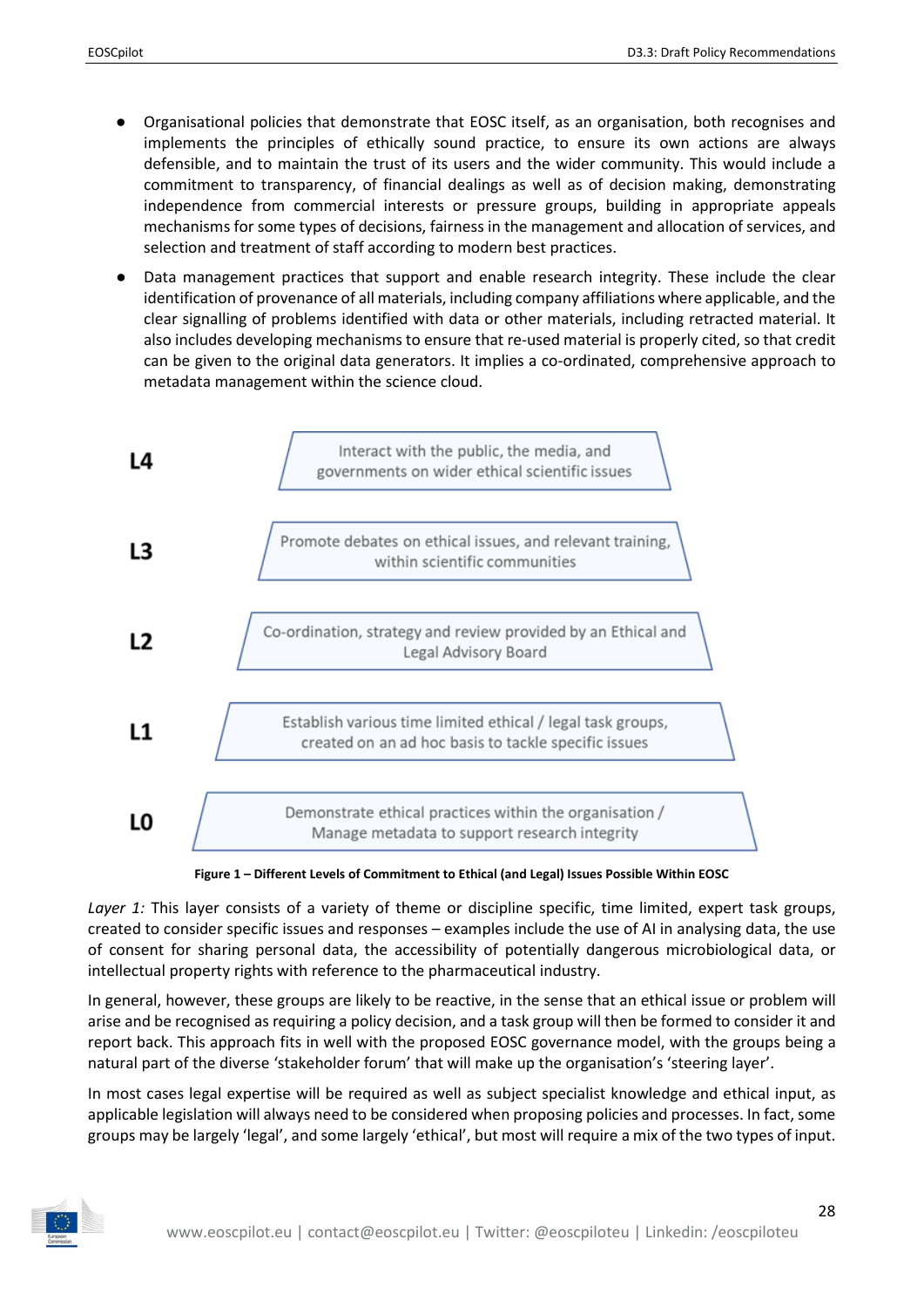- Organisational policies that demonstrate that EOSC itself, as an organisation, both recognises and implements the principles of ethically sound practice, to ensure its own actions are always defensible, and to maintain the trust of its users and the wider community. This would include a commitment to transparency, of financial dealings as well as of decision making, demonstrating independence from commercial interests or pressure groups, building in appropriate appeals mechanisms for some types of decisions, fairness in the management and allocation of services, and selection and treatment of staff according to modern best practices.
- Data management practices that support and enable research integrity. These include the clear identification of provenance of all materials, including company affiliations where applicable, and the clear signalling of problems identified with data or other materials, including retracted material. It also includes developing mechanisms to ensure that re-used material is properly cited, so that credit can be given to the original data generators. It implies a co-ordinated, comprehensive approach to metadata management within the science cloud.

| Level | Commitment |
| --- | --- |
| L4 | Interact with the public, the media, and governments on wider ethical scientific issues |
| L3 | Promote debates on ethical issues, and relevant training, within scientific communities |
| L2 | Co-ordination, strategy and review provided by an Ethical and Legal Advisory Board |
| L1 | Establish various time limited ethical / legal task groups, created on an ad hoc basis to tackle specific issues |
| L0 | Demonstrate ethical practices within the organisation / Manage metadata to support research integrity |

**Figure 1 – Different Levels of Commitment to Ethical (and Legal) Issues Possible Within EOSC**

*Layer 1:* This layer consists of a variety of theme or discipline specific, time limited, expert task groups, created to consider specific issues and responses – examples include the use of AI in analysing data, the use of consent for sharing personal data, the accessibility of potentially dangerous microbiological data, or intellectual property rights with reference to the pharmaceutical industry.

In general, however, these groups are likely to be reactive, in the sense that an ethical issue or problem will arise and be recognised as requiring a policy decision, and a task group will then be formed to consider it and report back. This approach fits in well with the proposed EOSC governance model, with the groups being a natural part of the diverse 'stakeholder forum' that will make up the organisation's 'steering layer'.

In most cases legal expertise will be required as well as subject specialist knowledge and ethical input, as applicable legislation will always need to be considered when proposing policies and processes. In fact, some groups may be largely 'legal', and some largely 'ethical', but most will require a mix of the two types of input.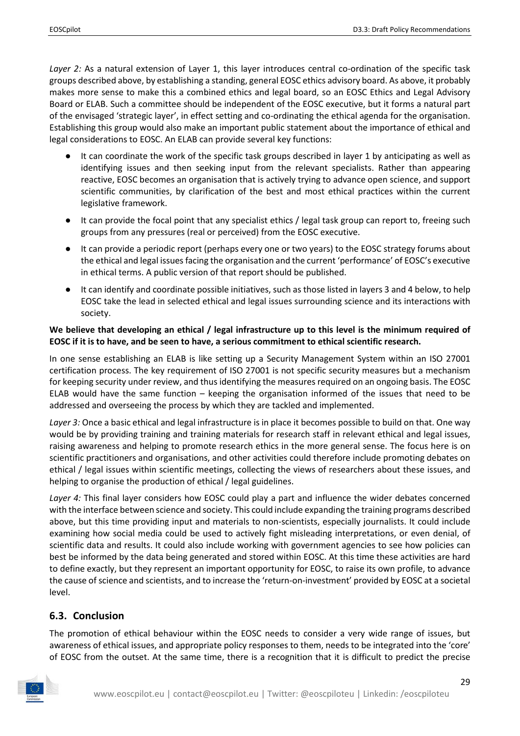*Layer 2:* As a natural extension of Layer 1, this layer introduces central co-ordination of the specific task groups described above, by establishing a standing, general EOSC ethics advisory board. As above, it probably makes more sense to make this a combined ethics and legal board, so an EOSC Ethics and Legal Advisory Board or ELAB. Such a committee should be independent of the EOSC executive, but it forms a natural part of the envisaged 'strategic layer', in effect setting and co-ordinating the ethical agenda for the organisation. Establishing this group would also make an important public statement about the importance of ethical and legal considerations to EOSC. An ELAB can provide several key functions:

- It can coordinate the work of the specific task groups described in layer 1 by anticipating as well as identifying issues and then seeking input from the relevant specialists. Rather than appearing reactive, EOSC becomes an organisation that is actively trying to advance open science, and support scientific communities, by clarification of the best and most ethical practices within the current legislative framework.
- It can provide the focal point that any specialist ethics / legal task group can report to, freeing such groups from any pressures (real or perceived) from the EOSC executive.
- It can provide a periodic report (perhaps every one or two years) to the EOSC strategy forums about the ethical and legal issues facing the organisation and the current 'performance' of EOSC's executive in ethical terms. A public version of that report should be published.
- It can identify and coordinate possible initiatives, such as those listed in layers 3 and 4 below, to help EOSC take the lead in selected ethical and legal issues surrounding science and its interactions with society.

**We believe that developing an ethical / legal infrastructure up to this level is the minimum required of EOSC if it is to have, and be seen to have, a serious commitment to ethical scientific research.**

In one sense establishing an ELAB is like setting up a Security Management System within an ISO 27001 certification process. The key requirement of ISO 27001 is not specific security measures but a mechanism for keeping security under review, and thus identifying the measures required on an ongoing basis. The EOSC ELAB would have the same function – keeping the organisation informed of the issues that need to be addressed and overseeing the process by which they are tackled and implemented.

*Layer 3:* Once a basic ethical and legal infrastructure is in place it becomes possible to build on that. One way would be by providing training and training materials for research staff in relevant ethical and legal issues, raising awareness and helping to promote research ethics in the more general sense. The focus here is on scientific practitioners and organisations, and other activities could therefore include promoting debates on ethical / legal issues within scientific meetings, collecting the views of researchers about these issues, and helping to organise the production of ethical / legal guidelines.

*Layer 4:* This final layer considers how EOSC could play a part and influence the wider debates concerned with the interface between science and society. This could include expanding the training programs described above, but this time providing input and materials to non-scientists, especially journalists. It could include examining how social media could be used to actively fight misleading interpretations, or even denial, of scientific data and results. It could also include working with government agencies to see how policies can best be informed by the data being generated and stored within EOSC. At this time these activities are hard to define exactly, but they represent an important opportunity for EOSC, to raise its own profile, to advance the cause of science and scientists, and to increase the 'return-on-investment' provided by EOSC at a societal level.

## 6.3. Conclusion

The promotion of ethical behaviour within the EOSC needs to consider a very wide range of issues, but awareness of ethical issues, and appropriate policy responses to them, needs to be integrated into the 'core' of EOSC from the outset. At the same time, there is a recognition that it is difficult to predict the precise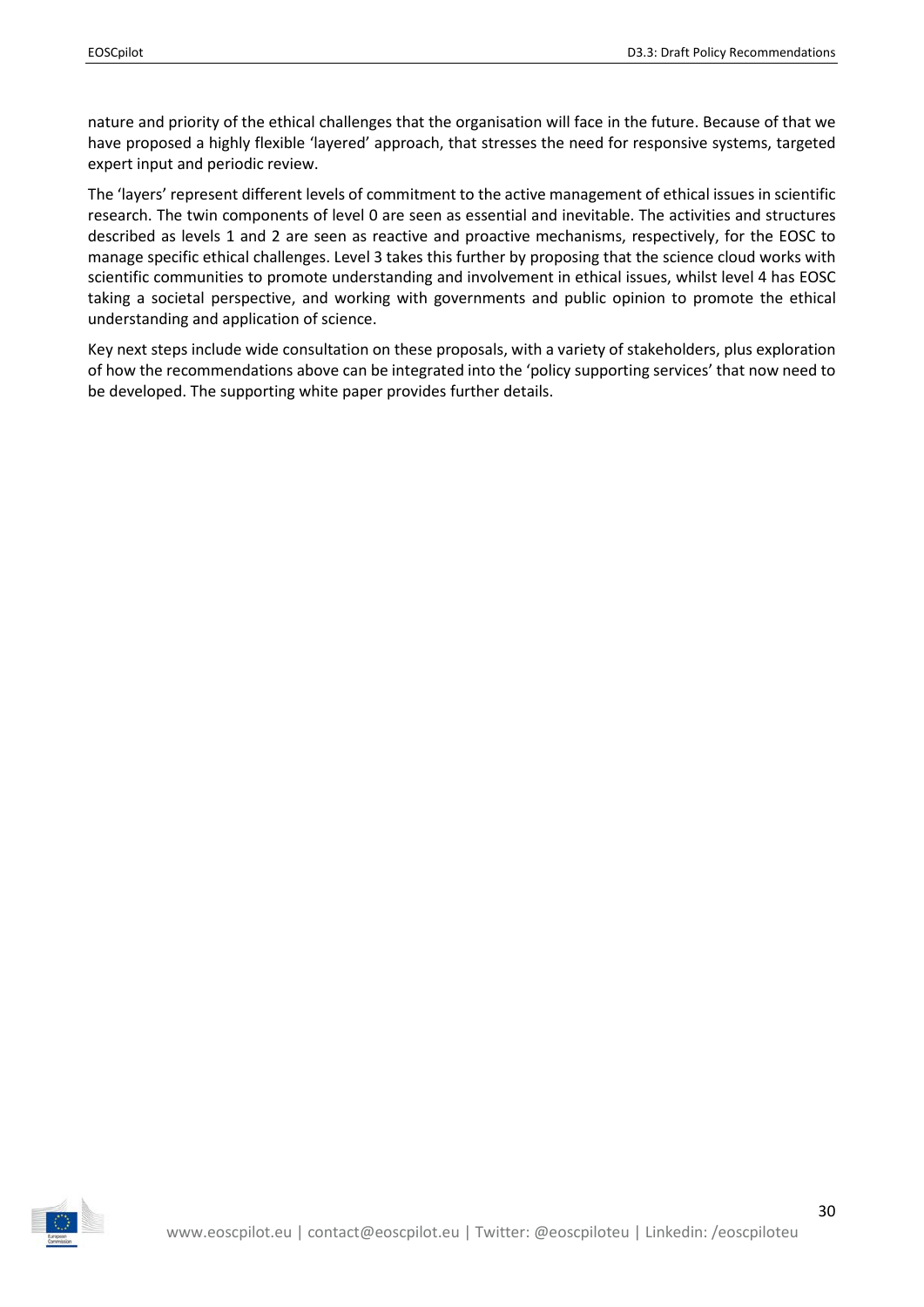nature and priority of the ethical challenges that the organisation will face in the future. Because of that we have proposed a highly flexible 'layered' approach, that stresses the need for responsive systems, targeted expert input and periodic review.

The 'layers' represent different levels of commitment to the active management of ethical issues in scientific research. The twin components of level 0 are seen as essential and inevitable. The activities and structures described as levels 1 and 2 are seen as reactive and proactive mechanisms, respectively, for the EOSC to manage specific ethical challenges. Level 3 takes this further by proposing that the science cloud works with scientific communities to promote understanding and involvement in ethical issues, whilst level 4 has EOSC taking a societal perspective, and working with governments and public opinion to promote the ethical understanding and application of science.

Key next steps include wide consultation on these proposals, with a variety of stakeholders, plus exploration of how the recommendations above can be integrated into the 'policy supporting services' that now need to be developed. The supporting white paper provides further details.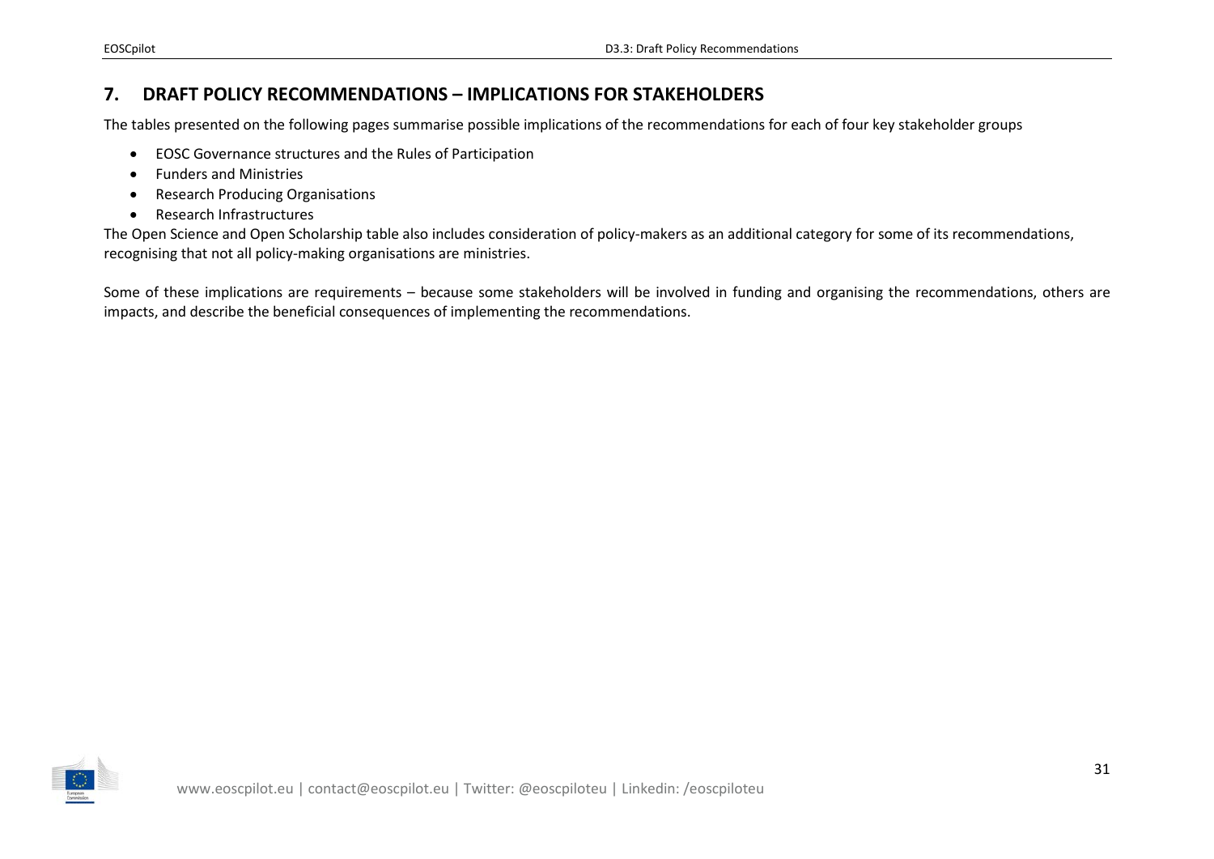## 7. DRAFT POLICY RECOMMENDATIONS – IMPLICATIONS FOR STAKEHOLDERS

The tables presented on the following pages summarise possible implications of the recommendations for each of four key stakeholder groups

- EOSC Governance structures and the Rules of Participation
- Funders and Ministries
- Research Producing Organisations
- Research Infrastructures

The Open Science and Open Scholarship table also includes consideration of policy-makers as an additional category for some of its recommendations, recognising that not all policy-making organisations are ministries.

Some of these implications are requirements – because some stakeholders will be involved in funding and organising the recommendations, others are impacts, and describe the beneficial consequences of implementing the recommendations.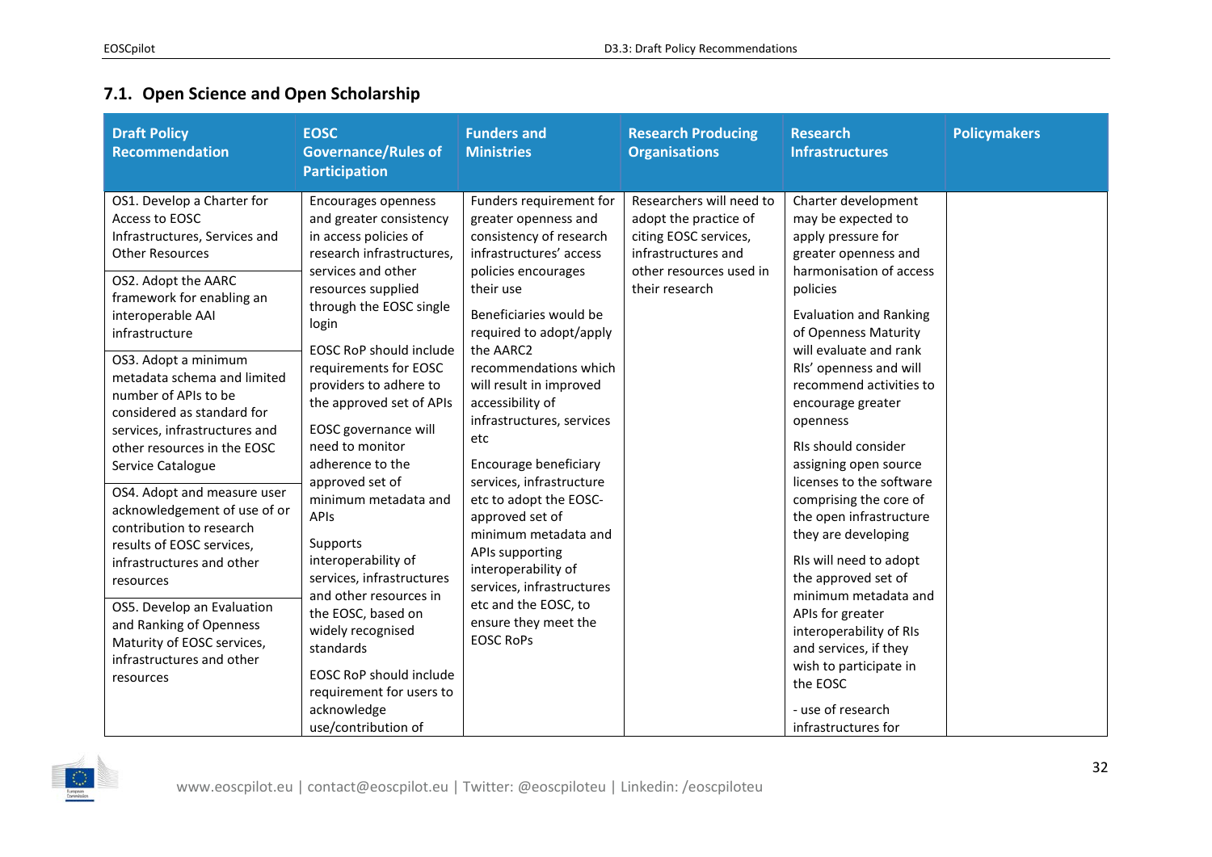## 7.1. Open Science and Open Scholarship

| Draft Policy Recommendation | EOSC Governance/Rules of Participation | Funders and Ministries | Research Producing Organisations | Research Infrastructures | Policymakers |
|---|---|---|---|---|---|
| OS1. Develop a Charter for Access to EOSC Infrastructures, Services and Other Resources<br><br>OS2. Adopt the AARC framework for enabling an interoperable AAI infrastructure<br><br>OS3. Adopt a minimum metadata schema and limited number of APIs to be considered as standard for services, infrastructures and other resources in the EOSC Service Catalogue<br><br>OS4. Adopt and measure user acknowledgement of use of or contribution to research results of EOSC services, infrastructures and other resources<br><br>OS5. Develop an Evaluation and Ranking of Openness Maturity of EOSC services, infrastructures and other resources | Encourages openness and greater consistency in access policies of research infrastructures, services and other resources supplied through the EOSC single login<br><br>EOSC RoP should include requirements for EOSC providers to adhere to the approved set of APIs<br><br>EOSC governance will need to monitor adherence to the approved set of minimum metadata and APIs<br><br>Supports interoperability of services, infrastructures and other resources in the EOSC, based on widely recognised standards<br><br>EOSC RoP should include requirement for users to acknowledge use/contribution of | Funders requirement for greater openness and consistency of research infrastructures' access policies encourages their use<br><br>Beneficiaries would be required to adopt/apply the AARC2 recommendations which will result in improved accessibility of infrastructures, services etc<br><br>Encourage beneficiary services, infrastructure etc to adopt the EOSC-approved set of minimum metadata and APIs supporting interoperability of services, infrastructures etc and the EOSC, to ensure they meet the EOSC RoPs | Researchers will need to adopt the practice of citing EOSC services, infrastructures and other resources used in their research | Charter development may be expected to apply pressure for greater openness and harmonisation of access policies<br><br>Evaluation and Ranking of Openness Maturity will evaluate and rank RIs' openness and will recommend activities to encourage greater openness<br><br>RIs should consider assigning open source licenses to the software comprising the core of the open infrastructure they are developing<br><br>RIs will need to adopt the approved set of minimum metadata and APIs for greater interoperability of RIs and services, if they wish to participate in the EOSC<br><br>- use of research infrastructures for | |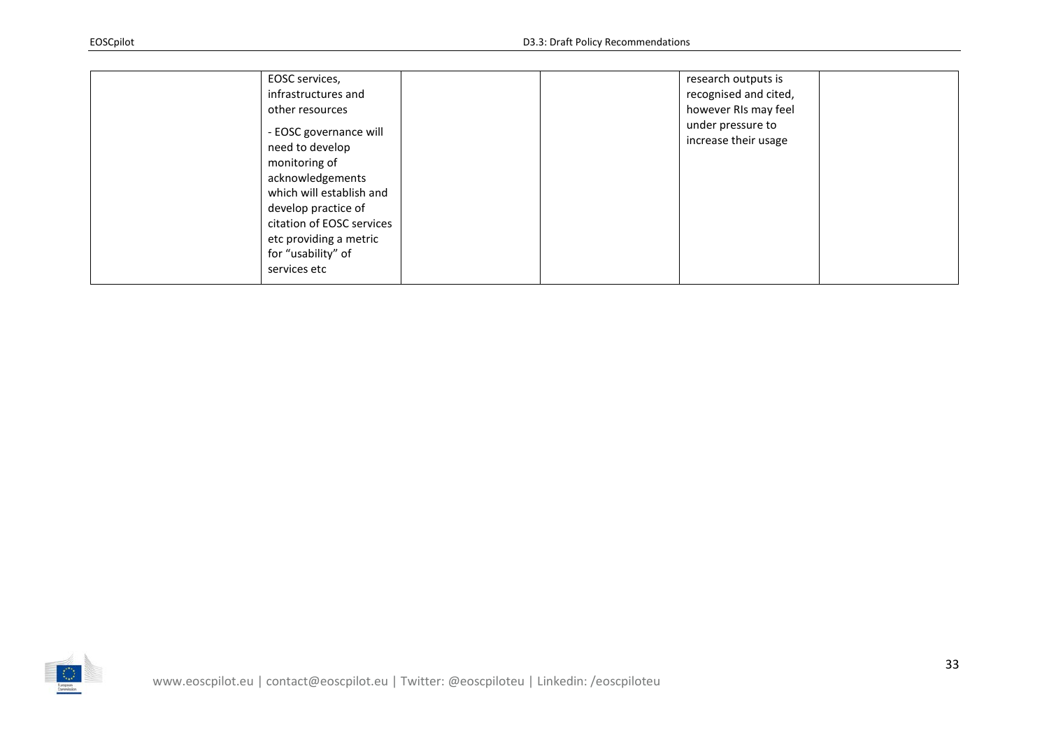|  |  |  |  |  |  |
|---|---|---|---|---|---|
|  | EOSC services, infrastructures and other resources<br><br>- EOSC governance will need to develop monitoring of acknowledgements which will establish and develop practice of citation of EOSC services etc providing a metric for "usability" of services etc |  |  | research outputs is recognised and cited, however RIs may feel under pressure to increase their usage |  |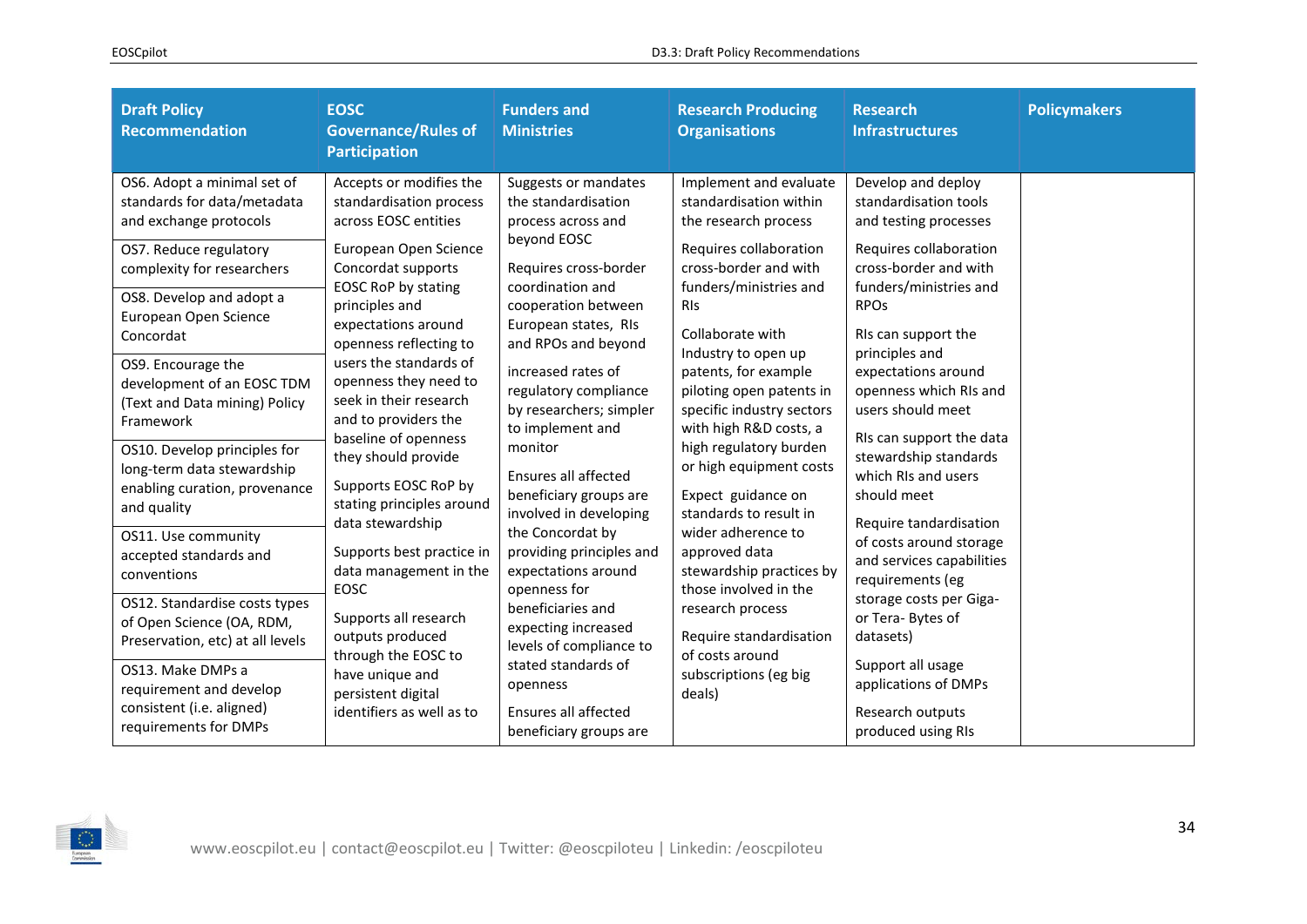| Draft Policy Recommendation | EOSC Governance/Rules of Participation | Funders and Ministries | Research Producing Organisations | Research Infrastructures | Policymakers |
|---|---|---|---|---|---|
| OS6. Adopt a minimal set of standards for data/metadata and exchange protocols | Accepts or modifies the standardisation process across EOSC entities | Suggests or mandates the standardisation process across and beyond EOSC | Implement and evaluate standardisation within the research process | Develop and deploy standardisation tools and testing processes | |
| OS7. Reduce regulatory complexity for researchers | European Open Science Concordat supports EOSC RoP by stating principles and expectations around openness reflecting to users the standards of openness they need to seek in their research and to providers the baseline of openness they should provide | Requires cross-border coordination and cooperation between European states, RIs and RPOs and beyond | Requires collaboration cross-border and with funders/ministries and RIs | Requires collaboration cross-border and with funders/ministries and RPOs | |
| OS8. Develop and adopt a European Open Science Concordat | | | Collaborate with Industry to open up patents, for example piloting open patents in specific industry sectors with high R&D costs, a high regulatory burden or high equipment costs | RIs can support the principles and expectations around openness which RIs and users should meet | |
| OS9. Encourage the development of an EOSC TDM (Text and Data mining) Policy Framework | | increased rates of regulatory compliance by researchers; simpler to implement and monitor | | RIs can support the data stewardship standards which RIs and users should meet | |
| OS10. Develop principles for long-term data stewardship enabling curation, provenance and quality | Supports EOSC RoP by stating principles around data stewardship | Ensures all affected beneficiary groups are involved in developing the Concordat by providing principles and expectations around openness for beneficiaries and expecting increased levels of compliance to stated standards of openness | Expect guidance on standards to result in wider adherence to approved data stewardship practices by those involved in the research process | Require tandardisation of costs around storage and services capabilities requirements (eg storage costs per Giga- or Tera- Bytes of datasets) | |
| OS11. Use community accepted standards and conventions | Supports best practice in data management in the EOSC | | | | |
| OS12. Standardise costs types of Open Science (OA, RDM, Preservation, etc) at all levels | Supports all research outputs produced through the EOSC to have unique and persistent digital identifiers as well as to | | Require standardisation of costs around subscriptions (eg big deals) | | |
| OS13. Make DMPs a requirement and develop consistent (i.e. aligned) requirements for DMPs | | Ensures all affected beneficiary groups are | | Support all usage applications of DMPs<br><br>Research outputs produced using RIs | |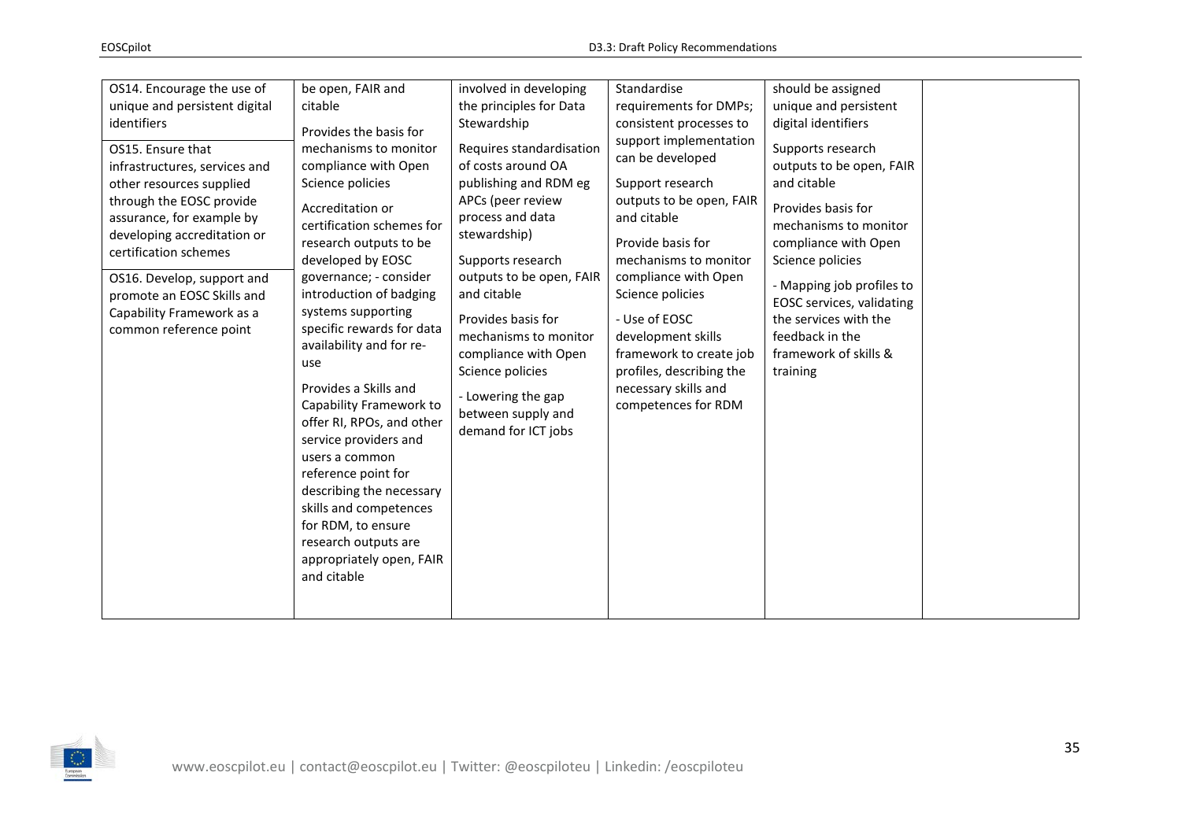| | | | | | |
|---|---|---|---|---|---|
| OS14. Encourage the use of unique and persistent digital identifiers<br><br>OS15. Ensure that infrastructures, services and other resources supplied through the EOSC provide assurance, for example by developing accreditation or certification schemes<br><br>OS16. Develop, support and promote an EOSC Skills and Capability Framework as a common reference point | be open, FAIR and citable<br><br>Provides the basis for mechanisms to monitor compliance with Open Science policies<br><br>Accreditation or certification schemes for research outputs to be developed by EOSC governance; - consider introduction of badging systems supporting specific rewards for data availability and for re-use<br><br>Provides a Skills and Capability Framework to offer RI, RPOs, and other service providers and users a common reference point for describing the necessary skills and competences for RDM, to ensure research outputs are appropriately open, FAIR and citable | involved in developing the principles for Data Stewardship<br><br>Requires standardisation of costs around OA publishing and RDM eg APCs (peer review process and data stewardship)<br><br>Supports research outputs to be open, FAIR and citable<br><br>Provides basis for mechanisms to monitor compliance with Open Science policies<br><br>- Lowering the gap between supply and demand for ICT jobs | Standardise requirements for DMPs; consistent processes to support implementation can be developed<br><br>Support research outputs to be open, FAIR and citable<br><br>Provide basis for mechanisms to monitor compliance with Open Science policies<br><br>- Use of EOSC development skills framework to create job profiles, describing the necessary skills and competences for RDM | should be assigned unique and persistent digital identifiers<br><br>Supports research outputs to be open, FAIR and citable<br><br>Provides basis for mechanisms to monitor compliance with Open Science policies<br><br>- Mapping job profiles to EOSC services, validating the services with the feedback in the framework of skills & training | |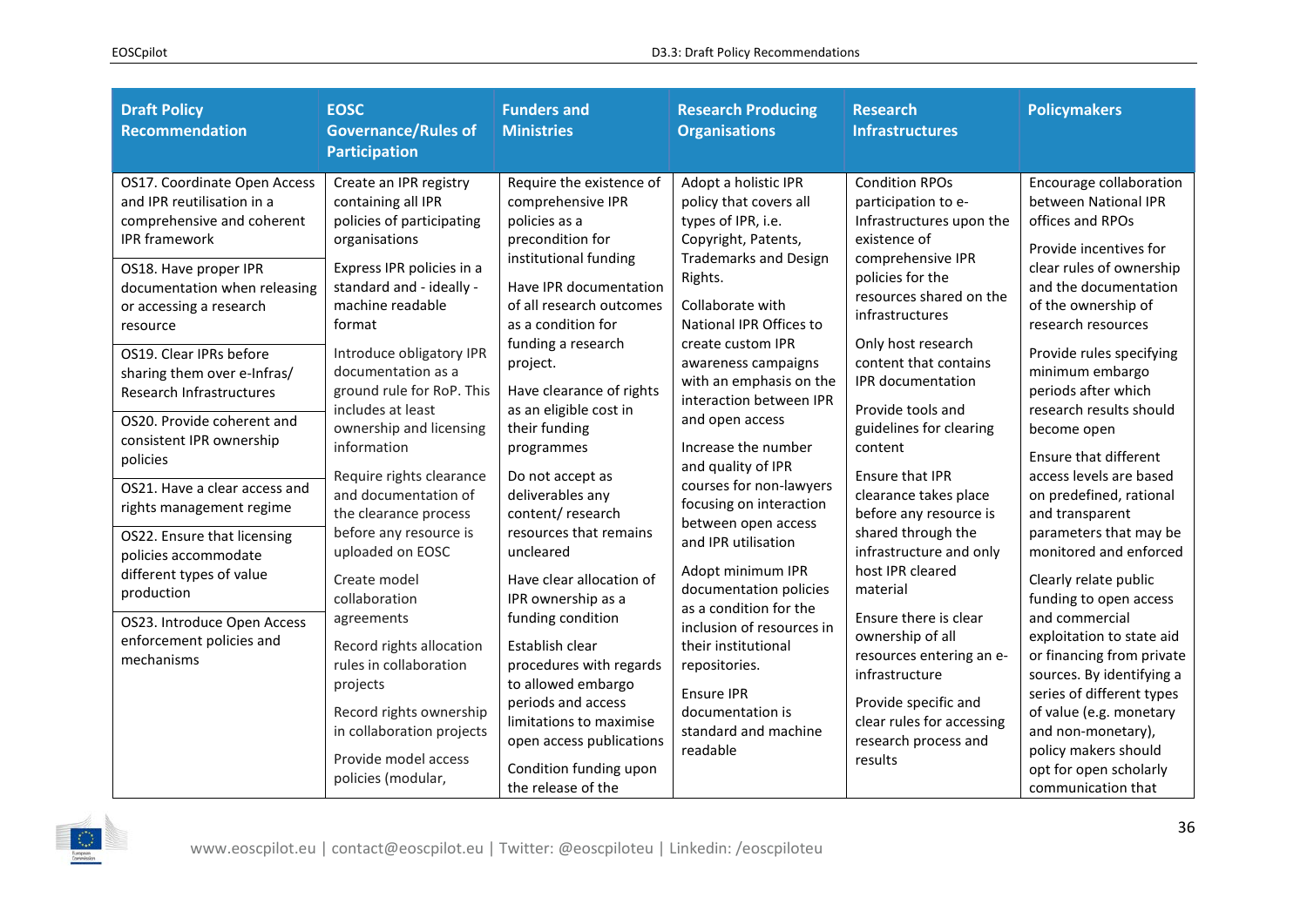| Draft Policy Recommendation | EOSC Governance/Rules of Participation | Funders and Ministries | Research Producing Organisations | Research Infrastructures | Policymakers |
|---|---|---|---|---|---|
| OS17. Coordinate Open Access and IPR reutilisation in a comprehensive and coherent IPR framework<br><br>OS18. Have proper IPR documentation when releasing or accessing a research resource<br><br>OS19. Clear IPRs before sharing them over e-Infras/ Research Infrastructures<br><br>OS20. Provide coherent and consistent IPR ownership policies<br><br>OS21. Have a clear access and rights management regime<br><br>OS22. Ensure that licensing policies accommodate different types of value production<br><br>OS23. Introduce Open Access enforcement policies and mechanisms | Create an IPR registry containing all IPR policies of participating organisations<br><br>Express IPR policies in a standard and - ideally - machine readable format<br><br>Introduce obligatory IPR documentation as a ground rule for RoP. This includes at least ownership and licensing information<br><br>Require rights clearance and documentation of the clearance process before any resource is uploaded on EOSC<br><br>Create model collaboration agreements<br><br>Record rights allocation rules in collaboration projects<br><br>Record rights ownership in collaboration projects<br><br>Provide model access policies (modular, | Require the existence of comprehensive IPR policies as a precondition for institutional funding<br><br>Have IPR documentation of all research outcomes as a condition for funding a research project.<br><br>Have clearance of rights as an eligible cost in their funding programmes<br><br>Do not accept as deliverables any content/ research resources that remains uncleared<br><br>Have clear allocation of IPR ownership as a funding condition<br><br>Establish clear procedures with regards to allowed embargo periods and access limitations to maximise open access publications<br><br>Condition funding upon the release of the | Adopt a holistic IPR policy that covers all types of IPR, i.e. Copyright, Patents, Trademarks and Design Rights.<br><br>Collaborate with National IPR Offices to create custom IPR awareness campaigns with an emphasis on the interaction between IPR and open access<br><br>Increase the number and quality of IPR courses for non-lawyers focusing on interaction between open access and IPR utilisation<br><br>Adopt minimum IPR documentation policies as a condition for the inclusion of resources in their institutional repositories.<br><br>Ensure IPR documentation is standard and machine readable | Condition RPOs participation to e-Infrastructures upon the existence of comprehensive IPR policies for the resources shared on the infrastructures<br><br>Only host research content that contains IPR documentation<br><br>Provide tools and guidelines for clearing content<br><br>Ensure that IPR clearance takes place before any resource is shared through the infrastructure and only host IPR cleared material<br><br>Ensure there is clear ownership of all resources entering an e-infrastructure<br><br>Provide specific and clear rules for accessing research process and results | Encourage collaboration between National IPR offices and RPOs<br><br>Provide incentives for clear rules of ownership and the documentation of the ownership of research resources<br><br>Provide rules specifying minimum embargo periods after which research results should become open<br><br>Ensure that different access levels are based on predefined, rational and transparent parameters that may be monitored and enforced<br><br>Clearly relate public funding to open access and commercial exploitation to state aid or financing from private sources. By identifying a series of different types of value (e.g. monetary and non-monetary), policy makers should opt for open scholarly communication that |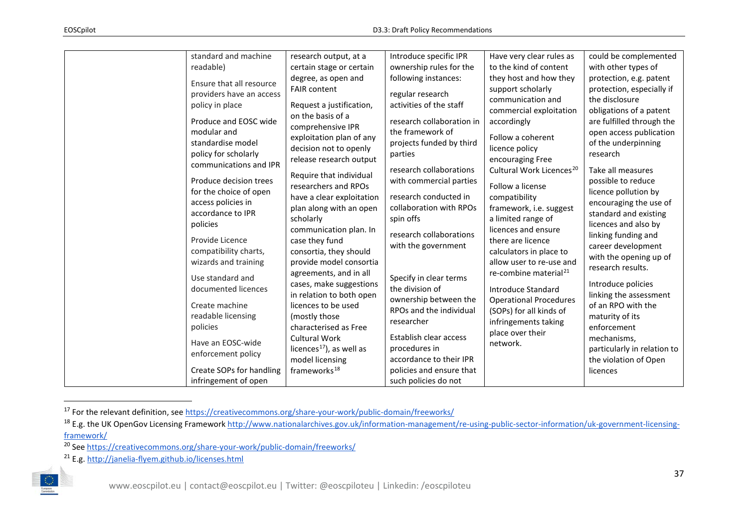| | | | | | |
|---|---|---|---|---|---|
| | standard and machine readable)<br><br>Ensure that all resource providers have an access policy in place<br><br>Produce and EOSC wide modular and standardise model policy for scholarly communications and IPR<br><br>Produce decision trees for the choice of open access policies in accordance to IPR policies<br><br>Provide Licence compatibility charts, wizards and training<br><br>Use standard and documented licences<br><br>Create machine readable licensing policies<br><br>Have an EOSC-wide enforcement policy<br><br>Create SOPs for handling infringement of open | research output, at a certain stage or certain degree, as open and FAIR content<br><br>Request a justification, on the basis of a comprehensive IPR exploitation plan of any decision not to openly release research output<br><br>Require that individual researchers and RPOs have a clear exploitation plan along with an open scholarly communication plan. In case they fund consortia, they should provide model consortia agreements, and in all cases, make suggestions in relation to both open licences to be used (mostly those characterised as Free Cultural Work licences[17]), as well as model licensing frameworks[18] | Introduce specific IPR ownership rules for the following instances:<br><br>regular research activities of the staff<br><br>research collaboration in the framework of projects funded by third parties<br><br>research collaborations with commercial parties<br><br>research conducted in collaboration with RPOs spin offs<br><br>research collaborations with the government<br><br>Specify in clear terms the division of ownership between the RPOs and the individual researcher<br><br>Establish clear access procedures in accordance to their IPR policies and ensure that such policies do not | Have very clear rules as to the kind of content they host and how they support scholarly communication and commercial exploitation accordingly<br><br>Follow a coherent licence policy encouraging Free Cultural Work Licences[20]<br><br>Follow a license compatibility framework, i.e. suggest a limited range of licences and ensure there are licence calculators in place to allow user to re-use and re-combine material[21]<br><br>Introduce Standard Operational Procedures (SOPs) for all kinds of infringements taking place over their network. | could be complemented with other types of protection, e.g. patent protection, especially if the disclosure obligations of a patent are fulfilled through the open access publication of the underpinning research<br><br>Take all measures possible to reduce licence pollution by encouraging the use of standard and existing licences and also by linking funding and career development with the opening up of research results.<br><br>Introduce policies linking the assessment of an RPO with the maturity of its enforcement mechanisms, particularly in relation to the violation of Open licences |

[17] For the relevant definition, see https://creativecommons.org/share-your-work/public-domain/freeworks/

[18] E.g. the UK OpenGov Licensing Framework http://www.nationalarchives.gov.uk/information-management/re-using-public-sector-information/uk-government-licensing-framework/

[20] See https://creativecommons.org/share-your-work/public-domain/freeworks/

[21] E.g. http://janelia-flyem.github.io/licenses.html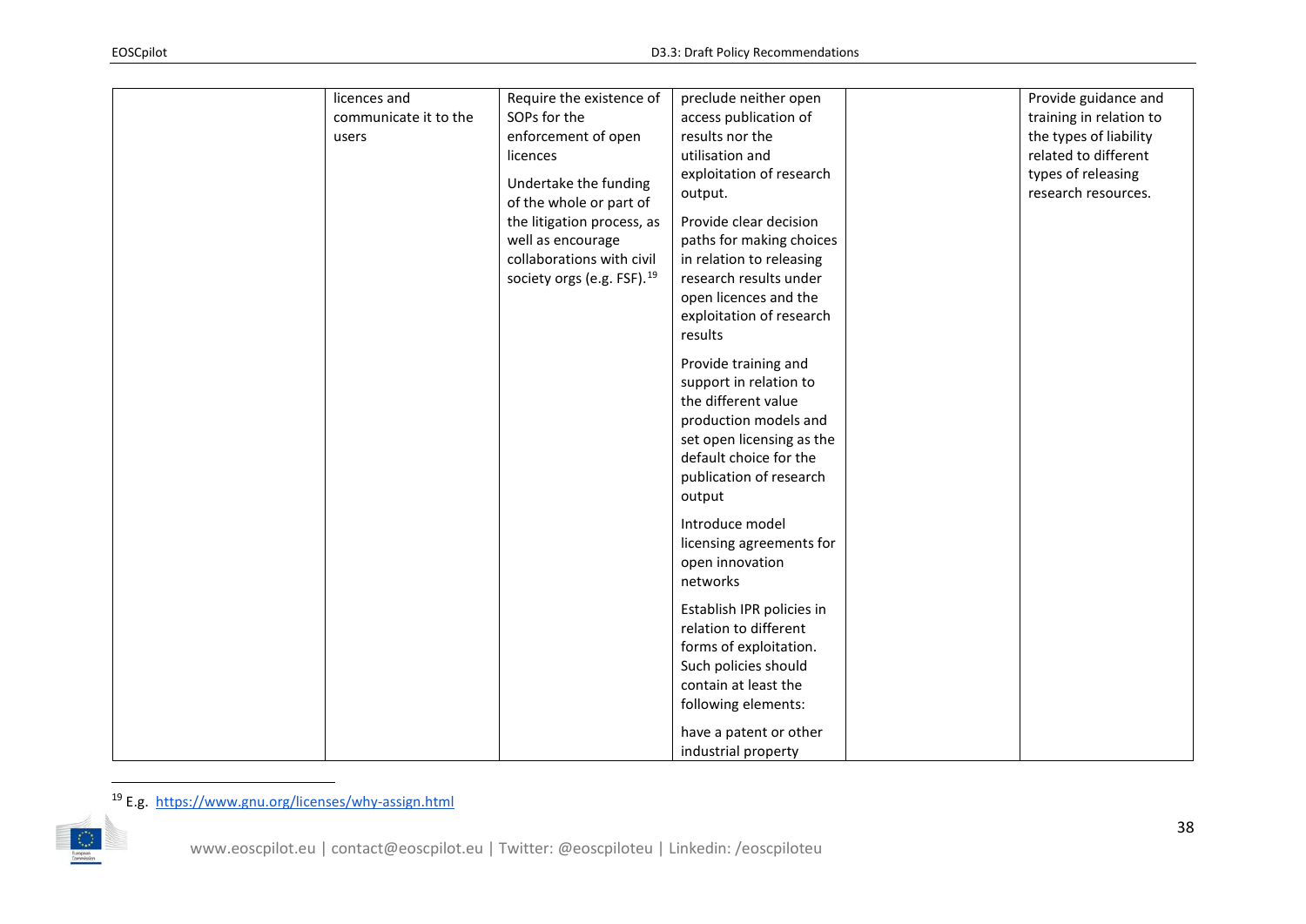| | | | | | |
|---|---|---|---|---|---|
| | licences and communicate it to the users | Require the existence of SOPs for the enforcement of open licences<br><br>Undertake the funding of the whole or part of the litigation process, as well as encourage collaborations with civil society orgs (e.g. FSF).[19] | preclude neither open access publication of results nor the utilisation and exploitation of research output.<br><br>Provide clear decision paths for making choices in relation to releasing research results under open licences and the exploitation of research results<br><br>Provide training and support in relation to the different value production models and set open licensing as the default choice for the publication of research output<br><br>Introduce model licensing agreements for open innovation networks<br><br>Establish IPR policies in relation to different forms of exploitation. Such policies should contain at least the following elements:<br><br>have a patent or other industrial property | | Provide guidance and training in relation to the types of liability related to different types of releasing research resources. |

[19] E.g. https://www.gnu.org/licenses/why-assign.html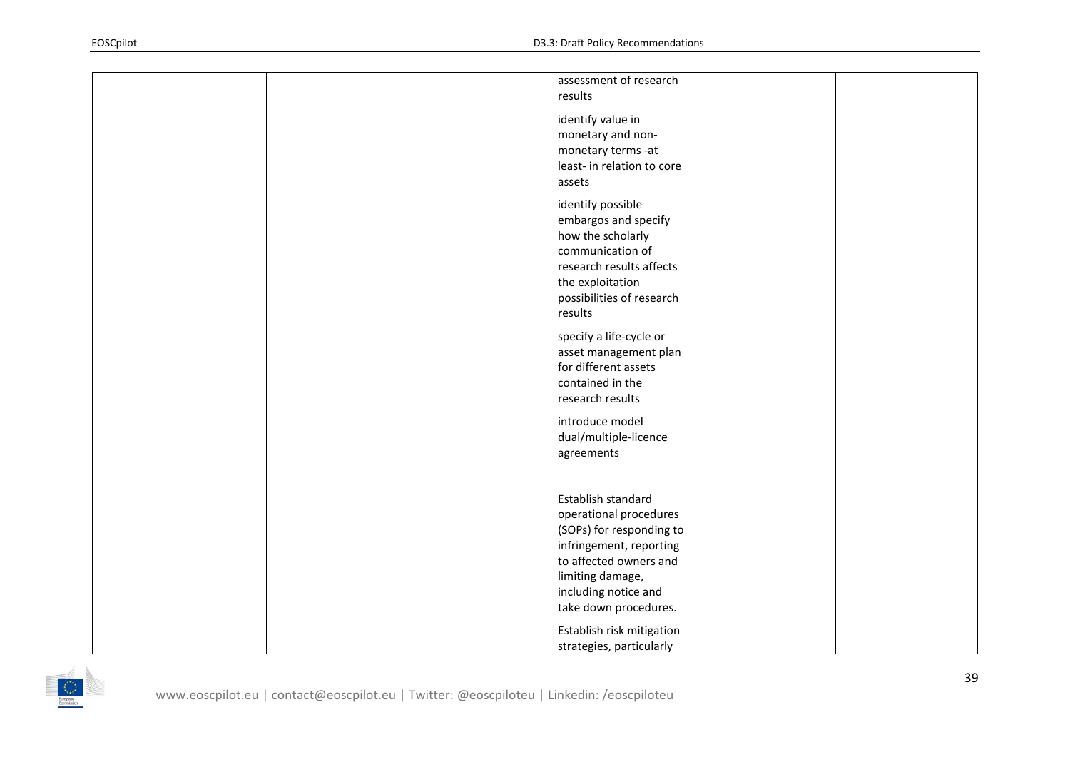| | | | | | |
|---|---|---|---|---|---|
| | | | assessment of research results<br><br>identify value in monetary and non-monetary terms -at least- in relation to core assets<br><br>identify possible embargos and specify how the scholarly communication of research results affects the exploitation possibilities of research results<br><br>specify a life-cycle or asset management plan for different assets contained in the research results<br><br>introduce model dual/multiple-licence agreements<br><br>Establish standard operational procedures (SOPs) for responding to infringement, reporting to affected owners and limiting damage, including notice and take down procedures.<br><br>Establish risk mitigation strategies, particularly | | |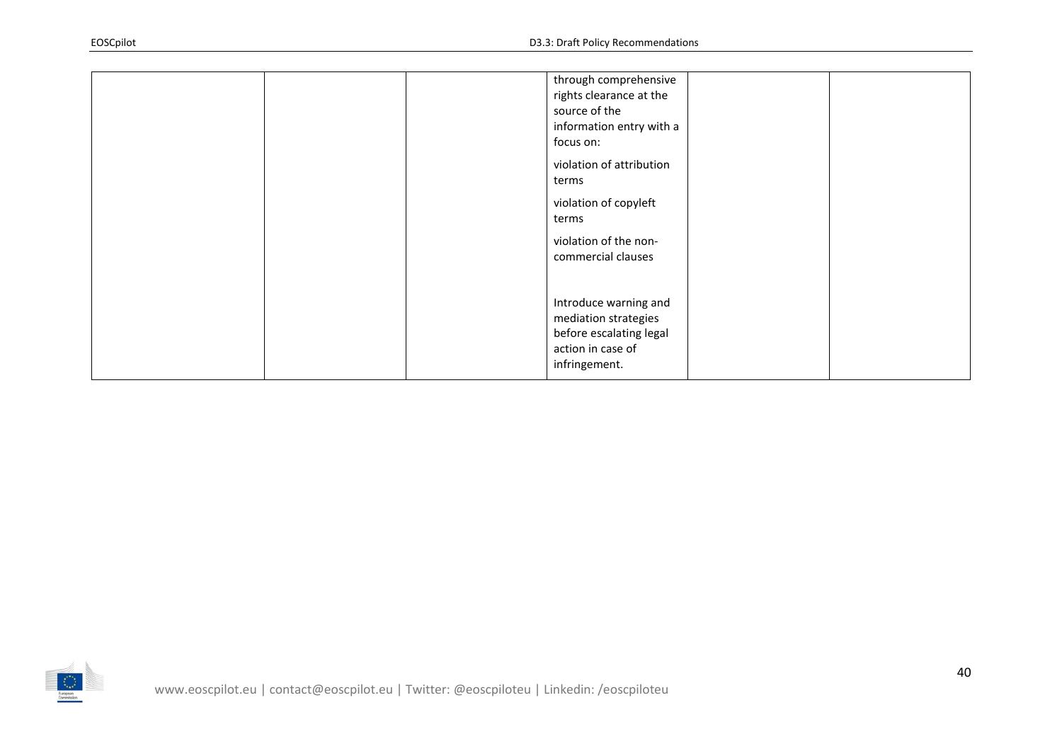| | | | | | |
|---|---|---|---|---|---|
| | | | through comprehensive rights clearance at the source of the information entry with a focus on:<br><br>violation of attribution terms<br><br>violation of copyleft terms<br><br>violation of the non-commercial clauses<br><br>Introduce warning and mediation strategies before escalating legal action in case of infringement. | | |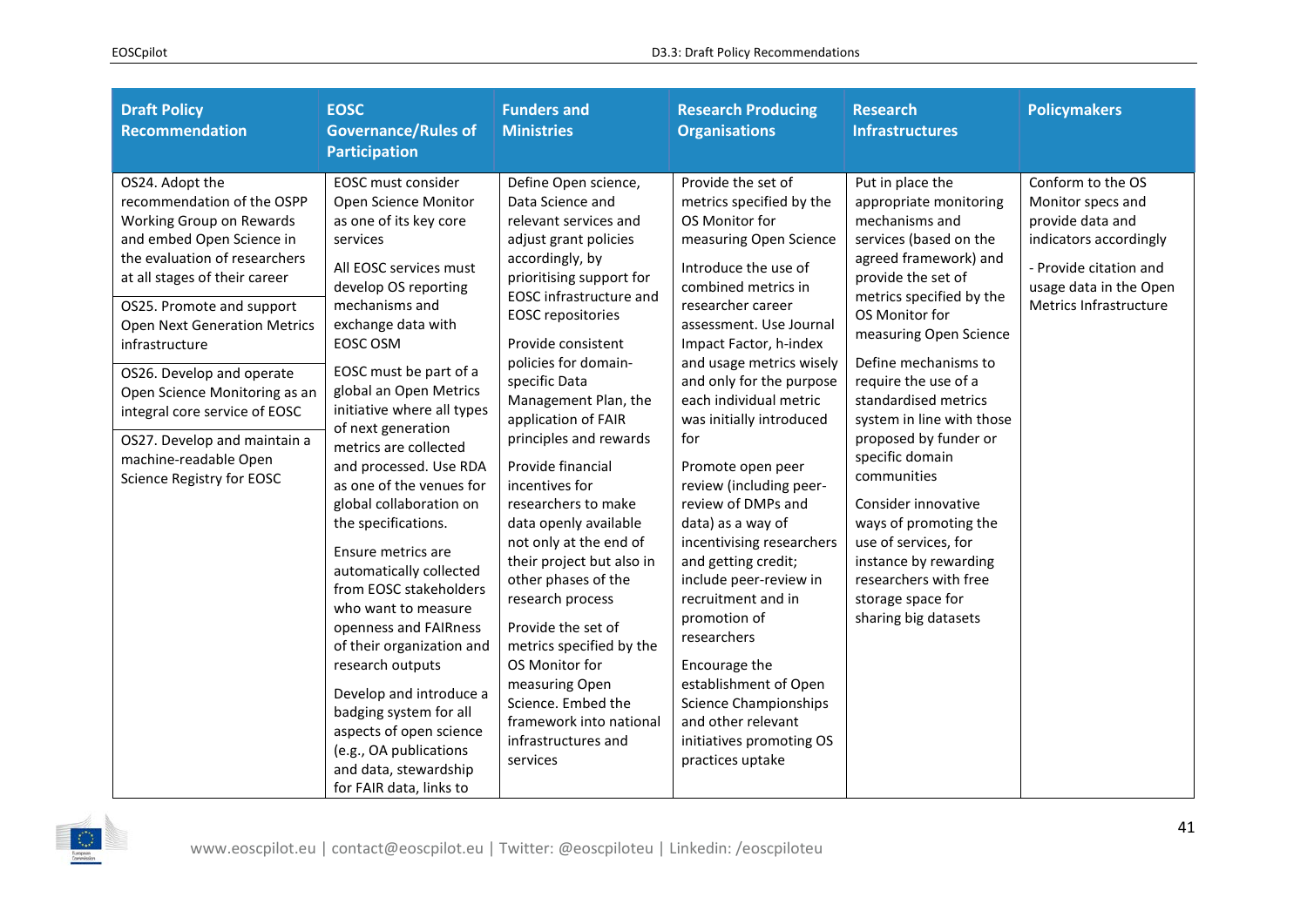| Draft Policy Recommendation | EOSC Governance/Rules of Participation | Funders and Ministries | Research Producing Organisations | Research Infrastructures | Policymakers |
|---|---|---|---|---|---|
| OS24. Adopt the recommendation of the OSPP Working Group on Rewards and embed Open Science in the evaluation of researchers at all stages of their career<br><br>OS25. Promote and support Open Next Generation Metrics infrastructure<br><br>OS26. Develop and operate Open Science Monitoring as an integral core service of EOSC<br><br>OS27. Develop and maintain a machine-readable Open Science Registry for EOSC | EOSC must consider Open Science Monitor as one of its key core services<br><br>All EOSC services must develop OS reporting mechanisms and exchange data with EOSC OSM<br><br>EOSC must be part of a global an Open Metrics initiative where all types of next generation metrics are collected and processed. Use RDA as one of the venues for global collaboration on the specifications.<br><br>Ensure metrics are automatically collected from EOSC stakeholders who want to measure openness and FAIRness of their organization and research outputs<br><br>Develop and introduce a badging system for all aspects of open science (e.g., OA publications and data, stewardship for FAIR data, links to | Define Open science, Data Science and relevant services and adjust grant policies accordingly, by prioritising support for EOSC infrastructure and EOSC repositories<br><br>Provide consistent policies for domain-specific Data Management Plan, the application of FAIR principles and rewards<br><br>Provide financial incentives for researchers to make data openly available not only at the end of their project but also in other phases of the research process<br><br>Provide the set of metrics specified by the OS Monitor for measuring Open Science. Embed the framework into national infrastructures and services | Provide the set of metrics specified by the OS Monitor for measuring Open Science<br><br>Introduce the use of combined metrics in researcher career assessment. Use Journal Impact Factor, h-index and usage metrics wisely and only for the purpose each individual metric was initially introduced for<br><br>Promote open peer review (including peer-review of DMPs and data) as a way of incentivising researchers and getting credit; include peer-review in recruitment and in promotion of researchers<br><br>Encourage the establishment of Open Science Championships and other relevant initiatives promoting OS practices uptake | Put in place the appropriate monitoring mechanisms and services (based on the agreed framework) and provide the set of metrics specified by the OS Monitor for measuring Open Science<br><br>Define mechanisms to require the use of a standardised metrics system in line with those proposed by funder or specific domain communities<br><br>Consider innovative ways of promoting the use of services, for instance by rewarding researchers with free storage space for sharing big datasets | Conform to the OS Monitor specs and provide data and indicators accordingly<br><br>- Provide citation and usage data in the Open Metrics Infrastructure |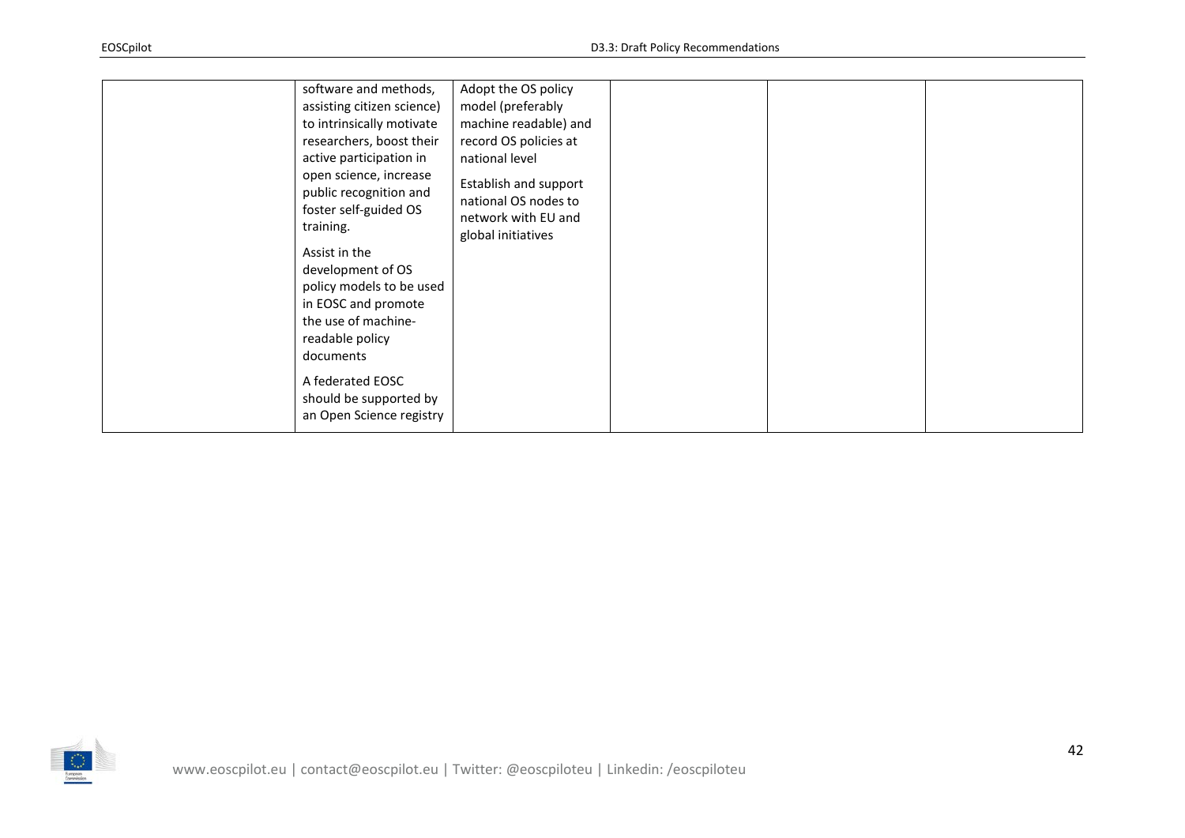| | | | | | |
|---|---|---|---|---|---|
| | software and methods, assisting citizen science) to intrinsically motivate researchers, boost their active participation in open science, increase public recognition and foster self-guided OS training.<br><br>Assist in the development of OS policy models to be used in EOSC and promote the use of machine-readable policy documents<br><br>A federated EOSC should be supported by an Open Science registry | Adopt the OS policy model (preferably machine readable) and record OS policies at national level<br><br>Establish and support national OS nodes to network with EU and global initiatives | | | |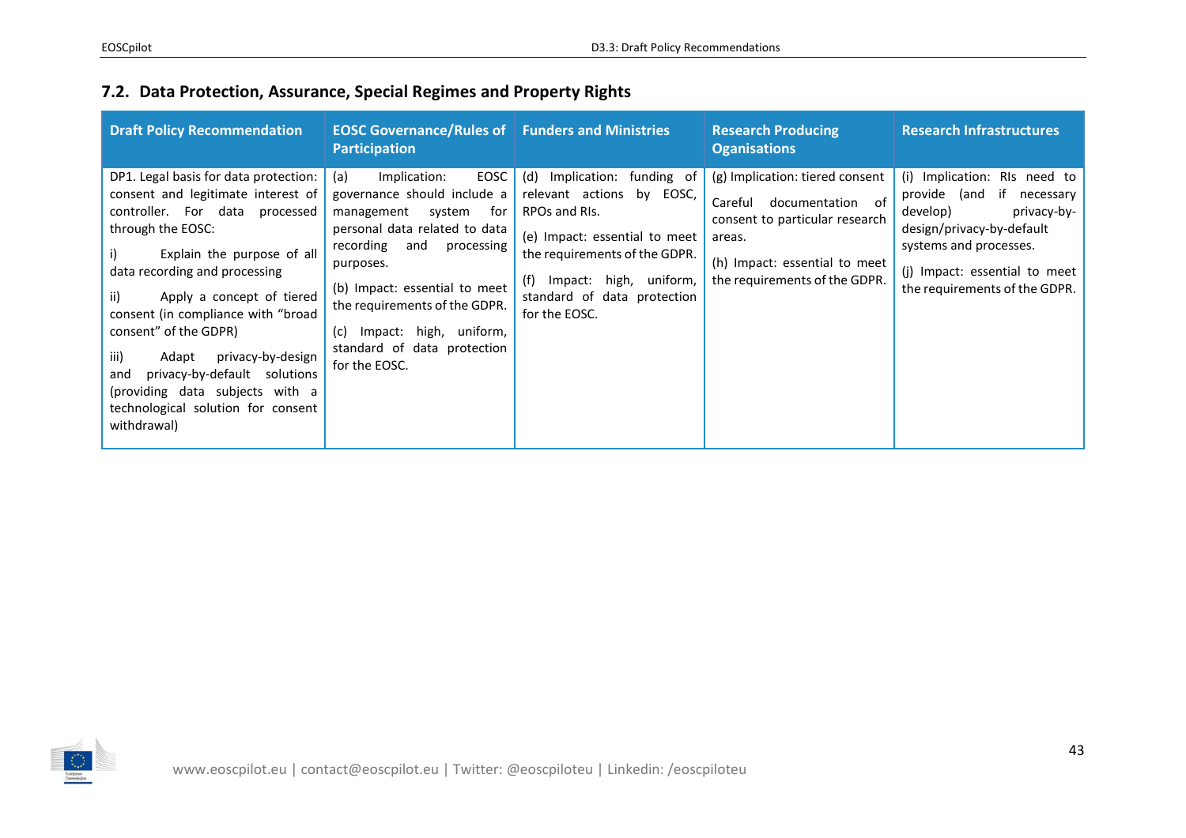## 7.2. Data Protection, Assurance, Special Regimes and Property Rights

| Draft Policy Recommendation | EOSC Governance/Rules of Participation | Funders and Ministries | Research Producing Oganisations | Research Infrastructures |
|---|---|---|---|---|
| DP1. Legal basis for data protection: consent and legitimate interest of controller. For data processed through the EOSC:<br><br>i) Explain the purpose of all data recording and processing<br><br>ii) Apply a concept of tiered consent (in compliance with "broad consent" of the GDPR)<br><br>iii) Adapt privacy-by-design and privacy-by-default solutions (providing data subjects with a technological solution for consent withdrawal) | (a) Implication: EOSC governance should include a management system for personal data related to data recording and processing purposes.<br><br>(b) Impact: essential to meet the requirements of the GDPR.<br><br>(c) Impact: high, uniform, standard of data protection for the EOSC. | (d) Implication: funding of relevant actions by EOSC, RPOs and RIs.<br><br>(e) Impact: essential to meet the requirements of the GDPR.<br><br>(f) Impact: high, uniform, standard of data protection for the EOSC. | (g) Implication: tiered consent<br><br>Careful documentation of consent to particular research areas.<br><br>(h) Impact: essential to meet the requirements of the GDPR. | (i) Implication: RIs need to provide (and if necessary develop) privacy-by-design/privacy-by-default systems and processes.<br><br>(j) Impact: essential to meet the requirements of the GDPR. |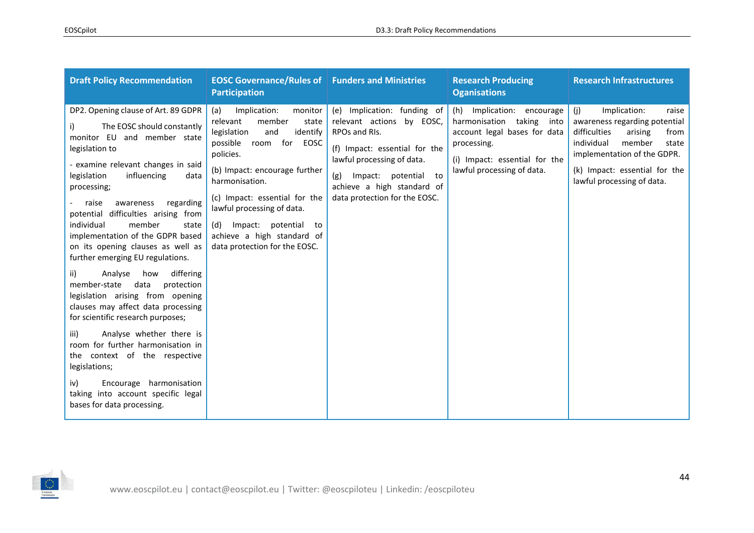| Draft Policy Recommendation | EOSC Governance/Rules of Participation | Funders and Ministries | Research Producing Oganisations | Research Infrastructures |
|---|---|---|---|---|
| DP2. Opening clause of Art. 89 GDPR<br><br>i) The EOSC should constantly monitor EU and member state legislation to<br><br>- examine relevant changes in said legislation influencing data processing;<br><br>- raise awareness regarding potential difficulties arising from individual member state implementation of the GDPR based on its opening clauses as well as further emerging EU regulations.<br><br>ii) Analyse how differing member-state data protection legislation arising from opening clauses may affect data processing for scientific research purposes;<br><br>iii) Analyse whether there is room for further harmonisation in the context of the respective legislations;<br><br>iv) Encourage harmonisation taking into account specific legal bases for data processing. | (a) Implication: monitor relevant member state legislation and identify possible room for EOSC policies.<br><br>(b) Impact: encourage further harmonisation.<br><br>(c) Impact: essential for the lawful processing of data.<br><br>(d) Impact: potential to achieve a high standard of data protection for the EOSC. | (e) Implication: funding of relevant actions by EOSC, RPOs and RIs.<br><br>(f) Impact: essential for the lawful processing of data.<br><br>(g) Impact: potential to achieve a high standard of data protection for the EOSC. | (h) Implication: encourage harmonisation taking into account legal bases for data processing.<br><br>(i) Impact: essential for the lawful processing of data. | (j) Implication: raise awareness regarding potential difficulties arising from individual member state implementation of the GDPR.<br><br>(k) Impact: essential for the lawful processing of data. |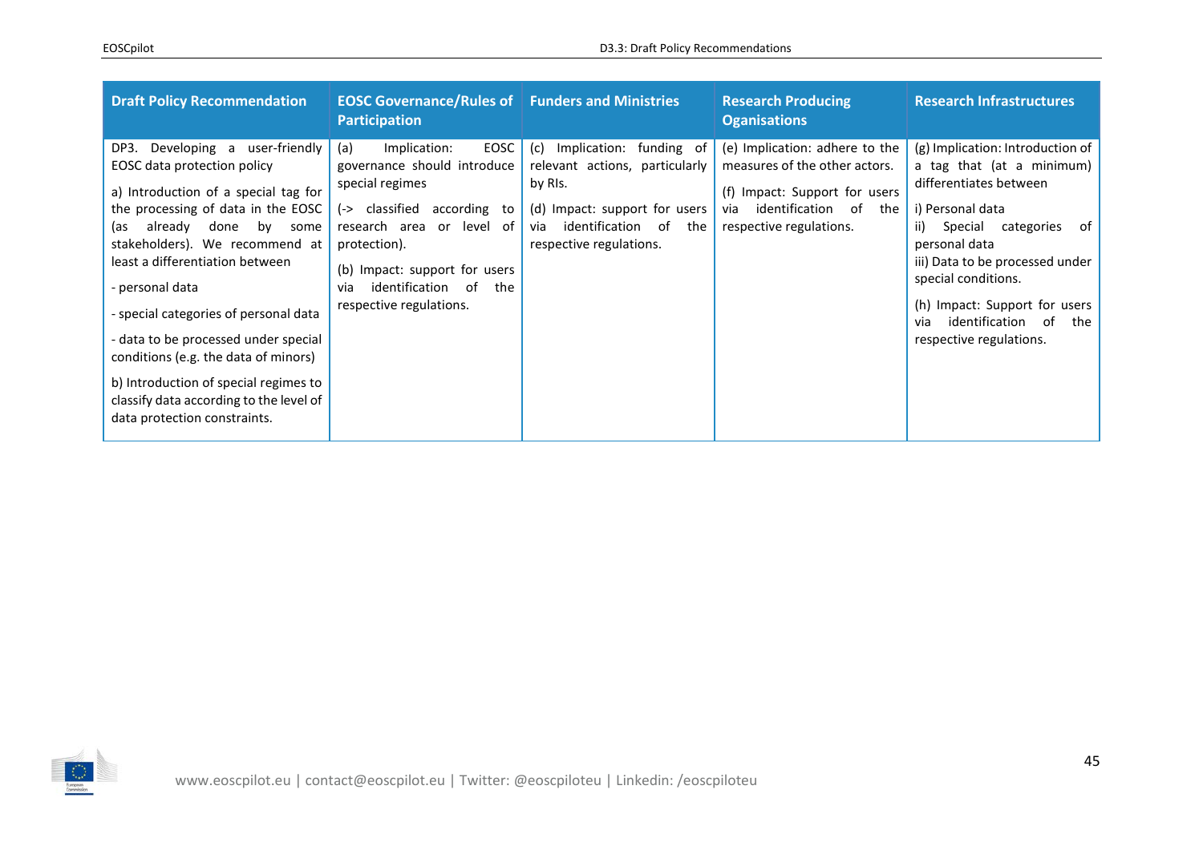| Draft Policy Recommendation | EOSC Governance/Rules of Participation | Funders and Ministries | Research Producing Oganisations | Research Infrastructures |
|---|---|---|---|---|
| DP3. Developing a user-friendly EOSC data protection policy<br><br>a) Introduction of a special tag for the processing of data in the EOSC (as already done by some stakeholders). We recommend at least a differentiation between<br><br>- personal data<br><br>- special categories of personal data<br><br>- data to be processed under special conditions (e.g. the data of minors)<br><br>b) Introduction of special regimes to classify data according to the level of data protection constraints. | (a) Implication: EOSC governance should introduce special regimes<br><br>(-> classified according to research area or level of protection).<br><br>(b) Impact: support for users via identification of the respective regulations. | (c) Implication: funding of relevant actions, particularly by RIs.<br><br>(d) Impact: support for users via identification of the respective regulations. | (e) Implication: adhere to the measures of the other actors.<br><br>(f) Impact: Support for users via identification of the respective regulations. | (g) Implication: Introduction of a tag that (at a minimum) differentiates between<br><br>i) Personal data<br>ii) Special categories of personal data<br>iii) Data to be processed under special conditions.<br><br>(h) Impact: Support for users via identification of the respective regulations. |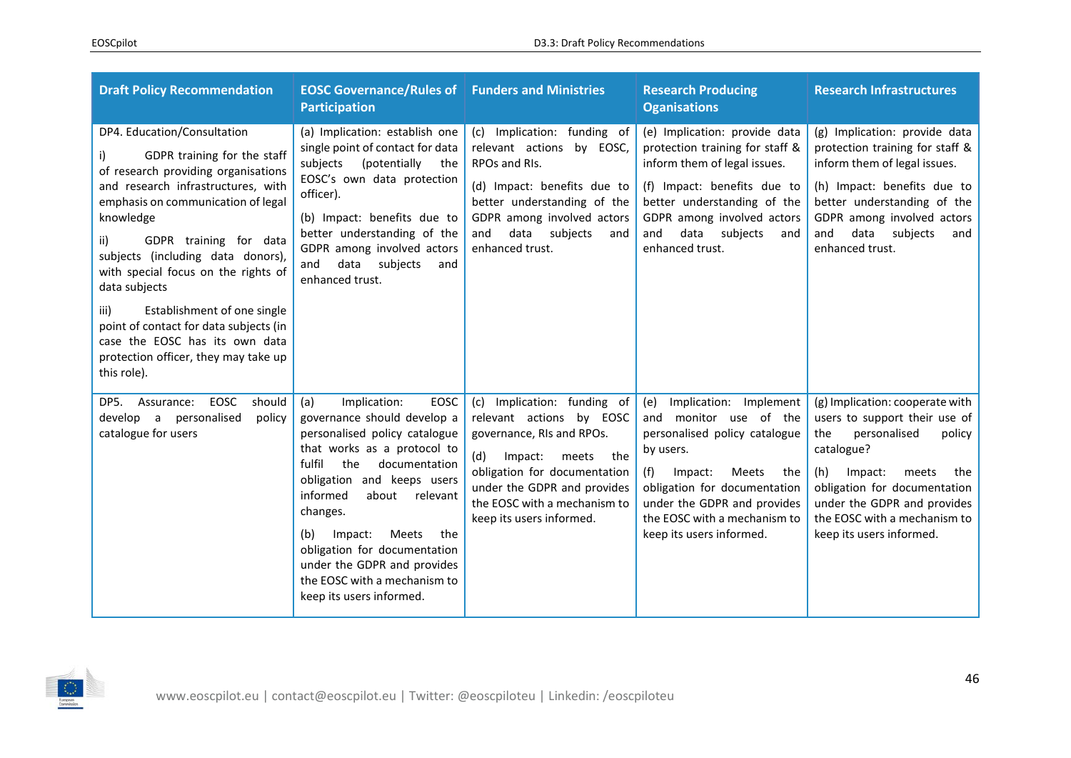| Draft Policy Recommendation | EOSC Governance/Rules of Participation | Funders and Ministries | Research Producing Oganisations | Research Infrastructures |
|---|---|---|---|---|
| DP4. Education/Consultation<br><br>i) GDPR training for the staff of research providing organisations and research infrastructures, with emphasis on communication of legal knowledge<br><br>ii) GDPR training for data subjects (including data donors), with special focus on the rights of data subjects<br><br>iii) Establishment of one single point of contact for data subjects (in case the EOSC has its own data protection officer, they may take up this role). | (a) Implication: establish one single point of contact for data subjects (potentially the EOSC's own data protection officer).<br><br>(b) Impact: benefits due to better understanding of the GDPR among involved actors and data subjects and enhanced trust. | (c) Implication: funding of relevant actions by EOSC, RPOs and RIs.<br><br>(d) Impact: benefits due to better understanding of the GDPR among involved actors and data subjects and enhanced trust. | (e) Implication: provide data protection training for staff & inform them of legal issues.<br><br>(f) Impact: benefits due to better understanding of the GDPR among involved actors and data subjects and enhanced trust. | (g) Implication: provide data protection training for staff & inform them of legal issues.<br><br>(h) Impact: benefits due to better understanding of the GDPR among involved actors and data subjects and enhanced trust. |
| DP5. Assurance: EOSC should develop a personalised policy catalogue for users | (a) Implication: EOSC governance should develop a personalised policy catalogue that works as a protocol to fulfil the documentation obligation and keeps users informed about relevant changes.<br><br>(b) Impact: Meets the obligation for documentation under the GDPR and provides the EOSC with a mechanism to keep its users informed. | (c) Implication: funding of relevant actions by EOSC governance, RIs and RPOs.<br><br>(d) Impact: meets the obligation for documentation under the GDPR and provides the EOSC with a mechanism to keep its users informed. | (e) Implication: Implement and monitor use of the personalised policy catalogue by users.<br><br>(f) Impact: Meets the obligation for documentation under the GDPR and provides the EOSC with a mechanism to keep its users informed. | (g) Implication: cooperate with users to support their use of the personalised policy catalogue?<br><br>(h) Impact: meets the obligation for documentation under the GDPR and provides the EOSC with a mechanism to keep its users informed. |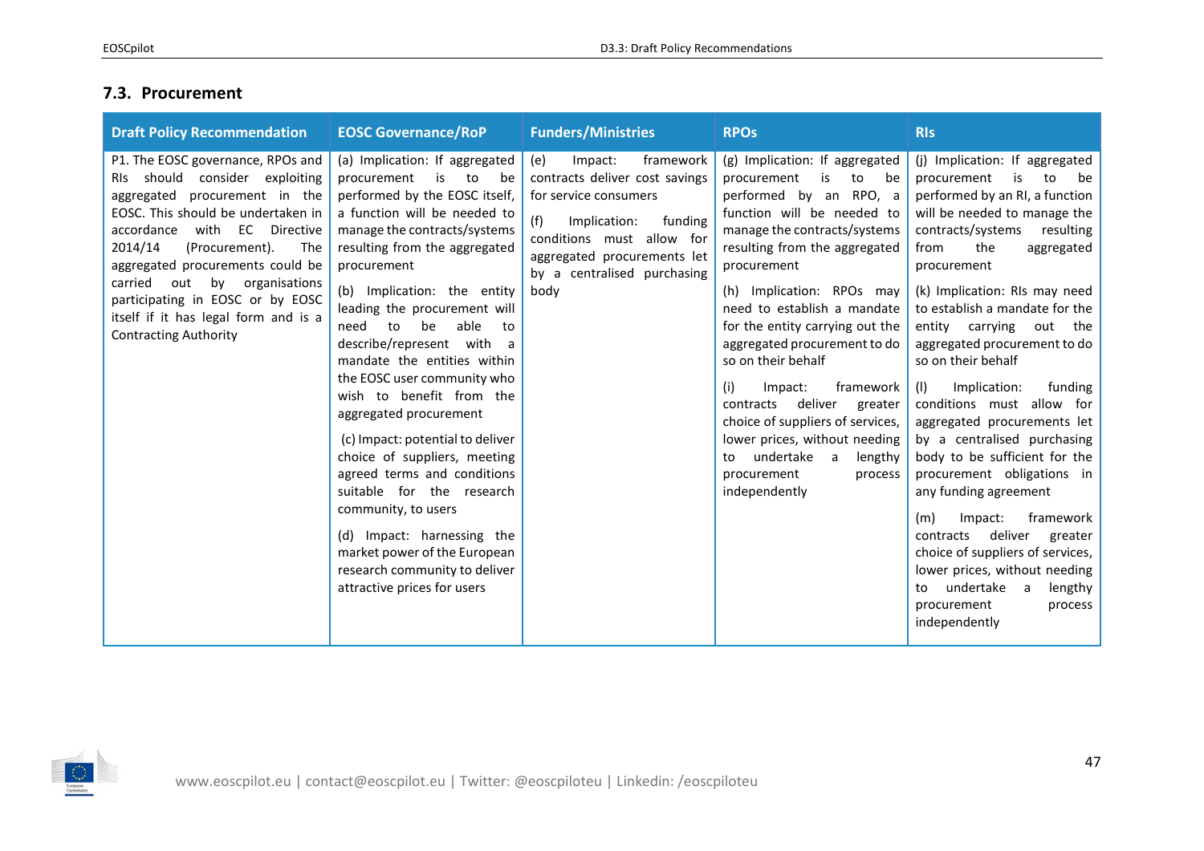## 7.3. Procurement

| Draft Policy Recommendation | EOSC Governance/RoP | Funders/Ministries | RPOs | RIs |
|---|---|---|---|---|
| P1. The EOSC governance, RPOs and RIs should consider exploiting aggregated procurement in the EOSC. This should be undertaken in accordance with EC Directive 2014/14 (Procurement). The aggregated procurements could be carried out by organisations participating in EOSC or by EOSC itself if it has legal form and is a Contracting Authority | (a) Implication: If aggregated procurement is to be performed by the EOSC itself, a function will be needed to manage the contracts/systems resulting from the aggregated procurement<br><br>(b) Implication: the entity leading the procurement will need to be able to describe/represent with a mandate the entities within the EOSC user community who wish to benefit from the aggregated procurement<br><br>(c) Impact: potential to deliver choice of suppliers, meeting agreed terms and conditions suitable for the research community, to users<br><br>(d) Impact: harnessing the market power of the European research community to deliver attractive prices for users | (e) Impact: framework contracts deliver cost savings for service consumers<br><br>(f) Implication: funding conditions must allow for aggregated procurements let by a centralised purchasing body | (g) Implication: If aggregated procurement is to be performed by an RPO, a function will be needed to manage the contracts/systems resulting from the aggregated procurement<br><br>(h) Implication: RPOs may need to establish a mandate for the entity carrying out the aggregated procurement to do so on their behalf<br><br>(i) Impact: framework contracts deliver greater choice of suppliers of services, lower prices, without needing to undertake a lengthy procurement process independently | (j) Implication: If aggregated procurement is to be performed by an RI, a function will be needed to manage the contracts/systems resulting from the aggregated procurement<br><br>(k) Implication: RIs may need to establish a mandate for the entity carrying out the aggregated procurement to do so on their behalf<br><br>(l) Implication: funding conditions must allow for aggregated procurements let by a centralised purchasing body to be sufficient for the procurement obligations in any funding agreement<br><br>(m) Impact: framework contracts deliver greater choice of suppliers of services, lower prices, without needing to undertake a lengthy procurement process independently |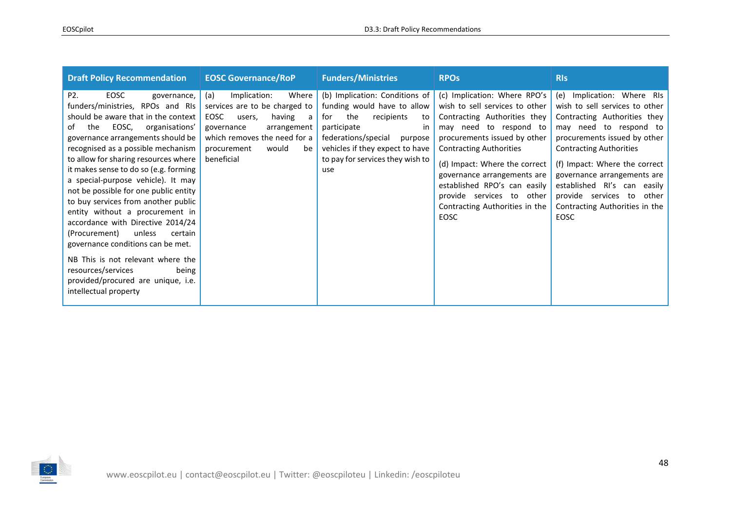| Draft Policy Recommendation | EOSC Governance/RoP | Funders/Ministries | RPOs | RIs |
|---|---|---|---|---|
| P2. EOSC governance, funders/ministries, RPOs and RIs should be aware that in the context of the EOSC, organisations' governance arrangements should be recognised as a possible mechanism to allow for sharing resources where it makes sense to do so (e.g. forming a special-purpose vehicle). It may not be possible for one public entity to buy services from another public entity without a procurement in accordance with Directive 2014/24 (Procurement) unless certain governance conditions can be met.<br><br>NB This is not relevant where the resources/services being provided/procured are unique, i.e. intellectual property | (a) Implication: Where services are to be charged to EOSC users, having a governance arrangement which removes the need for a procurement would be beneficial | (b) Implication: Conditions of funding would have to allow for the recipients to participate in federations/special purpose vehicles if they expect to have to pay for services they wish to use | (c) Implication: Where RPO's wish to sell services to other Contracting Authorities they may need to respond to procurements issued by other Contracting Authorities<br><br>(d) Impact: Where the correct governance arrangements are established RPO's can easily provide services to other Contracting Authorities in the EOSC | (e) Implication: Where RIs wish to sell services to other Contracting Authorities they may need to respond to procurements issued by other Contracting Authorities<br><br>(f) Impact: Where the correct governance arrangements are established RI's can easily provide services to other Contracting Authorities in the EOSC |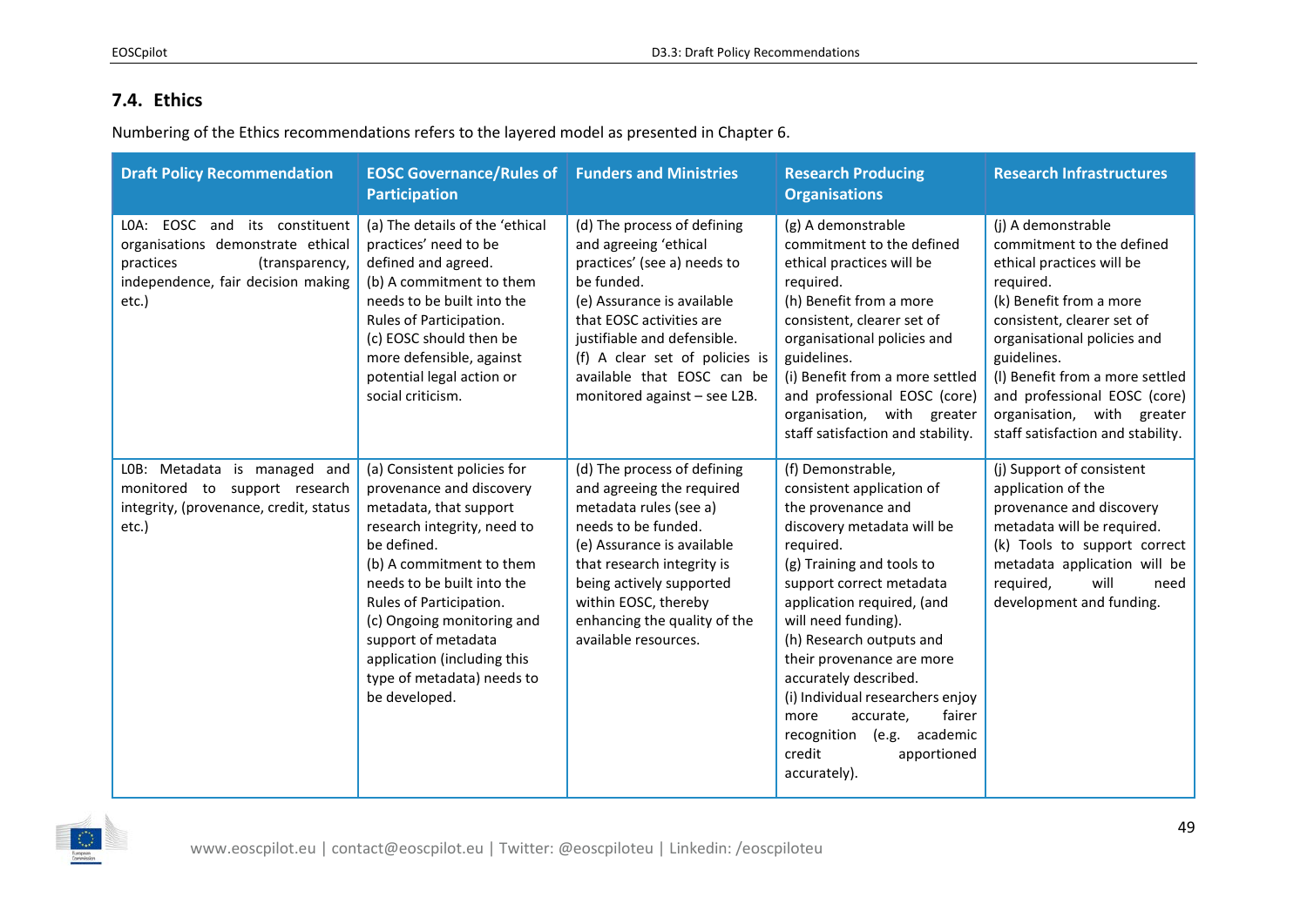## 7.4. Ethics

Numbering of the Ethics recommendations refers to the layered model as presented in Chapter 6.

| Draft Policy Recommendation | EOSC Governance/Rules of Participation | Funders and Ministries | Research Producing Organisations | Research Infrastructures |
|---|---|---|---|---|
| L0A: EOSC and its constituent organisations demonstrate ethical practices (transparency, independence, fair decision making etc.) | (a) The details of the 'ethical practices' need to be defined and agreed.<br>(b) A commitment to them needs to be built into the Rules of Participation.<br>(c) EOSC should then be more defensible, against potential legal action or social criticism. | (d) The process of defining and agreeing 'ethical practices' (see a) needs to be funded.<br>(e) Assurance is available that EOSC activities are justifiable and defensible.<br>(f) A clear set of policies is available that EOSC can be monitored against – see L2B. | (g) A demonstrable commitment to the defined ethical practices will be required.<br>(h) Benefit from a more consistent, clearer set of organisational policies and guidelines.<br>(i) Benefit from a more settled and professional EOSC (core) organisation, with greater staff satisfaction and stability. | (j) A demonstrable commitment to the defined ethical practices will be required.<br>(k) Benefit from a more consistent, clearer set of organisational policies and guidelines.<br>(l) Benefit from a more settled and professional EOSC (core) organisation, with greater staff satisfaction and stability. |
| L0B: Metadata is managed and monitored to support research integrity, (provenance, credit, status etc.) | (a) Consistent policies for provenance and discovery metadata, that support research integrity, need to be defined.<br>(b) A commitment to them needs to be built into the Rules of Participation.<br>(c) Ongoing monitoring and support of metadata application (including this type of metadata) needs to be developed. | (d) The process of defining and agreeing the required metadata rules (see a) needs to be funded.<br>(e) Assurance is available that research integrity is being actively supported within EOSC, thereby enhancing the quality of the available resources. | (f) Demonstrable, consistent application of the provenance and discovery metadata will be required.<br>(g) Training and tools to support correct metadata application required, (and will need funding).<br>(h) Research outputs and their provenance are more accurately described.<br>(i) Individual researchers enjoy more accurate, fairer recognition (e.g. academic credit apportioned accurately). | (j) Support of consistent application of the provenance and discovery metadata will be required.<br>(k) Tools to support correct metadata application will be required, will need development and funding. |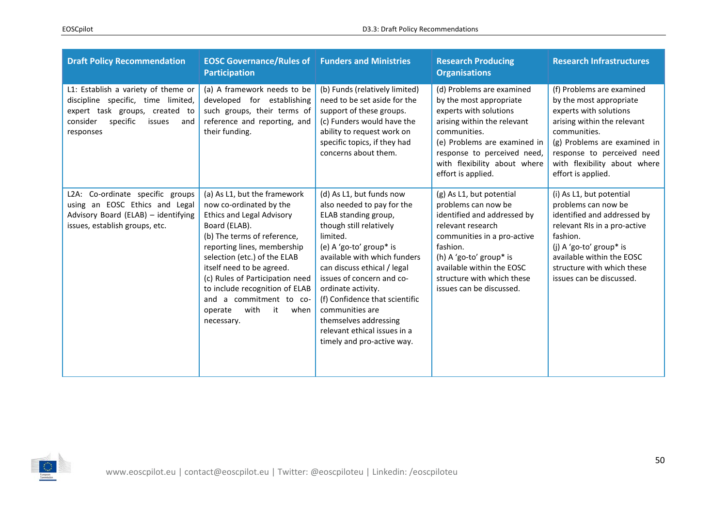| Draft Policy Recommendation | EOSC Governance/Rules of Participation | Funders and Ministries | Research Producing Organisations | Research Infrastructures |
|---|---|---|---|---|
| L1: Establish a variety of theme or discipline specific, time limited, expert task groups, created to consider specific issues and responses | (a) A framework needs to be developed for establishing such groups, their terms of reference and reporting, and their funding. | (b) Funds (relatively limited) need to be set aside for the support of these groups.<br>(c) Funders would have the ability to request work on specific topics, if they had concerns about them. | (d) Problems are examined by the most appropriate experts with solutions arising within the relevant communities.<br>(e) Problems are examined in response to perceived need, with flexibility about where effort is applied. | (f) Problems are examined by the most appropriate experts with solutions arising within the relevant communities.<br>(g) Problems are examined in response to perceived need with flexibility about where effort is applied. |
| L2A: Co-ordinate specific groups using an EOSC Ethics and Legal Advisory Board (ELAB) – identifying issues, establish groups, etc. | (a) As L1, but the framework now co-ordinated by the Ethics and Legal Advisory Board (ELAB).<br>(b) The terms of reference, reporting lines, membership selection (etc.) of the ELAB itself need to be agreed.<br>(c) Rules of Participation need to include recognition of ELAB and a commitment to co-operate with it when necessary. | (d) As L1, but funds now also needed to pay for the ELAB standing group, though still relatively limited.<br>(e) A 'go-to' group* is available with which funders can discuss ethical / legal issues of concern and co-ordinate activity.<br>(f) Confidence that scientific communities are themselves addressing relevant ethical issues in a timely and pro-active way. | (g) As L1, but potential problems can now be identified and addressed by relevant research communities in a pro-active fashion.<br>(h) A 'go-to' group* is available within the EOSC structure with which these issues can be discussed. | (i) As L1, but potential problems can now be identified and addressed by relevant RIs in a pro-active fashion.<br>(j) A 'go-to' group* is available within the EOSC structure with which these issues can be discussed. |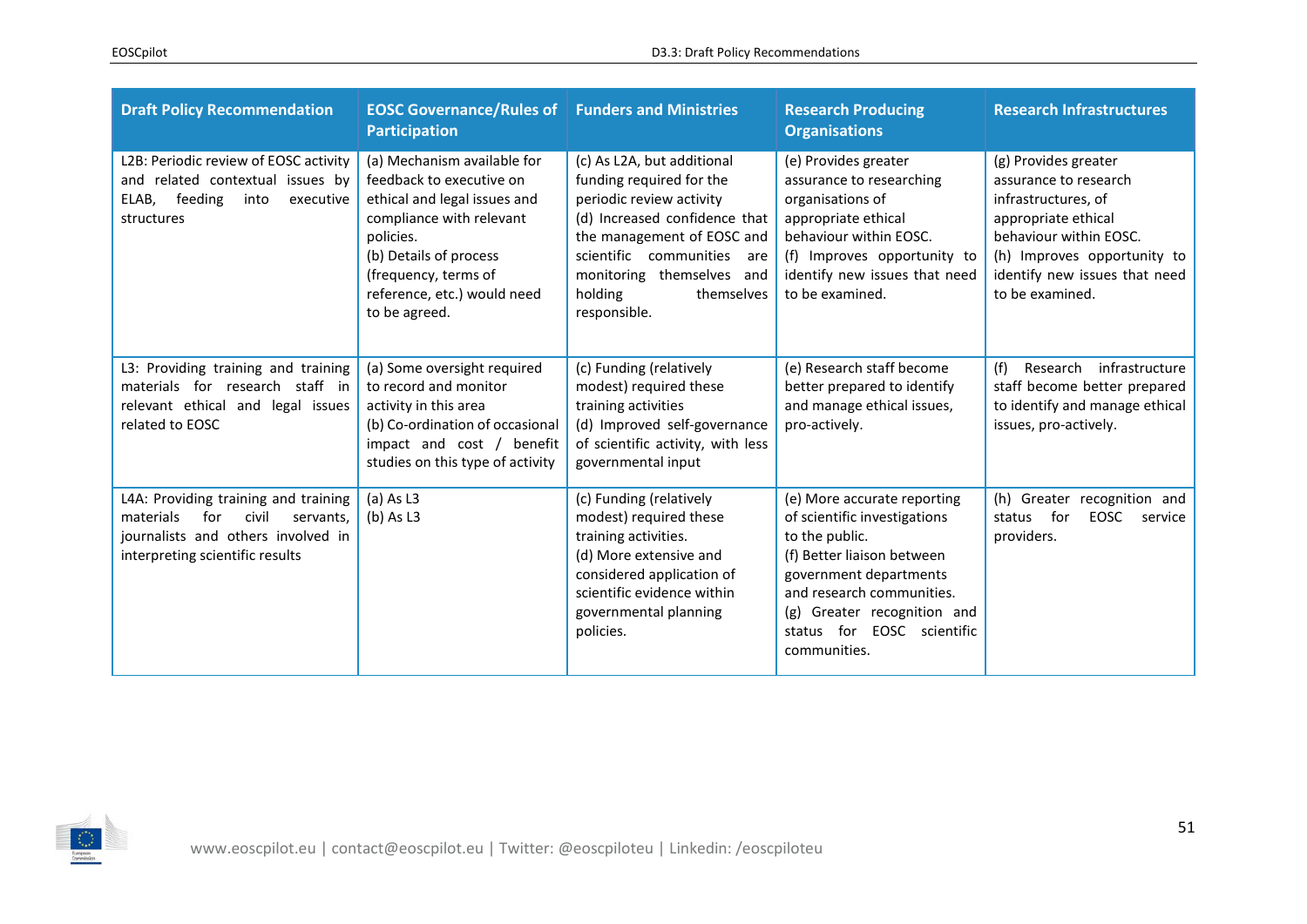| Draft Policy Recommendation | EOSC Governance/Rules of Participation | Funders and Ministries | Research Producing Organisations | Research Infrastructures |
|---|---|---|---|---|
| L2B: Periodic review of EOSC activity and related contextual issues by ELAB, feeding into executive structures | (a) Mechanism available for feedback to executive on ethical and legal issues and compliance with relevant policies.<br>(b) Details of process (frequency, terms of reference, etc.) would need to be agreed. | (c) As L2A, but additional funding required for the periodic review activity<br>(d) Increased confidence that the management of EOSC and scientific communities are monitoring themselves and holding themselves responsible. | (e) Provides greater assurance to researching organisations of appropriate ethical behaviour within EOSC.<br>(f) Improves opportunity to identify new issues that need to be examined. | (g) Provides greater assurance to research infrastructures, of appropriate ethical behaviour within EOSC.<br>(h) Improves opportunity to identify new issues that need to be examined. |
| L3: Providing training and training materials for research staff in relevant ethical and legal issues related to EOSC | (a) Some oversight required to record and monitor activity in this area<br>(b) Co-ordination of occasional impact and cost / benefit studies on this type of activity | (c) Funding (relatively modest) required these training activities<br>(d) Improved self-governance of scientific activity, with less governmental input | (e) Research staff become better prepared to identify and manage ethical issues, pro-actively. | (f) Research infrastructure staff become better prepared to identify and manage ethical issues, pro-actively. |
| L4A: Providing training and training materials for civil servants, journalists and others involved in interpreting scientific results | (a) As L3<br>(b) As L3 | (c) Funding (relatively modest) required these training activities.<br>(d) More extensive and considered application of scientific evidence within governmental planning policies. | (e) More accurate reporting of scientific investigations to the public.<br>(f) Better liaison between government departments and research communities.<br>(g) Greater recognition and status for EOSC scientific communities. | (h) Greater recognition and status for EOSC service providers. |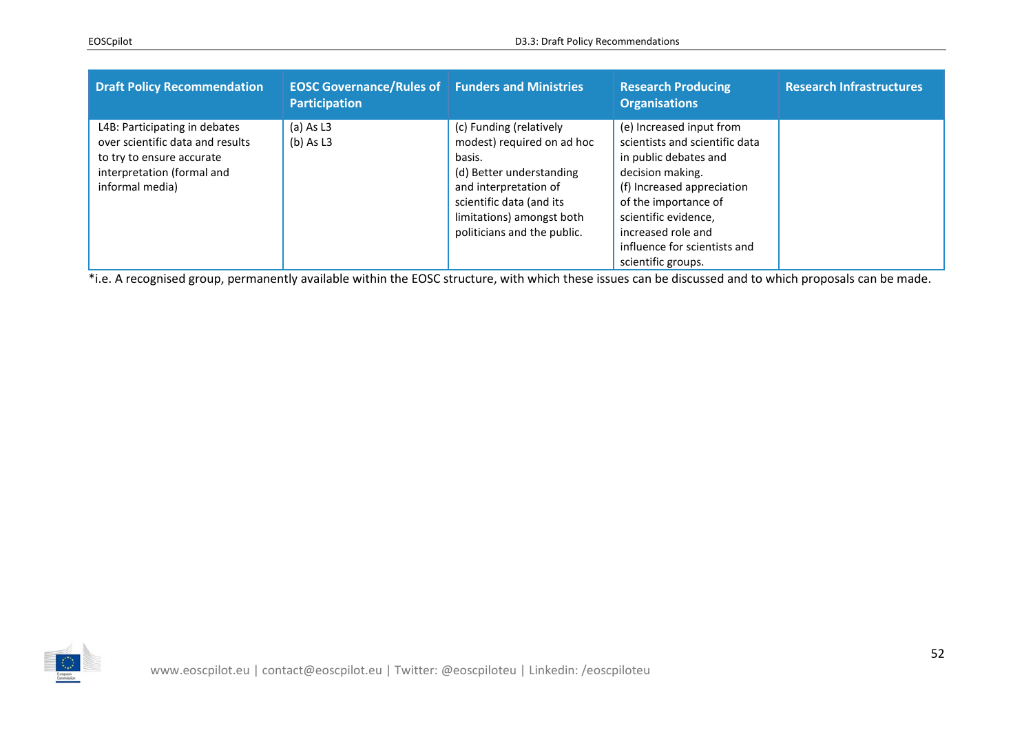| Draft Policy Recommendation | EOSC Governance/Rules of Participation | Funders and Ministries | Research Producing Organisations | Research Infrastructures |
|---|---|---|---|---|
| L4B: Participating in debates over scientific data and results to try to ensure accurate interpretation (formal and informal media) | (a) As L3<br>(b) As L3 | (c) Funding (relatively modest) required on ad hoc basis.<br>(d) Better understanding and interpretation of scientific data (and its limitations) amongst both politicians and the public. | (e) Increased input from scientists and scientific data in public debates and decision making.<br>(f) Increased appreciation of the importance of scientific evidence, increased role and influence for scientists and scientific groups. | |

*i.e. A recognised group, permanently available within the EOSC structure, with which these issues can be discussed and to which proposals can be made.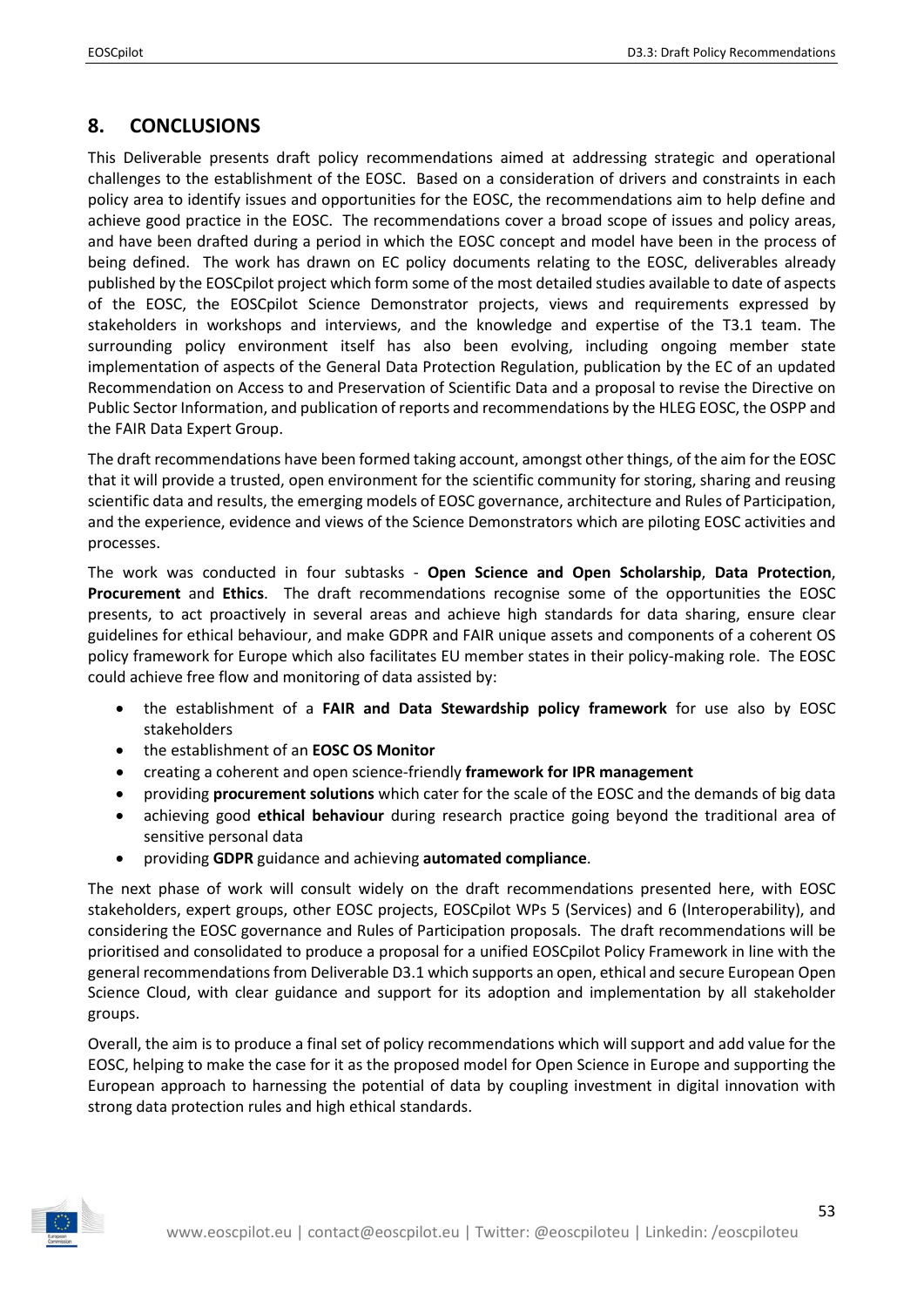## 8. CONCLUSIONS

This Deliverable presents draft policy recommendations aimed at addressing strategic and operational challenges to the establishment of the EOSC. Based on a consideration of drivers and constraints in each policy area to identify issues and opportunities for the EOSC, the recommendations aim to help define and achieve good practice in the EOSC. The recommendations cover a broad scope of issues and policy areas, and have been drafted during a period in which the EOSC concept and model have been in the process of being defined. The work has drawn on EC policy documents relating to the EOSC, deliverables already published by the EOSCpilot project which form some of the most detailed studies available to date of aspects of the EOSC, the EOSCpilot Science Demonstrator projects, views and requirements expressed by stakeholders in workshops and interviews, and the knowledge and expertise of the T3.1 team. The surrounding policy environment itself has also been evolving, including ongoing member state implementation of aspects of the General Data Protection Regulation, publication by the EC of an updated Recommendation on Access to and Preservation of Scientific Data and a proposal to revise the Directive on Public Sector Information, and publication of reports and recommendations by the HLEG EOSC, the OSPP and the FAIR Data Expert Group.

The draft recommendations have been formed taking account, amongst other things, of the aim for the EOSC that it will provide a trusted, open environment for the scientific community for storing, sharing and reusing scientific data and results, the emerging models of EOSC governance, architecture and Rules of Participation, and the experience, evidence and views of the Science Demonstrators which are piloting EOSC activities and processes.

The work was conducted in four subtasks - **Open Science and Open Scholarship**, **Data Protection**, **Procurement** and **Ethics**. The draft recommendations recognise some of the opportunities the EOSC presents, to act proactively in several areas and achieve high standards for data sharing, ensure clear guidelines for ethical behaviour, and make GDPR and FAIR unique assets and components of a coherent OS policy framework for Europe which also facilitates EU member states in their policy-making role. The EOSC could achieve free flow and monitoring of data assisted by:

- the establishment of a **FAIR and Data Stewardship policy framework** for use also by EOSC stakeholders
- the establishment of an **EOSC OS Monitor**
- creating a coherent and open science-friendly **framework for IPR management**
- providing **procurement solutions** which cater for the scale of the EOSC and the demands of big data
- achieving good **ethical behaviour** during research practice going beyond the traditional area of sensitive personal data
- providing **GDPR** guidance and achieving **automated compliance**.

The next phase of work will consult widely on the draft recommendations presented here, with EOSC stakeholders, expert groups, other EOSC projects, EOSCpilot WPs 5 (Services) and 6 (Interoperability), and considering the EOSC governance and Rules of Participation proposals. The draft recommendations will be prioritised and consolidated to produce a proposal for a unified EOSCpilot Policy Framework in line with the general recommendations from Deliverable D3.1 which supports an open, ethical and secure European Open Science Cloud, with clear guidance and support for its adoption and implementation by all stakeholder groups.

Overall, the aim is to produce a final set of policy recommendations which will support and add value for the EOSC, helping to make the case for it as the proposed model for Open Science in Europe and supporting the European approach to harnessing the potential of data by coupling investment in digital innovation with strong data protection rules and high ethical standards.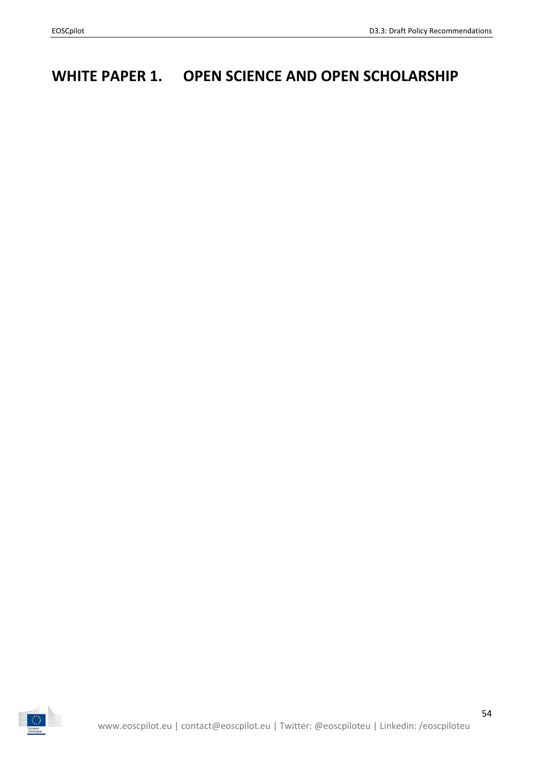# WHITE PAPER 1. OPEN SCIENCE AND OPEN SCHOLARSHIP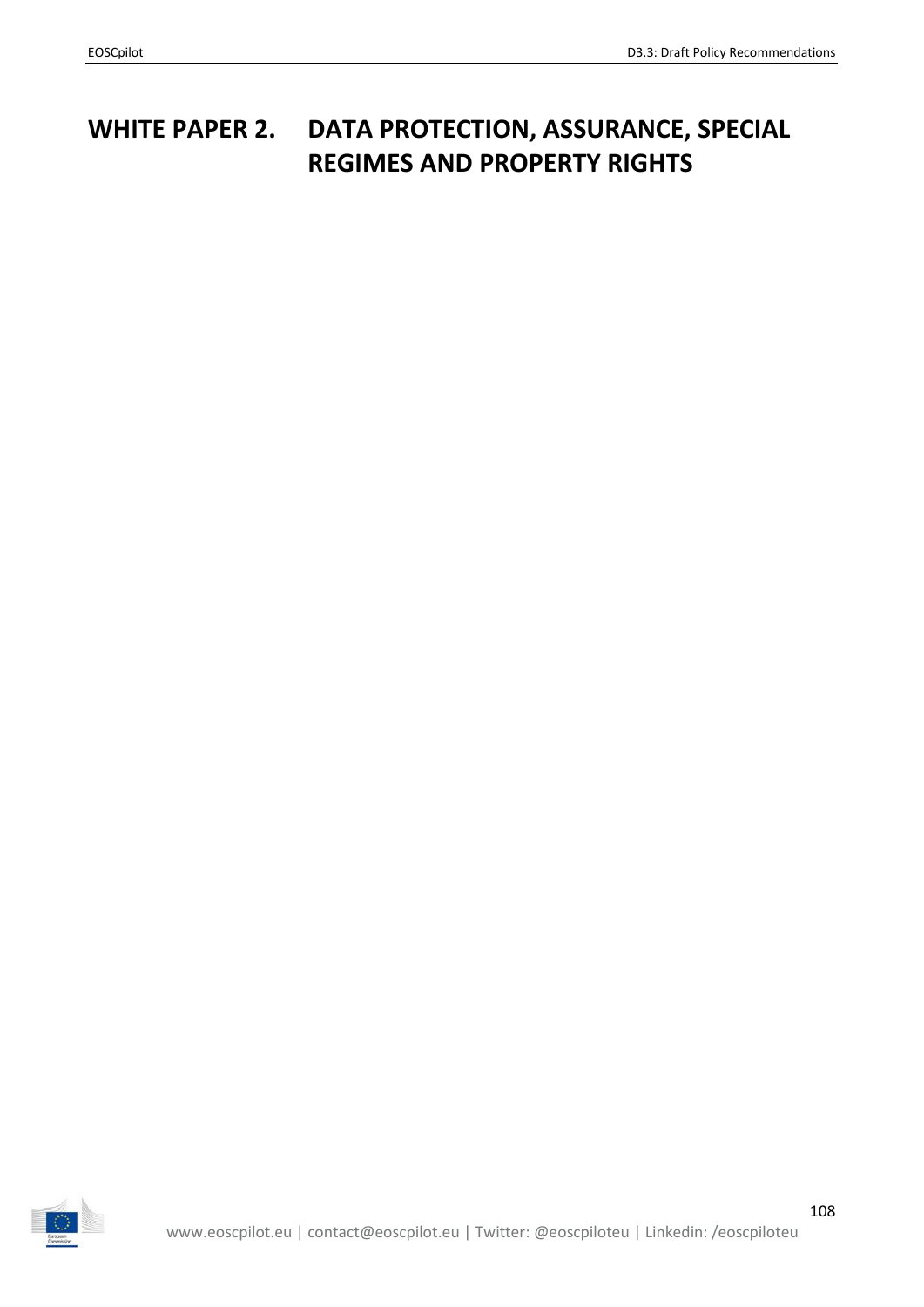# WHITE PAPER 2. DATA PROTECTION, ASSURANCE, SPECIAL REGIMES AND PROPERTY RIGHTS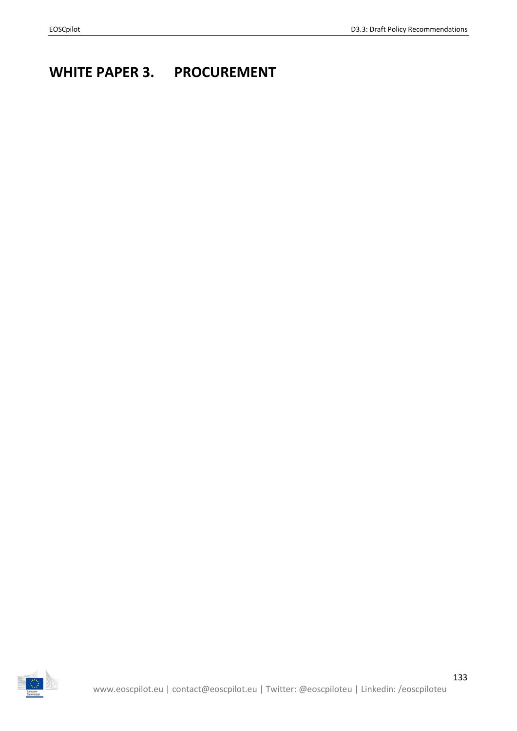# WHITE PAPER 3. PROCUREMENT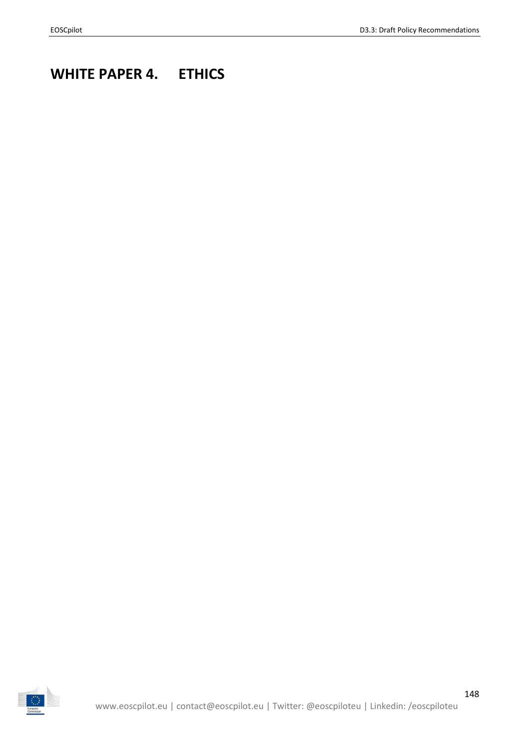# WHITE PAPER 4. ETHICS